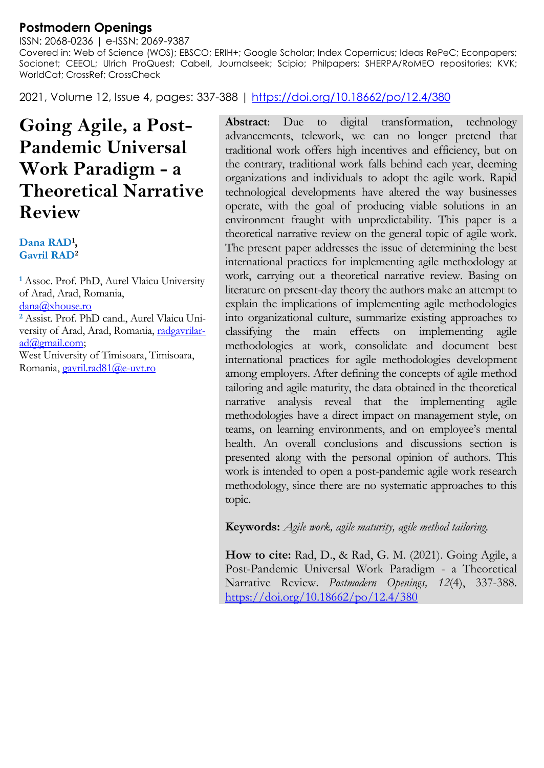**Postmodern Openings**

ISSN: 2068-0236 | e-ISSN: 2069-9387

Covered in: Web of Science (WOS); EBSCO; ERIH+; Google Scholar; Index Copernicus; Ideas RePeC; Econpapers; Socionet; CEEOL; Ulrich ProQuest; Cabell, Journalseek; Scipio; Philpapers; SHERPA/RoMEO repositories; KVK; WorldCat; CrossRef; CrossCheck

2021, Volume 12, Issue 4, pages: 337-388 | https://doi.org/10.18662/po/12.4/380

# Going Agile, a Post-Pandemic Universal Work Paradigm - a Theoretical Narrative Review

**Dana RAD[1], Gavril RAD[2]**

[1] Assoc. Prof. PhD, Aurel Vlaicu University of Arad, Arad, Romania, dana@xhouse.ro

[2] Assist. Prof. PhD cand., Aurel Vlaicu University of Arad, Arad, Romania, radgavrilarad@gmail.com; West University of Timisoara, Timisoara, Romania, gavril.rad81@e-uvt.ro

**Abstract**: Due to digital transformation, technology advancements, telework, we can no longer pretend that traditional work offers high incentives and efficiency, but on the contrary, traditional work falls behind each year, deeming organizations and individuals to adopt the agile work. Rapid technological developments have altered the way businesses operate, with the goal of producing viable solutions in an environment fraught with unpredictability. This paper is a theoretical narrative review on the general topic of agile work. The present paper addresses the issue of determining the best international practices for implementing agile methodology at work, carrying out a theoretical narrative review. Basing on literature on present-day theory the authors make an attempt to explain the implications of implementing agile methodologies into organizational culture, summarize existing approaches to classifying the main effects on implementing agile methodologies at work, consolidate and document best international practices for agile methodologies development among employers. After defining the concepts of agile method tailoring and agile maturity, the data obtained in the theoretical narrative analysis reveal that the implementing agile methodologies have a direct impact on management style, on teams, on learning environments, and on employee's mental health. An overall conclusions and discussions section is presented along with the personal opinion of authors. This work is intended to open a post-pandemic agile work research methodology, since there are no systematic approaches to this topic.

**Keywords:** *Agile work, agile maturity, agile method tailoring.*

**How to cite:** Rad, D., & Rad, G. M. (2021). Going Agile, a Post-Pandemic Universal Work Paradigm - a Theoretical Narrative Review. *Postmodern Openings, 12*(4), 337-388. https://doi.org/10.18662/po/12.4/380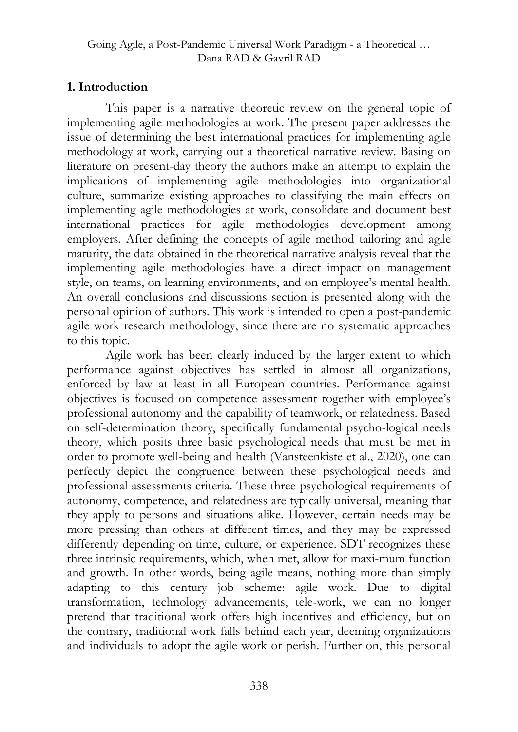## 1. Introduction

This paper is a narrative theoretic review on the general topic of implementing agile methodologies at work. The present paper addresses the issue of determining the best international practices for implementing agile methodology at work, carrying out a theoretical narrative review. Basing on literature on present-day theory the authors make an attempt to explain the implications of implementing agile methodologies into organizational culture, summarize existing approaches to classifying the main effects on implementing agile methodologies at work, consolidate and document best international practices for agile methodologies development among employers. After defining the concepts of agile method tailoring and agile maturity, the data obtained in the theoretical narrative analysis reveal that the implementing agile methodologies have a direct impact on management style, on teams, on learning environments, and on employee's mental health. An overall conclusions and discussions section is presented along with the personal opinion of authors. This work is intended to open a post-pandemic agile work research methodology, since there are no systematic approaches to this topic.

Agile work has been clearly induced by the larger extent to which performance against objectives has settled in almost all organizations, enforced by law at least in all European countries. Performance against objectives is focused on competence assessment together with employee's professional autonomy and the capability of teamwork, or relatedness. Based on self-determination theory, specifically fundamental psycho-logical needs theory, which posits three basic psychological needs that must be met in order to promote well-being and health (Vansteenkiste et al., 2020), one can perfectly depict the congruence between these psychological needs and professional assessments criteria. These three psychological requirements of autonomy, competence, and relatedness are typically universal, meaning that they apply to persons and situations alike. However, certain needs may be more pressing than others at different times, and they may be expressed differently depending on time, culture, or experience. SDT recognizes these three intrinsic requirements, which, when met, allow for maxi-mum function and growth. In other words, being agile means, nothing more than simply adapting to this century job scheme: agile work. Due to digital transformation, technology advancements, tele-work, we can no longer pretend that traditional work offers high incentives and efficiency, but on the contrary, traditional work falls behind each year, deeming organizations and individuals to adopt the agile work or perish. Further on, this personal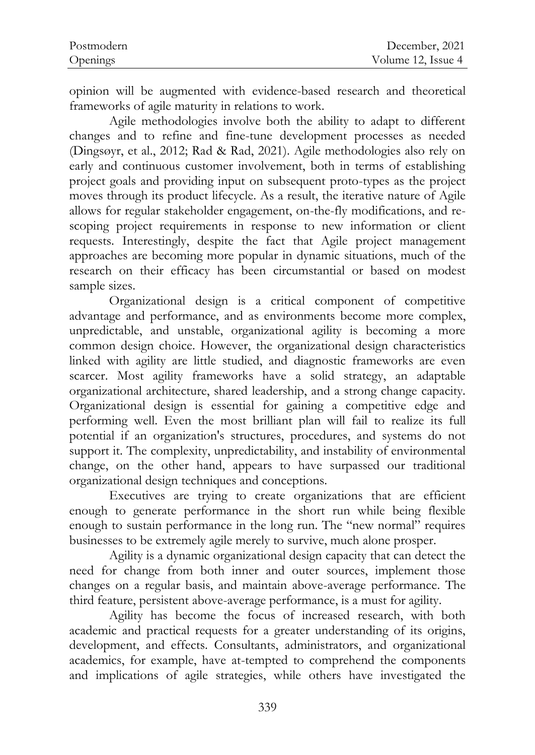opinion will be augmented with evidence-based research and theoretical frameworks of agile maturity in relations to work.

Agile methodologies involve both the ability to adapt to different changes and to refine and fine-tune development processes as needed (Dingsøyr, et al., 2012; Rad & Rad, 2021). Agile methodologies also rely on early and continuous customer involvement, both in terms of establishing project goals and providing input on subsequent proto-types as the project moves through its product lifecycle. As a result, the iterative nature of Agile allows for regular stakeholder engagement, on-the-fly modifications, and re-scoping project requirements in response to new information or client requests. Interestingly, despite the fact that Agile project management approaches are becoming more popular in dynamic situations, much of the research on their efficacy has been circumstantial or based on modest sample sizes.

Organizational design is a critical component of competitive advantage and performance, and as environments become more complex, unpredictable, and unstable, organizational agility is becoming a more common design choice. However, the organizational design characteristics linked with agility are little studied, and diagnostic frameworks are even scarcer. Most agility frameworks have a solid strategy, an adaptable organizational architecture, shared leadership, and a strong change capacity. Organizational design is essential for gaining a competitive edge and performing well. Even the most brilliant plan will fail to realize its full potential if an organization's structures, procedures, and systems do not support it. The complexity, unpredictability, and instability of environmental change, on the other hand, appears to have surpassed our traditional organizational design techniques and conceptions.

Executives are trying to create organizations that are efficient enough to generate performance in the short run while being flexible enough to sustain performance in the long run. The "new normal" requires businesses to be extremely agile merely to survive, much alone prosper.

Agility is a dynamic organizational design capacity that can detect the need for change from both inner and outer sources, implement those changes on a regular basis, and maintain above-average performance. The third feature, persistent above-average performance, is a must for agility.

Agility has become the focus of increased research, with both academic and practical requests for a greater understanding of its origins, development, and effects. Consultants, administrators, and organizational academics, for example, have at-tempted to comprehend the components and implications of agile strategies, while others have investigated the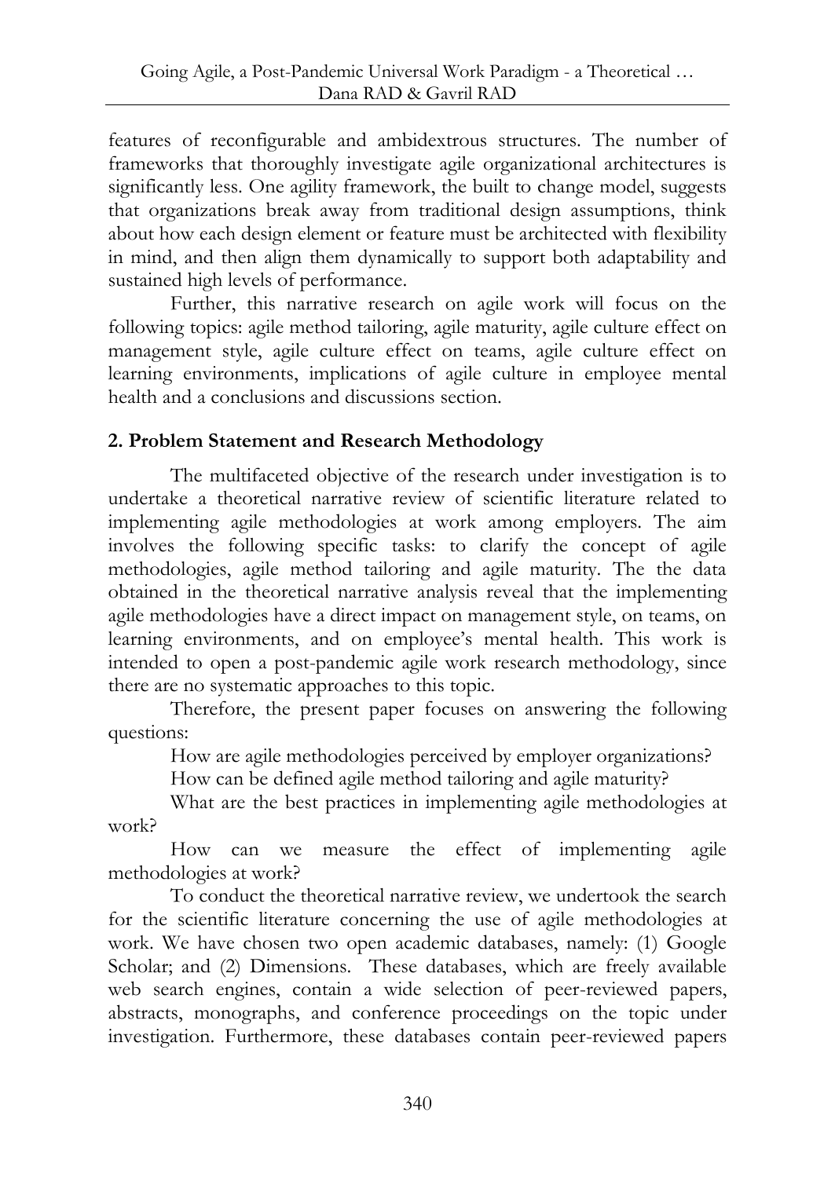features of reconfigurable and ambidextrous structures. The number of frameworks that thoroughly investigate agile organizational architectures is significantly less. One agility framework, the built to change model, suggests that organizations break away from traditional design assumptions, think about how each design element or feature must be architected with flexibility in mind, and then align them dynamically to support both adaptability and sustained high levels of performance.

Further, this narrative research on agile work will focus on the following topics: agile method tailoring, agile maturity, agile culture effect on management style, agile culture effect on teams, agile culture effect on learning environments, implications of agile culture in employee mental health and a conclusions and discussions section.

## 2. Problem Statement and Research Methodology

The multifaceted objective of the research under investigation is to undertake a theoretical narrative review of scientific literature related to implementing agile methodologies at work among employers. The aim involves the following specific tasks: to clarify the concept of agile methodologies, agile method tailoring and agile maturity. The the data obtained in the theoretical narrative analysis reveal that the implementing agile methodologies have a direct impact on management style, on teams, on learning environments, and on employee's mental health. This work is intended to open a post-pandemic agile work research methodology, since there are no systematic approaches to this topic.

Therefore, the present paper focuses on answering the following questions:

How are agile methodologies perceived by employer organizations?

How can be defined agile method tailoring and agile maturity?

What are the best practices in implementing agile methodologies at work?

How can we measure the effect of implementing agile methodologies at work?

To conduct the theoretical narrative review, we undertook the search for the scientific literature concerning the use of agile methodologies at work. We have chosen two open academic databases, namely: (1) Google Scholar; and (2) Dimensions. These databases, which are freely available web search engines, contain a wide selection of peer-reviewed papers, abstracts, monographs, and conference proceedings on the topic under investigation. Furthermore, these databases contain peer-reviewed papers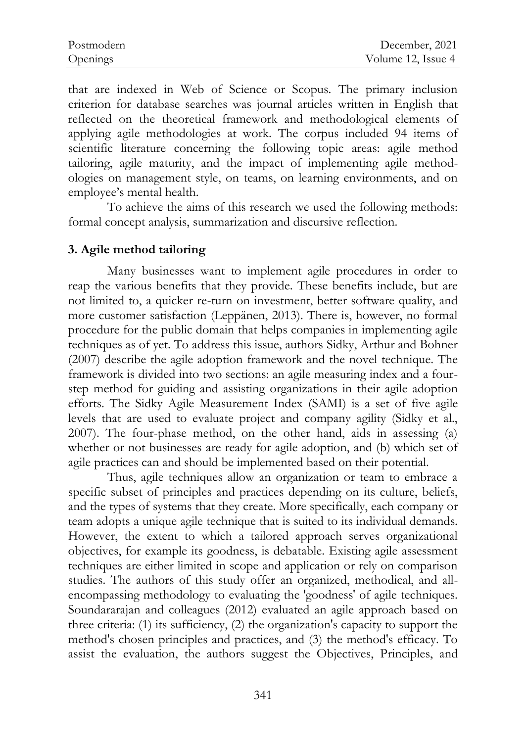that are indexed in Web of Science or Scopus. The primary inclusion criterion for database searches was journal articles written in English that reflected on the theoretical framework and methodological elements of applying agile methodologies at work. The corpus included 94 items of scientific literature concerning the following topic areas: agile method tailoring, agile maturity, and the impact of implementing agile methodologies on management style, on teams, on learning environments, and on employee's mental health.

To achieve the aims of this research we used the following methods: formal concept analysis, summarization and discursive reflection.

## 3. Agile method tailoring

Many businesses want to implement agile procedures in order to reap the various benefits that they provide. These benefits include, but are not limited to, a quicker re-turn on investment, better software quality, and more customer satisfaction (Leppänen, 2013). There is, however, no formal procedure for the public domain that helps companies in implementing agile techniques as of yet. To address this issue, authors Sidky, Arthur and Bohner (2007) describe the agile adoption framework and the novel technique. The framework is divided into two sections: an agile measuring index and a four-step method for guiding and assisting organizations in their agile adoption efforts. The Sidky Agile Measurement Index (SAMI) is a set of five agile levels that are used to evaluate project and company agility (Sidky et al., 2007). The four-phase method, on the other hand, aids in assessing (a) whether or not businesses are ready for agile adoption, and (b) which set of agile practices can and should be implemented based on their potential.

Thus, agile techniques allow an organization or team to embrace a specific subset of principles and practices depending on its culture, beliefs, and the types of systems that they create. More specifically, each company or team adopts a unique agile technique that is suited to its individual demands. However, the extent to which a tailored approach serves organizational objectives, for example its goodness, is debatable. Existing agile assessment techniques are either limited in scope and application or rely on comparison studies. The authors of this study offer an organized, methodical, and all-encompassing methodology to evaluating the 'goodness' of agile techniques. Soundararajan and colleagues (2012) evaluated an agile approach based on three criteria: (1) its sufficiency, (2) the organization's capacity to support the method's chosen principles and practices, and (3) the method's efficacy. To assist the evaluation, the authors suggest the Objectives, Principles, and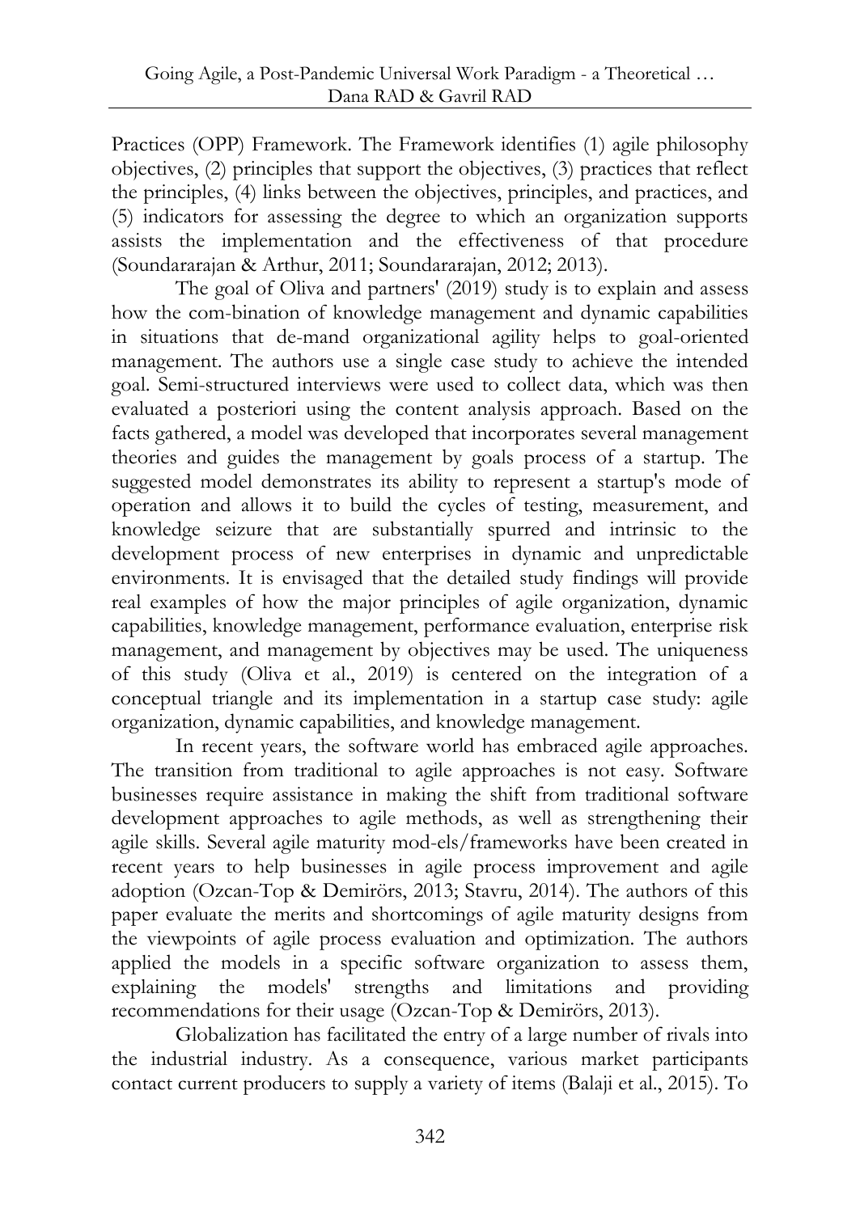Practices (OPP) Framework. The Framework identifies (1) agile philosophy objectives, (2) principles that support the objectives, (3) practices that reflect the principles, (4) links between the objectives, principles, and practices, and (5) indicators for assessing the degree to which an organization supports assists the implementation and the effectiveness of that procedure (Soundararajan & Arthur, 2011; Soundararajan, 2012; 2013).

The goal of Oliva and partners' (2019) study is to explain and assess how the com-bination of knowledge management and dynamic capabilities in situations that de-mand organizational agility helps to goal-oriented management. The authors use a single case study to achieve the intended goal. Semi-structured interviews were used to collect data, which was then evaluated a posteriori using the content analysis approach. Based on the facts gathered, a model was developed that incorporates several management theories and guides the management by goals process of a startup. The suggested model demonstrates its ability to represent a startup's mode of operation and allows it to build the cycles of testing, measurement, and knowledge seizure that are substantially spurred and intrinsic to the development process of new enterprises in dynamic and unpredictable environments. It is envisaged that the detailed study findings will provide real examples of how the major principles of agile organization, dynamic capabilities, knowledge management, performance evaluation, enterprise risk management, and management by objectives may be used. The uniqueness of this study (Oliva et al., 2019) is centered on the integration of a conceptual triangle and its implementation in a startup case study: agile organization, dynamic capabilities, and knowledge management.

In recent years, the software world has embraced agile approaches. The transition from traditional to agile approaches is not easy. Software businesses require assistance in making the shift from traditional software development approaches to agile methods, as well as strengthening their agile skills. Several agile maturity mod-els/frameworks have been created in recent years to help businesses in agile process improvement and agile adoption (Ozcan-Top & Demirörs, 2013; Stavru, 2014). The authors of this paper evaluate the merits and shortcomings of agile maturity designs from the viewpoints of agile process evaluation and optimization. The authors applied the models in a specific software organization to assess them, explaining the models' strengths and limitations and providing recommendations for their usage (Ozcan-Top & Demirörs, 2013).

Globalization has facilitated the entry of a large number of rivals into the industrial industry. As a consequence, various market participants contact current producers to supply a variety of items (Balaji et al., 2015). To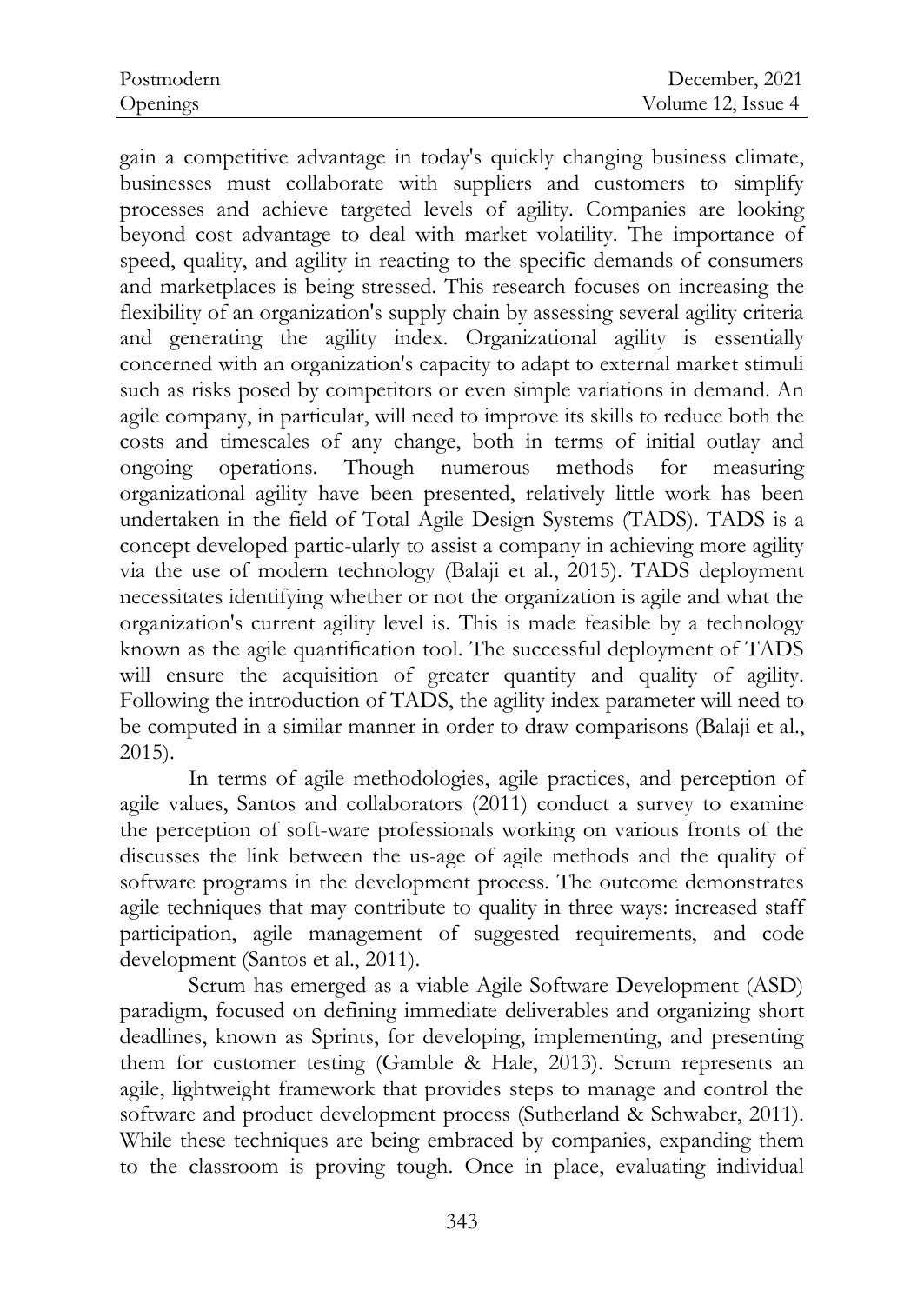gain a competitive advantage in today's quickly changing business climate, businesses must collaborate with suppliers and customers to simplify processes and achieve targeted levels of agility. Companies are looking beyond cost advantage to deal with market volatility. The importance of speed, quality, and agility in reacting to the specific demands of consumers and marketplaces is being stressed. This research focuses on increasing the flexibility of an organization's supply chain by assessing several agility criteria and generating the agility index. Organizational agility is essentially concerned with an organization's capacity to adapt to external market stimuli such as risks posed by competitors or even simple variations in demand. An agile company, in particular, will need to improve its skills to reduce both the costs and timescales of any change, both in terms of initial outlay and ongoing operations. Though numerous methods for measuring organizational agility have been presented, relatively little work has been undertaken in the field of Total Agile Design Systems (TADS). TADS is a concept developed partic-ularly to assist a company in achieving more agility via the use of modern technology (Balaji et al., 2015). TADS deployment necessitates identifying whether or not the organization is agile and what the organization's current agility level is. This is made feasible by a technology known as the agile quantification tool. The successful deployment of TADS will ensure the acquisition of greater quantity and quality of agility. Following the introduction of TADS, the agility index parameter will need to be computed in a similar manner in order to draw comparisons (Balaji et al., 2015).

In terms of agile methodologies, agile practices, and perception of agile values, Santos and collaborators (2011) conduct a survey to examine the perception of soft-ware professionals working on various fronts of the discusses the link between the us-age of agile methods and the quality of software programs in the development process. The outcome demonstrates agile techniques that may contribute to quality in three ways: increased staff participation, agile management of suggested requirements, and code development (Santos et al., 2011).

Scrum has emerged as a viable Agile Software Development (ASD) paradigm, focused on defining immediate deliverables and organizing short deadlines, known as Sprints, for developing, implementing, and presenting them for customer testing (Gamble & Hale, 2013). Scrum represents an agile, lightweight framework that provides steps to manage and control the software and product development process (Sutherland & Schwaber, 2011). While these techniques are being embraced by companies, expanding them to the classroom is proving tough. Once in place, evaluating individual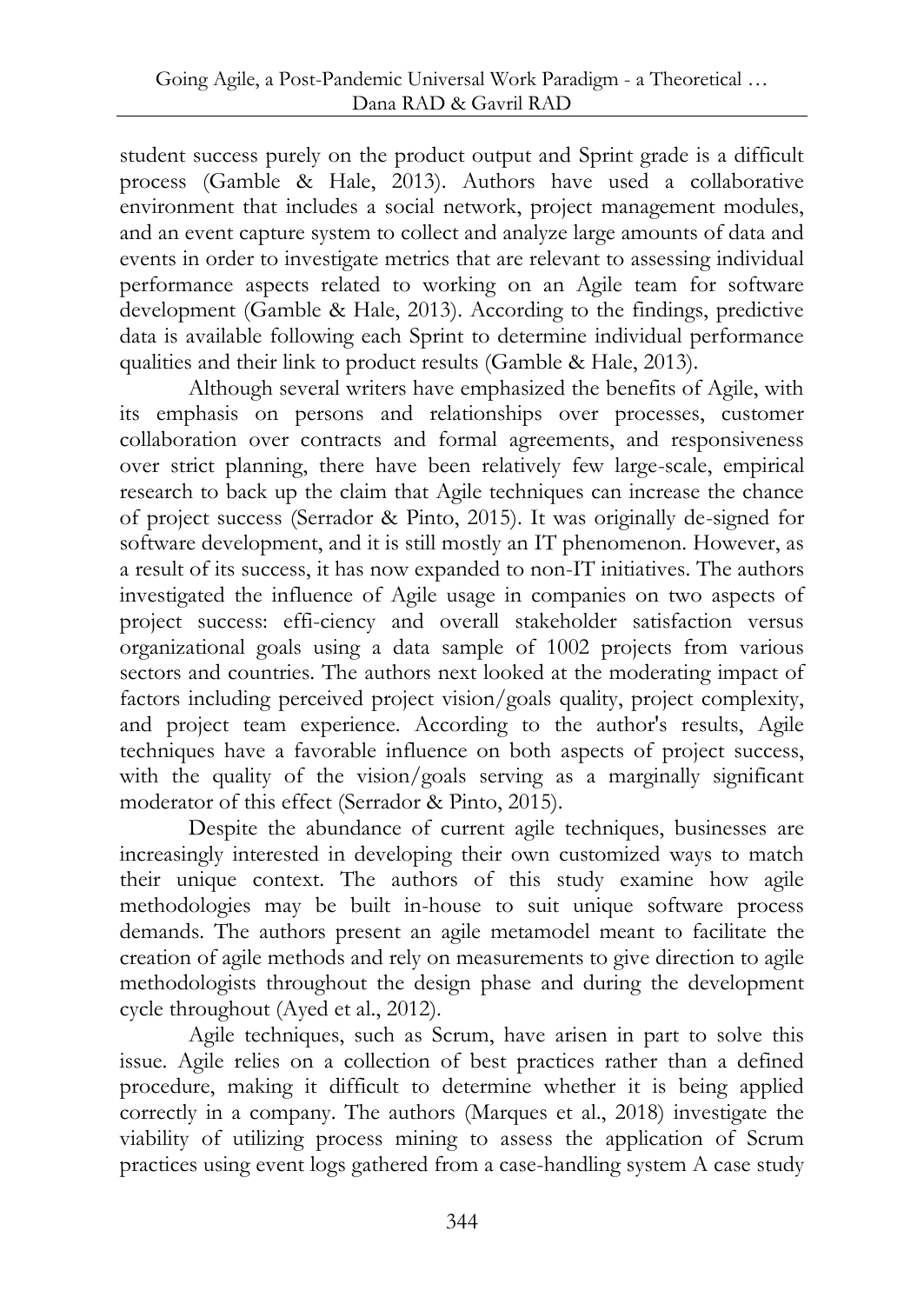student success purely on the product output and Sprint grade is a difficult process (Gamble & Hale, 2013). Authors have used a collaborative environment that includes a social network, project management modules, and an event capture system to collect and analyze large amounts of data and events in order to investigate metrics that are relevant to assessing individual performance aspects related to working on an Agile team for software development (Gamble & Hale, 2013). According to the findings, predictive data is available following each Sprint to determine individual performance qualities and their link to product results (Gamble & Hale, 2013).

Although several writers have emphasized the benefits of Agile, with its emphasis on persons and relationships over processes, customer collaboration over contracts and formal agreements, and responsiveness over strict planning, there have been relatively few large-scale, empirical research to back up the claim that Agile techniques can increase the chance of project success (Serrador & Pinto, 2015). It was originally de-signed for software development, and it is still mostly an IT phenomenon. However, as a result of its success, it has now expanded to non-IT initiatives. The authors investigated the influence of Agile usage in companies on two aspects of project success: effi-ciency and overall stakeholder satisfaction versus organizational goals using a data sample of 1002 projects from various sectors and countries. The authors next looked at the moderating impact of factors including perceived project vision/goals quality, project complexity, and project team experience. According to the author's results, Agile techniques have a favorable influence on both aspects of project success, with the quality of the vision/goals serving as a marginally significant moderator of this effect (Serrador & Pinto, 2015).

Despite the abundance of current agile techniques, businesses are increasingly interested in developing their own customized ways to match their unique context. The authors of this study examine how agile methodologies may be built in-house to suit unique software process demands. The authors present an agile metamodel meant to facilitate the creation of agile methods and rely on measurements to give direction to agile methodologists throughout the design phase and during the development cycle throughout (Ayed et al., 2012).

Agile techniques, such as Scrum, have arisen in part to solve this issue. Agile relies on a collection of best practices rather than a defined procedure, making it difficult to determine whether it is being applied correctly in a company. The authors (Marques et al., 2018) investigate the viability of utilizing process mining to assess the application of Scrum practices using event logs gathered from a case-handling system A case study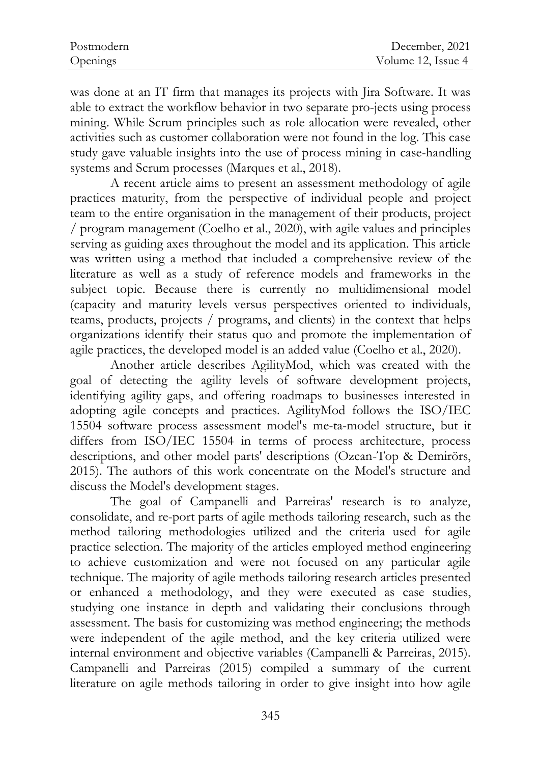was done at an IT firm that manages its projects with Jira Software. It was able to extract the workflow behavior in two separate pro-jects using process mining. While Scrum principles such as role allocation were revealed, other activities such as customer collaboration were not found in the log. This case study gave valuable insights into the use of process mining in case-handling systems and Scrum processes (Marques et al., 2018).

A recent article aims to present an assessment methodology of agile practices maturity, from the perspective of individual people and project team to the entire organisation in the management of their products, project / program management (Coelho et al., 2020), with agile values and principles serving as guiding axes throughout the model and its application. This article was written using a method that included a comprehensive review of the literature as well as a study of reference models and frameworks in the subject topic. Because there is currently no multidimensional model (capacity and maturity levels versus perspectives oriented to individuals, teams, products, projects / programs, and clients) in the context that helps organizations identify their status quo and promote the implementation of agile practices, the developed model is an added value (Coelho et al., 2020).

Another article describes AgilityMod, which was created with the goal of detecting the agility levels of software development projects, identifying agility gaps, and offering roadmaps to businesses interested in adopting agile concepts and practices. AgilityMod follows the ISO/IEC 15504 software process assessment model's me-ta-model structure, but it differs from ISO/IEC 15504 in terms of process architecture, process descriptions, and other model parts' descriptions (Ozcan-Top & Demirörs, 2015). The authors of this work concentrate on the Model's structure and discuss the Model's development stages.

The goal of Campanelli and Parreiras' research is to analyze, consolidate, and re-port parts of agile methods tailoring research, such as the method tailoring methodologies utilized and the criteria used for agile practice selection. The majority of the articles employed method engineering to achieve customization and were not focused on any particular agile technique. The majority of agile methods tailoring research articles presented or enhanced a methodology, and they were executed as case studies, studying one instance in depth and validating their conclusions through assessment. The basis for customizing was method engineering; the methods were independent of the agile method, and the key criteria utilized were internal environment and objective variables (Campanelli & Parreiras, 2015). Campanelli and Parreiras (2015) compiled a summary of the current literature on agile methods tailoring in order to give insight into how agile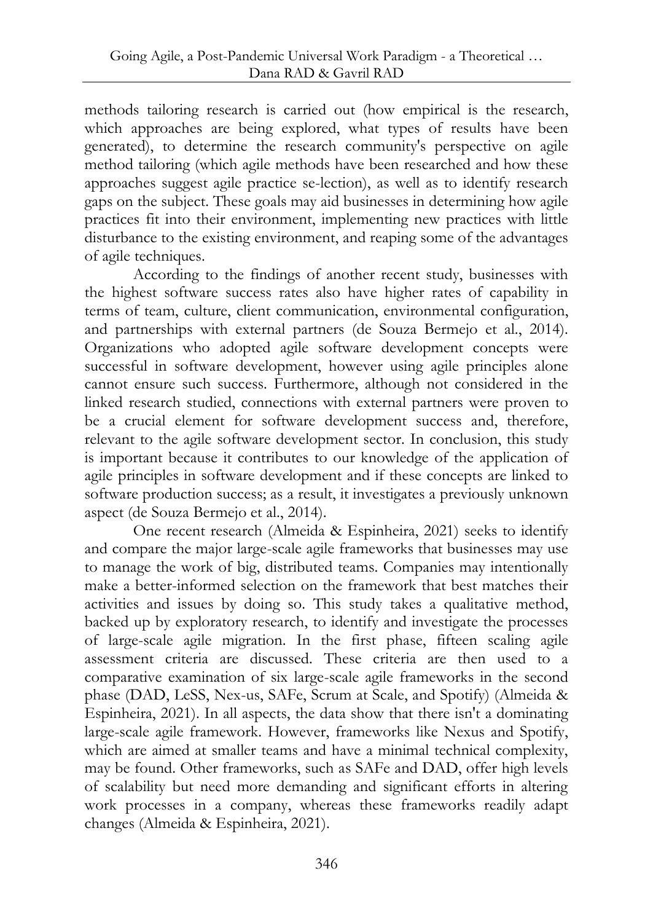methods tailoring research is carried out (how empirical is the research, which approaches are being explored, what types of results have been generated), to determine the research community's perspective on agile method tailoring (which agile methods have been researched and how these approaches suggest agile practice se-lection), as well as to identify research gaps on the subject. These goals may aid businesses in determining how agile practices fit into their environment, implementing new practices with little disturbance to the existing environment, and reaping some of the advantages of agile techniques.

According to the findings of another recent study, businesses with the highest software success rates also have higher rates of capability in terms of team, culture, client communication, environmental configuration, and partnerships with external partners (de Souza Bermejo et al., 2014). Organizations who adopted agile software development concepts were successful in software development, however using agile principles alone cannot ensure such success. Furthermore, although not considered in the linked research studied, connections with external partners were proven to be a crucial element for software development success and, therefore, relevant to the agile software development sector. In conclusion, this study is important because it contributes to our knowledge of the application of agile principles in software development and if these concepts are linked to software production success; as a result, it investigates a previously unknown aspect (de Souza Bermejo et al., 2014).

One recent research (Almeida & Espinheira, 2021) seeks to identify and compare the major large-scale agile frameworks that businesses may use to manage the work of big, distributed teams. Companies may intentionally make a better-informed selection on the framework that best matches their activities and issues by doing so. This study takes a qualitative method, backed up by exploratory research, to identify and investigate the processes of large-scale agile migration. In the first phase, fifteen scaling agile assessment criteria are discussed. These criteria are then used to a comparative examination of six large-scale agile frameworks in the second phase (DAD, LeSS, Nex-us, SAFe, Scrum at Scale, and Spotify) (Almeida & Espinheira, 2021). In all aspects, the data show that there isn't a dominating large-scale agile framework. However, frameworks like Nexus and Spotify, which are aimed at smaller teams and have a minimal technical complexity, may be found. Other frameworks, such as SAFe and DAD, offer high levels of scalability but need more demanding and significant efforts in altering work processes in a company, whereas these frameworks readily adapt changes (Almeida & Espinheira, 2021).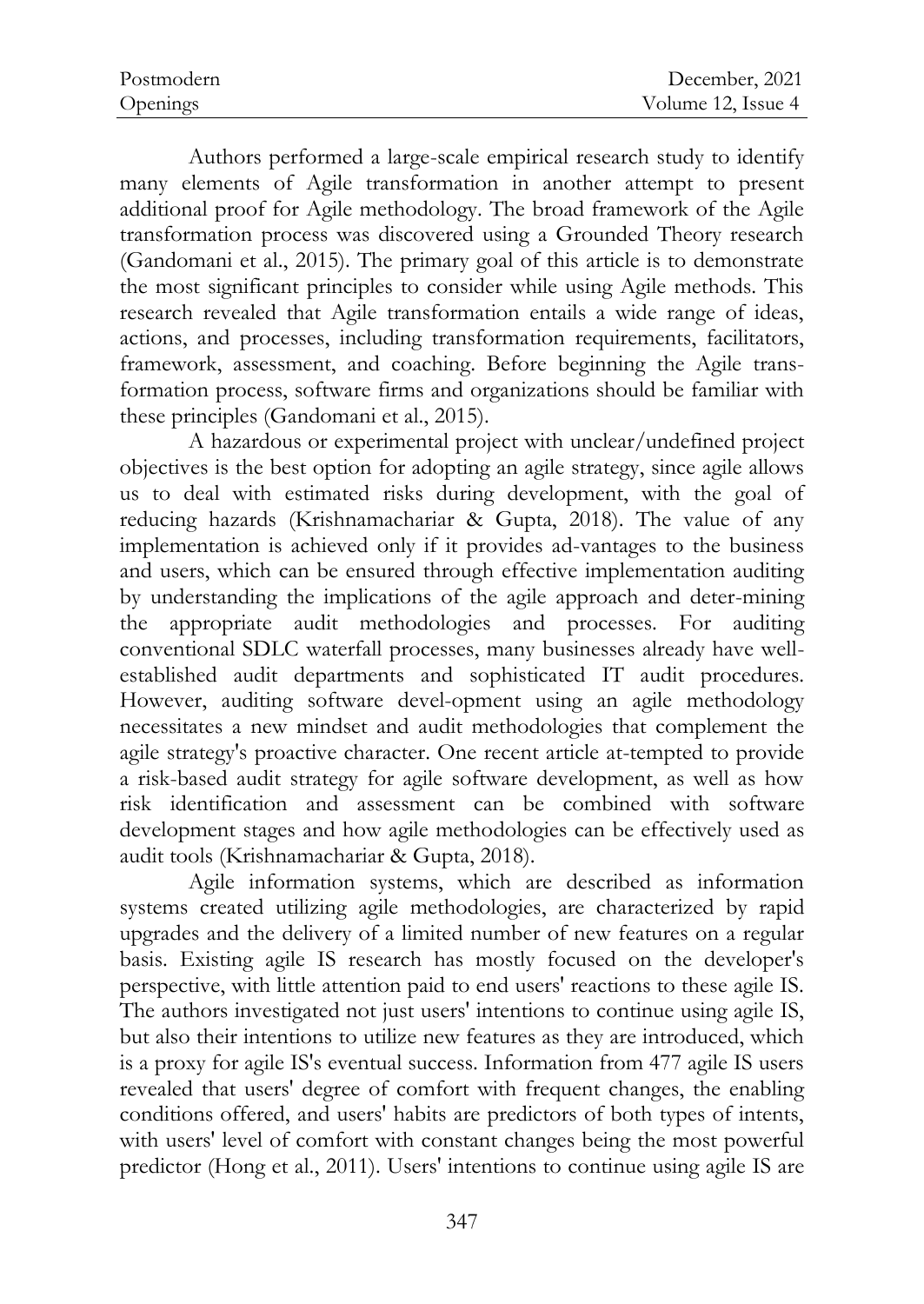Authors performed a large-scale empirical research study to identify many elements of Agile transformation in another attempt to present additional proof for Agile methodology. The broad framework of the Agile transformation process was discovered using a Grounded Theory research (Gandomani et al., 2015). The primary goal of this article is to demonstrate the most significant principles to consider while using Agile methods. This research revealed that Agile transformation entails a wide range of ideas, actions, and processes, including transformation requirements, facilitators, framework, assessment, and coaching. Before beginning the Agile transformation process, software firms and organizations should be familiar with these principles (Gandomani et al., 2015).

A hazardous or experimental project with unclear/undefined project objectives is the best option for adopting an agile strategy, since agile allows us to deal with estimated risks during development, with the goal of reducing hazards (Krishnamachariar & Gupta, 2018). The value of any implementation is achieved only if it provides ad-vantages to the business and users, which can be ensured through effective implementation auditing by understanding the implications of the agile approach and deter-mining the appropriate audit methodologies and processes. For auditing conventional SDLC waterfall processes, many businesses already have well-established audit departments and sophisticated IT audit procedures. However, auditing software devel-opment using an agile methodology necessitates a new mindset and audit methodologies that complement the agile strategy's proactive character. One recent article at-tempted to provide a risk-based audit strategy for agile software development, as well as how risk identification and assessment can be combined with software development stages and how agile methodologies can be effectively used as audit tools (Krishnamachariar & Gupta, 2018).

Agile information systems, which are described as information systems created utilizing agile methodologies, are characterized by rapid upgrades and the delivery of a limited number of new features on a regular basis. Existing agile IS research has mostly focused on the developer's perspective, with little attention paid to end users' reactions to these agile IS. The authors investigated not just users' intentions to continue using agile IS, but also their intentions to utilize new features as they are introduced, which is a proxy for agile IS's eventual success. Information from 477 agile IS users revealed that users' degree of comfort with frequent changes, the enabling conditions offered, and users' habits are predictors of both types of intents, with users' level of comfort with constant changes being the most powerful predictor (Hong et al., 2011). Users' intentions to continue using agile IS are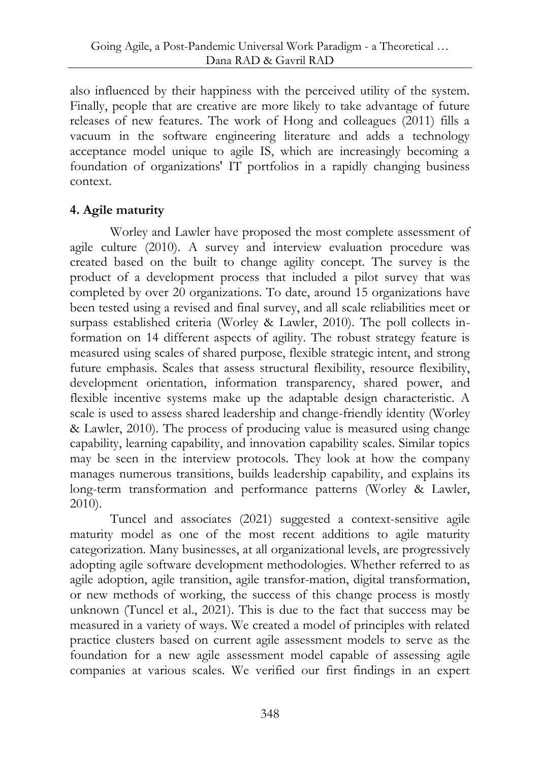also influenced by their happiness with the perceived utility of the system. Finally, people that are creative are more likely to take advantage of future releases of new features. The work of Hong and colleagues (2011) fills a vacuum in the software engineering literature and adds a technology acceptance model unique to agile IS, which are increasingly becoming a foundation of organizations' IT portfolios in a rapidly changing business context.

## 4. Agile maturity

Worley and Lawler have proposed the most complete assessment of agile culture (2010). A survey and interview evaluation procedure was created based on the built to change agility concept. The survey is the product of a development process that included a pilot survey that was completed by over 20 organizations. To date, around 15 organizations have been tested using a revised and final survey, and all scale reliabilities meet or surpass established criteria (Worley & Lawler, 2010). The poll collects information on 14 different aspects of agility. The robust strategy feature is measured using scales of shared purpose, flexible strategic intent, and strong future emphasis. Scales that assess structural flexibility, resource flexibility, development orientation, information transparency, shared power, and flexible incentive systems make up the adaptable design characteristic. A scale is used to assess shared leadership and change-friendly identity (Worley & Lawler, 2010). The process of producing value is measured using change capability, learning capability, and innovation capability scales. Similar topics may be seen in the interview protocols. They look at how the company manages numerous transitions, builds leadership capability, and explains its long-term transformation and performance patterns (Worley & Lawler, 2010).

Tuncel and associates (2021) suggested a context-sensitive agile maturity model as one of the most recent additions to agile maturity categorization. Many businesses, at all organizational levels, are progressively adopting agile software development methodologies. Whether referred to as agile adoption, agile transition, agile transfor-mation, digital transformation, or new methods of working, the success of this change process is mostly unknown (Tuncel et al., 2021). This is due to the fact that success may be measured in a variety of ways. We created a model of principles with related practice clusters based on current agile assessment models to serve as the foundation for a new agile assessment model capable of assessing agile companies at various scales. We verified our first findings in an expert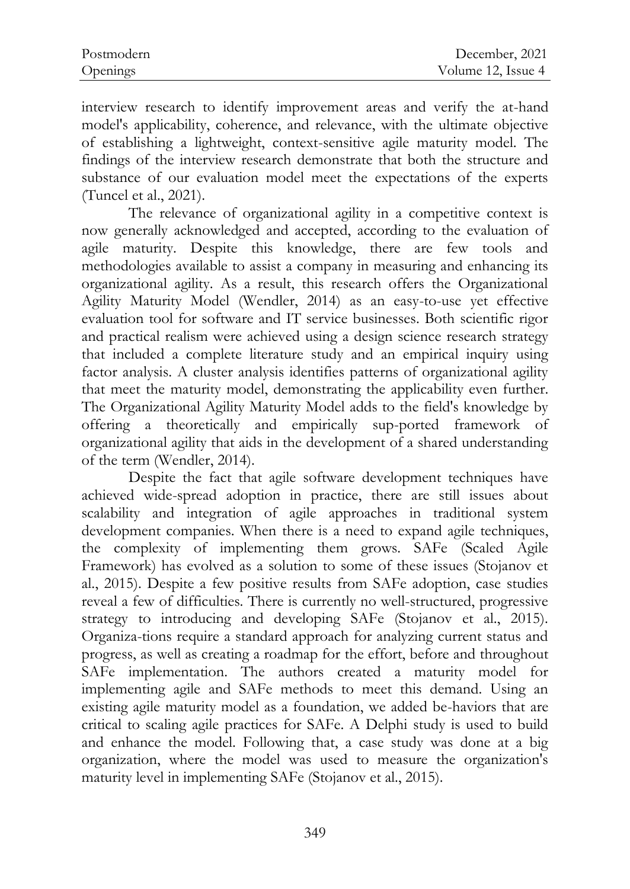interview research to identify improvement areas and verify the at-hand model's applicability, coherence, and relevance, with the ultimate objective of establishing a lightweight, context-sensitive agile maturity model. The findings of the interview research demonstrate that both the structure and substance of our evaluation model meet the expectations of the experts (Tuncel et al., 2021).

The relevance of organizational agility in a competitive context is now generally acknowledged and accepted, according to the evaluation of agile maturity. Despite this knowledge, there are few tools and methodologies available to assist a company in measuring and enhancing its organizational agility. As a result, this research offers the Organizational Agility Maturity Model (Wendler, 2014) as an easy-to-use yet effective evaluation tool for software and IT service businesses. Both scientific rigor and practical realism were achieved using a design science research strategy that included a complete literature study and an empirical inquiry using factor analysis. A cluster analysis identifies patterns of organizational agility that meet the maturity model, demonstrating the applicability even further. The Organizational Agility Maturity Model adds to the field's knowledge by offering a theoretically and empirically sup-ported framework of organizational agility that aids in the development of a shared understanding of the term (Wendler, 2014).

Despite the fact that agile software development techniques have achieved wide-spread adoption in practice, there are still issues about scalability and integration of agile approaches in traditional system development companies. When there is a need to expand agile techniques, the complexity of implementing them grows. SAFe (Scaled Agile Framework) has evolved as a solution to some of these issues (Stojanov et al., 2015). Despite a few positive results from SAFe adoption, case studies reveal a few of difficulties. There is currently no well-structured, progressive strategy to introducing and developing SAFe (Stojanov et al., 2015). Organiza-tions require a standard approach for analyzing current status and progress, as well as creating a roadmap for the effort, before and throughout SAFe implementation. The authors created a maturity model for implementing agile and SAFe methods to meet this demand. Using an existing agile maturity model as a foundation, we added be-haviors that are critical to scaling agile practices for SAFe. A Delphi study is used to build and enhance the model. Following that, a case study was done at a big organization, where the model was used to measure the organization's maturity level in implementing SAFe (Stojanov et al., 2015).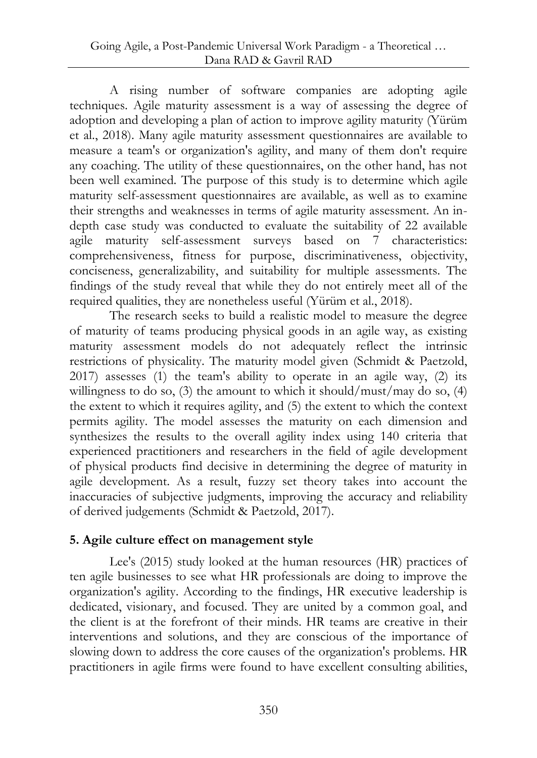A rising number of software companies are adopting agile techniques. Agile maturity assessment is a way of assessing the degree of adoption and developing a plan of action to improve agility maturity (Yürüm et al., 2018). Many agile maturity assessment questionnaires are available to measure a team's or organization's agility, and many of them don't require any coaching. The utility of these questionnaires, on the other hand, has not been well examined. The purpose of this study is to determine which agile maturity self-assessment questionnaires are available, as well as to examine their strengths and weaknesses in terms of agile maturity assessment. An in-depth case study was conducted to evaluate the suitability of 22 available agile maturity self-assessment surveys based on 7 characteristics: comprehensiveness, fitness for purpose, discriminativeness, objectivity, conciseness, generalizability, and suitability for multiple assessments. The findings of the study reveal that while they do not entirely meet all of the required qualities, they are nonetheless useful (Yürüm et al., 2018).

The research seeks to build a realistic model to measure the degree of maturity of teams producing physical goods in an agile way, as existing maturity assessment models do not adequately reflect the intrinsic restrictions of physicality. The maturity model given (Schmidt & Paetzold, 2017) assesses (1) the team's ability to operate in an agile way, (2) its willingness to do so, (3) the amount to which it should/must/may do so, (4) the extent to which it requires agility, and (5) the extent to which the context permits agility. The model assesses the maturity on each dimension and synthesizes the results to the overall agility index using 140 criteria that experienced practitioners and researchers in the field of agile development of physical products find decisive in determining the degree of maturity in agile development. As a result, fuzzy set theory takes into account the inaccuracies of subjective judgments, improving the accuracy and reliability of derived judgements (Schmidt & Paetzold, 2017).

## 5. Agile culture effect on management style

Lee's (2015) study looked at the human resources (HR) practices of ten agile businesses to see what HR professionals are doing to improve the organization's agility. According to the findings, HR executive leadership is dedicated, visionary, and focused. They are united by a common goal, and the client is at the forefront of their minds. HR teams are creative in their interventions and solutions, and they are conscious of the importance of slowing down to address the core causes of the organization's problems. HR practitioners in agile firms were found to have excellent consulting abilities,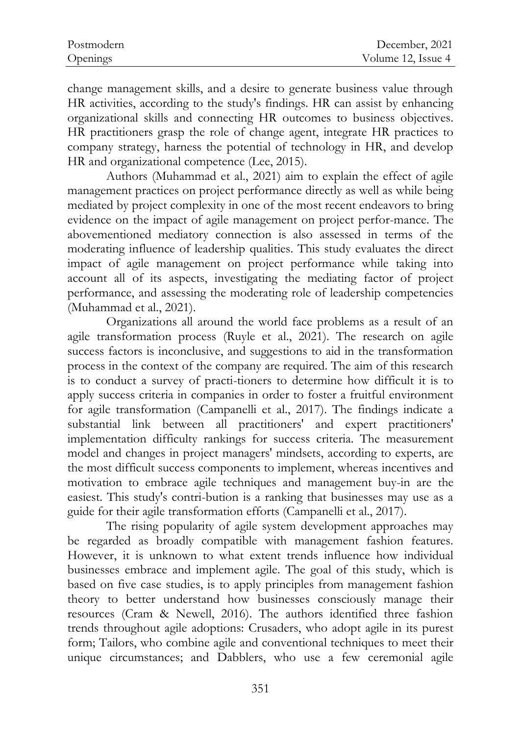change management skills, and a desire to generate business value through HR activities, according to the study's findings. HR can assist by enhancing organizational skills and connecting HR outcomes to business objectives. HR practitioners grasp the role of change agent, integrate HR practices to company strategy, harness the potential of technology in HR, and develop HR and organizational competence (Lee, 2015).

Authors (Muhammad et al., 2021) aim to explain the effect of agile management practices on project performance directly as well as while being mediated by project complexity in one of the most recent endeavors to bring evidence on the impact of agile management on project perfor-mance. The abovementioned mediatory connection is also assessed in terms of the moderating influence of leadership qualities. This study evaluates the direct impact of agile management on project performance while taking into account all of its aspects, investigating the mediating factor of project performance, and assessing the moderating role of leadership competencies (Muhammad et al., 2021).

Organizations all around the world face problems as a result of an agile transformation process (Ruyle et al., 2021). The research on agile success factors is inconclusive, and suggestions to aid in the transformation process in the context of the company are required. The aim of this research is to conduct a survey of practi-tioners to determine how difficult it is to apply success criteria in companies in order to foster a fruitful environment for agile transformation (Campanelli et al., 2017). The findings indicate a substantial link between all practitioners' and expert practitioners' implementation difficulty rankings for success criteria. The measurement model and changes in project managers' mindsets, according to experts, are the most difficult success components to implement, whereas incentives and motivation to embrace agile techniques and management buy-in are the easiest. This study's contri-bution is a ranking that businesses may use as a guide for their agile transformation efforts (Campanelli et al., 2017).

The rising popularity of agile system development approaches may be regarded as broadly compatible with management fashion features. However, it is unknown to what extent trends influence how individual businesses embrace and implement agile. The goal of this study, which is based on five case studies, is to apply principles from management fashion theory to better understand how businesses consciously manage their resources (Cram & Newell, 2016). The authors identified three fashion trends throughout agile adoptions: Crusaders, who adopt agile in its purest form; Tailors, who combine agile and conventional techniques to meet their unique circumstances; and Dabblers, who use a few ceremonial agile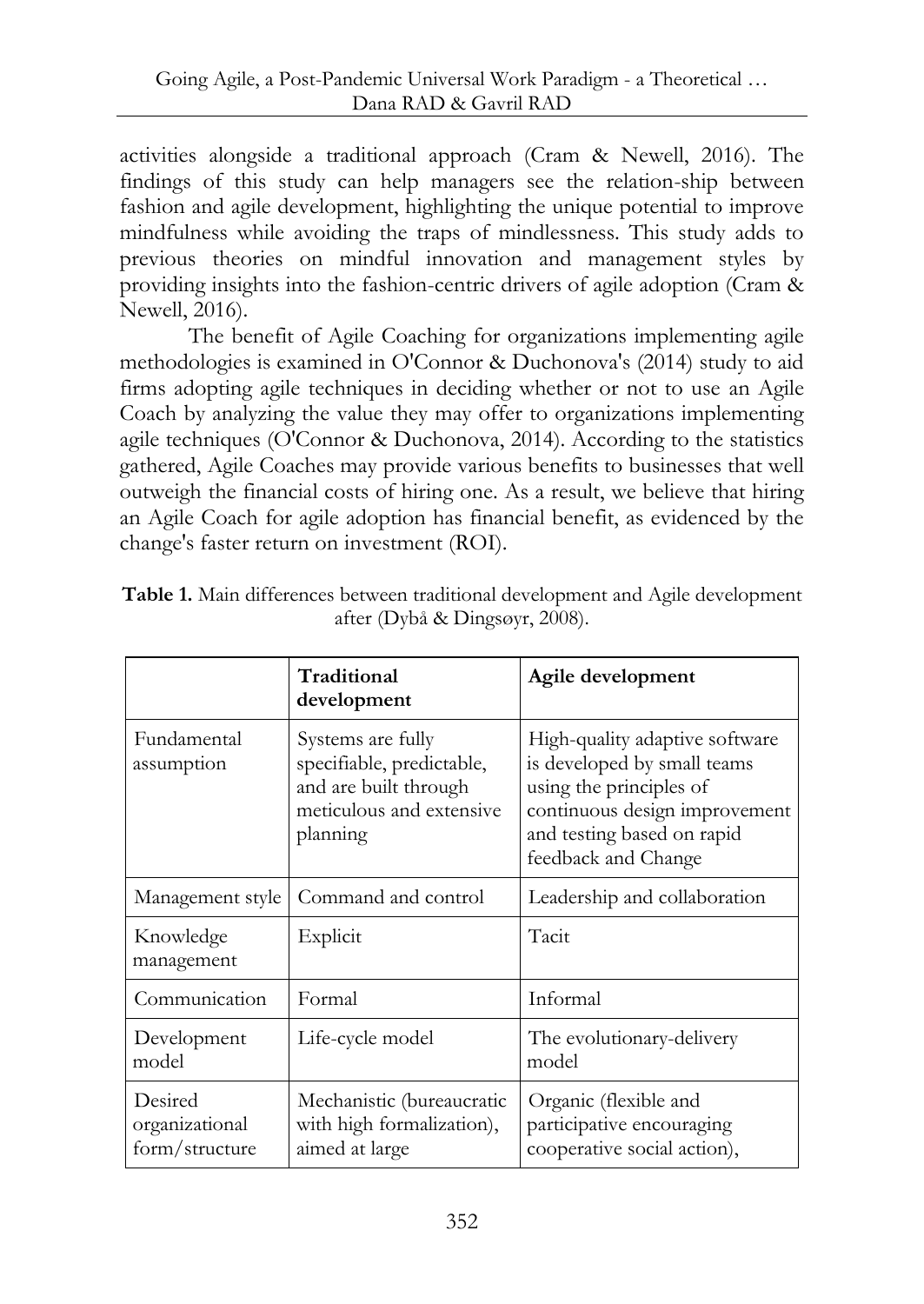activities alongside a traditional approach (Cram & Newell, 2016). The findings of this study can help managers see the relation-ship between fashion and agile development, highlighting the unique potential to improve mindfulness while avoiding the traps of mindlessness. This study adds to previous theories on mindful innovation and management styles by providing insights into the fashion-centric drivers of agile adoption (Cram & Newell, 2016).

The benefit of Agile Coaching for organizations implementing agile methodologies is examined in O'Connor & Duchonova's (2014) study to aid firms adopting agile techniques in deciding whether or not to use an Agile Coach by analyzing the value they may offer to organizations implementing agile techniques (O'Connor & Duchonova, 2014). According to the statistics gathered, Agile Coaches may provide various benefits to businesses that well outweigh the financial costs of hiring one. As a result, we believe that hiring an Agile Coach for agile adoption has financial benefit, as evidenced by the change's faster return on investment (ROI).

**Table 1.** Main differences between traditional development and Agile development after (Dybå & Dingsøyr, 2008).

| | **Traditional development** | **Agile development** |
|---|---|---|
| Fundamental assumption | Systems are fully specifiable, predictable, and are built through meticulous and extensive planning | High-quality adaptive software is developed by small teams using the principles of continuous design improvement and testing based on rapid feedback and Change |
| Management style | Command and control | Leadership and collaboration |
| Knowledge management | Explicit | Tacit |
| Communication | Formal | Informal |
| Development model | Life-cycle model | The evolutionary-delivery model |
| Desired organizational form/structure | Mechanistic (bureaucratic with high formalization), aimed at large | Organic (flexible and participative encouraging cooperative social action), |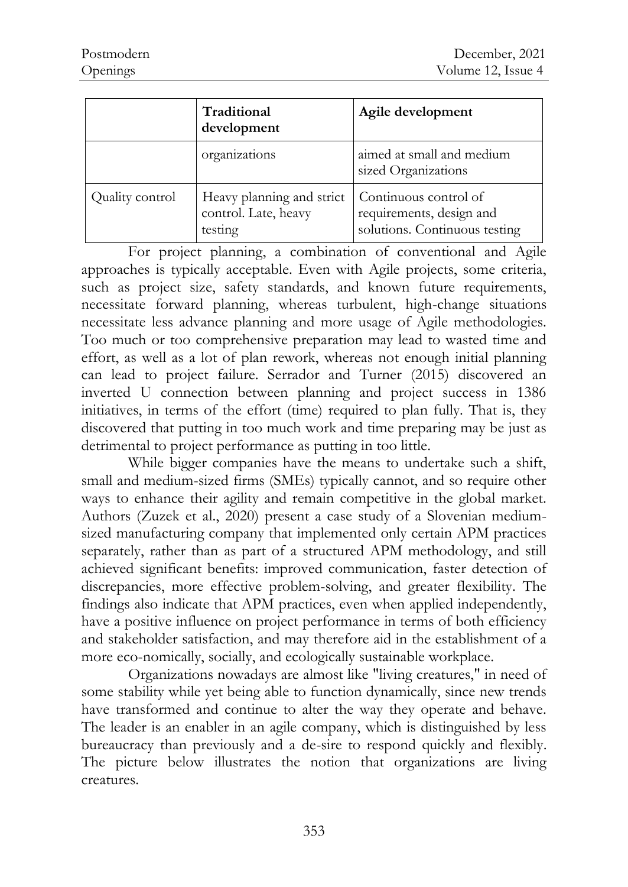| | Traditional development | Agile development |
|---|---|---|
| | organizations | aimed at small and medium sized Organizations |
| Quality control | Heavy planning and strict control. Late, heavy testing | Continuous control of requirements, design and solutions. Continuous testing |

For project planning, a combination of conventional and Agile approaches is typically acceptable. Even with Agile projects, some criteria, such as project size, safety standards, and known future requirements, necessitate forward planning, whereas turbulent, high-change situations necessitate less advance planning and more usage of Agile methodologies. Too much or too comprehensive preparation may lead to wasted time and effort, as well as a lot of plan rework, whereas not enough initial planning can lead to project failure. Serrador and Turner (2015) discovered an inverted U connection between planning and project success in 1386 initiatives, in terms of the effort (time) required to plan fully. That is, they discovered that putting in too much work and time preparing may be just as detrimental to project performance as putting in too little.

While bigger companies have the means to undertake such a shift, small and medium-sized firms (SMEs) typically cannot, and so require other ways to enhance their agility and remain competitive in the global market. Authors (Zuzek et al., 2020) present a case study of a Slovenian medium-sized manufacturing company that implemented only certain APM practices separately, rather than as part of a structured APM methodology, and still achieved significant benefits: improved communication, faster detection of discrepancies, more effective problem-solving, and greater flexibility. The findings also indicate that APM practices, even when applied independently, have a positive influence on project performance in terms of both efficiency and stakeholder satisfaction, and may therefore aid in the establishment of a more eco-nomically, socially, and ecologically sustainable workplace.

Organizations nowadays are almost like "living creatures," in need of some stability while yet being able to function dynamically, since new trends have transformed and continue to alter the way they operate and behave. The leader is an enabler in an agile company, which is distinguished by less bureaucracy than previously and a de-sire to respond quickly and flexibly. The picture below illustrates the notion that organizations are living creatures.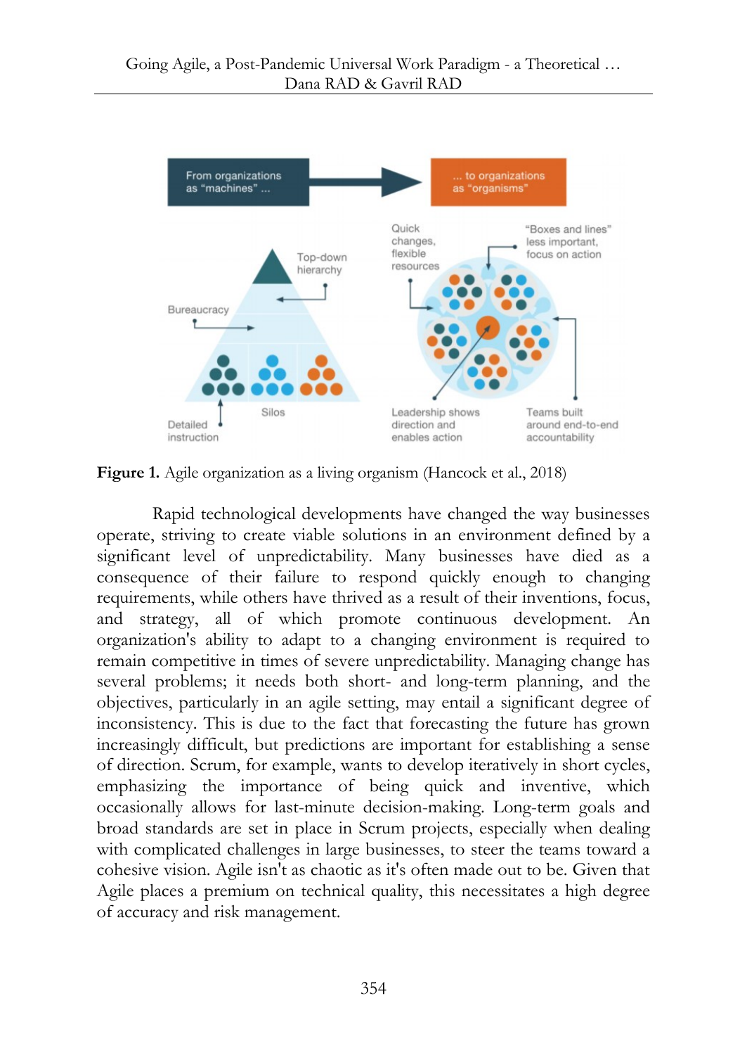**Figure 1.** Agile organization as a living organism (Hancock et al., 2018)

Rapid technological developments have changed the way businesses operate, striving to create viable solutions in an environment defined by a significant level of unpredictability. Many businesses have died as a consequence of their failure to respond quickly enough to changing requirements, while others have thrived as a result of their inventions, focus, and strategy, all of which promote continuous development. An organization's ability to adapt to a changing environment is required to remain competitive in times of severe unpredictability. Managing change has several problems; it needs both short- and long-term planning, and the objectives, particularly in an agile setting, may entail a significant degree of inconsistency. This is due to the fact that forecasting the future has grown increasingly difficult, but predictions are important for establishing a sense of direction. Scrum, for example, wants to develop iteratively in short cycles, emphasizing the importance of being quick and inventive, which occasionally allows for last-minute decision-making. Long-term goals and broad standards are set in place in Scrum projects, especially when dealing with complicated challenges in large businesses, to steer the teams toward a cohesive vision. Agile isn't as chaotic as it's often made out to be. Given that Agile places a premium on technical quality, this necessitates a high degree of accuracy and risk management.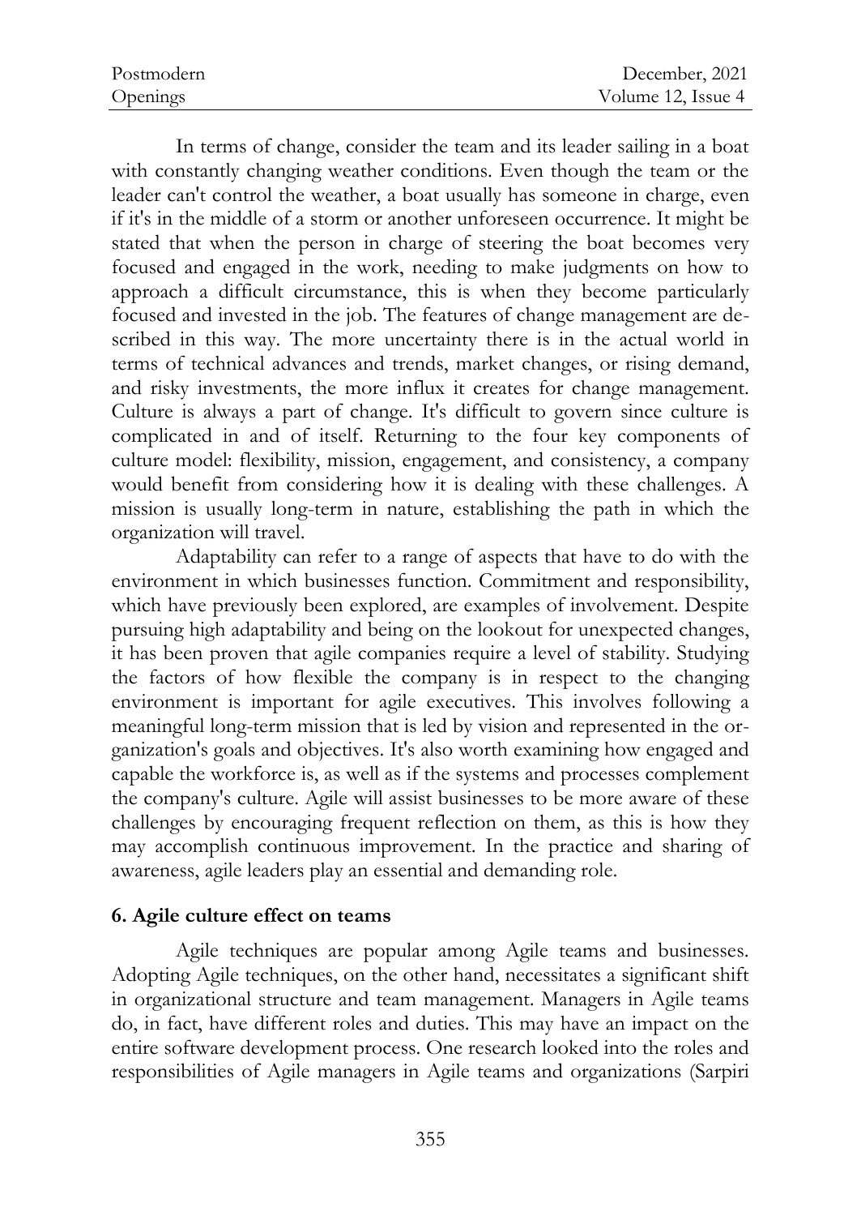In terms of change, consider the team and its leader sailing in a boat with constantly changing weather conditions. Even though the team or the leader can't control the weather, a boat usually has someone in charge, even if it's in the middle of a storm or another unforeseen occurrence. It might be stated that when the person in charge of steering the boat becomes very focused and engaged in the work, needing to make judgments on how to approach a difficult circumstance, this is when they become particularly focused and invested in the job. The features of change management are described in this way. The more uncertainty there is in the actual world in terms of technical advances and trends, market changes, or rising demand, and risky investments, the more influx it creates for change management. Culture is always a part of change. It's difficult to govern since culture is complicated in and of itself. Returning to the four key components of culture model: flexibility, mission, engagement, and consistency, a company would benefit from considering how it is dealing with these challenges. A mission is usually long-term in nature, establishing the path in which the organization will travel.

Adaptability can refer to a range of aspects that have to do with the environment in which businesses function. Commitment and responsibility, which have previously been explored, are examples of involvement. Despite pursuing high adaptability and being on the lookout for unexpected changes, it has been proven that agile companies require a level of stability. Studying the factors of how flexible the company is in respect to the changing environment is important for agile executives. This involves following a meaningful long-term mission that is led by vision and represented in the organization's goals and objectives. It's also worth examining how engaged and capable the workforce is, as well as if the systems and processes complement the company's culture. Agile will assist businesses to be more aware of these challenges by encouraging frequent reflection on them, as this is how they may accomplish continuous improvement. In the practice and sharing of awareness, agile leaders play an essential and demanding role.

## 6. Agile culture effect on teams

Agile techniques are popular among Agile teams and businesses. Adopting Agile techniques, on the other hand, necessitates a significant shift in organizational structure and team management. Managers in Agile teams do, in fact, have different roles and duties. This may have an impact on the entire software development process. One research looked into the roles and responsibilities of Agile managers in Agile teams and organizations (Sarpiri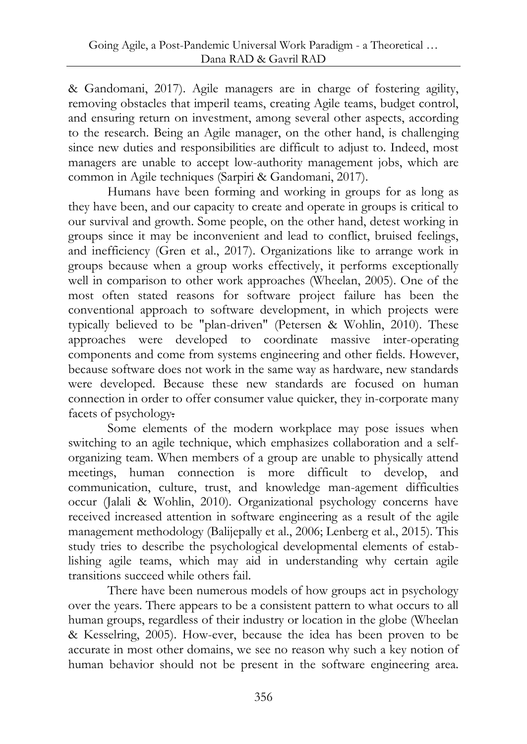& Gandomani, 2017). Agile managers are in charge of fostering agility, removing obstacles that imperil teams, creating Agile teams, budget control, and ensuring return on investment, among several other aspects, according to the research. Being an Agile manager, on the other hand, is challenging since new duties and responsibilities are difficult to adjust to. Indeed, most managers are unable to accept low-authority management jobs, which are common in Agile techniques (Sarpiri & Gandomani, 2017).

Humans have been forming and working in groups for as long as they have been, and our capacity to create and operate in groups is critical to our survival and growth. Some people, on the other hand, detest working in groups since it may be inconvenient and lead to conflict, bruised feelings, and inefficiency (Gren et al., 2017). Organizations like to arrange work in groups because when a group works effectively, it performs exceptionally well in comparison to other work approaches (Wheelan, 2005). One of the most often stated reasons for software project failure has been the conventional approach to software development, in which projects were typically believed to be "plan-driven" (Petersen & Wohlin, 2010). These approaches were developed to coordinate massive inter-operating components and come from systems engineering and other fields. However, because software does not work in the same way as hardware, new standards were developed. Because these new standards are focused on human connection in order to offer consumer value quicker, they in-corporate many facets of psychology.

Some elements of the modern workplace may pose issues when switching to an agile technique, which emphasizes collaboration and a self-organizing team. When members of a group are unable to physically attend meetings, human connection is more difficult to develop, and communication, culture, trust, and knowledge man-agement difficulties occur (Jalali & Wohlin, 2010). Organizational psychology concerns have received increased attention in software engineering as a result of the agile management methodology (Balijepally et al., 2006; Lenberg et al., 2015). This study tries to describe the psychological developmental elements of estab-lishing agile teams, which may aid in understanding why certain agile transitions succeed while others fail.

There have been numerous models of how groups act in psychology over the years. There appears to be a consistent pattern to what occurs to all human groups, regardless of their industry or location in the globe (Wheelan & Kesselring, 2005). How-ever, because the idea has been proven to be accurate in most other domains, we see no reason why such a key notion of human behavior should not be present in the software engineering area.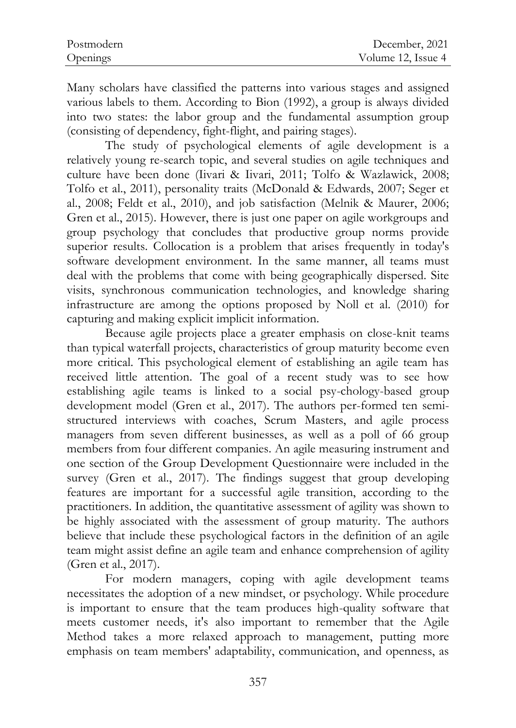Many scholars have classified the patterns into various stages and assigned various labels to them. According to Bion (1992), a group is always divided into two states: the labor group and the fundamental assumption group (consisting of dependency, fight-flight, and pairing stages).

The study of psychological elements of agile development is a relatively young re-search topic, and several studies on agile techniques and culture have been done (Iivari & Iivari, 2011; Tolfo & Wazlawick, 2008; Tolfo et al., 2011), personality traits (McDonald & Edwards, 2007; Seger et al., 2008; Feldt et al., 2010), and job satisfaction (Melnik & Maurer, 2006; Gren et al., 2015). However, there is just one paper on agile workgroups and group psychology that concludes that productive group norms provide superior results. Collocation is a problem that arises frequently in today's software development environment. In the same manner, all teams must deal with the problems that come with being geographically dispersed. Site visits, synchronous communication technologies, and knowledge sharing infrastructure are among the options proposed by Noll et al. (2010) for capturing and making explicit implicit information.

Because agile projects place a greater emphasis on close-knit teams than typical waterfall projects, characteristics of group maturity become even more critical. This psychological element of establishing an agile team has received little attention. The goal of a recent study was to see how establishing agile teams is linked to a social psy-chology-based group development model (Gren et al., 2017). The authors per-formed ten semi-structured interviews with coaches, Scrum Masters, and agile process managers from seven different businesses, as well as a poll of 66 group members from four different companies. An agile measuring instrument and one section of the Group Development Questionnaire were included in the survey (Gren et al., 2017). The findings suggest that group developing features are important for a successful agile transition, according to the practitioners. In addition, the quantitative assessment of agility was shown to be highly associated with the assessment of group maturity. The authors believe that include these psychological factors in the definition of an agile team might assist define an agile team and enhance comprehension of agility (Gren et al., 2017).

For modern managers, coping with agile development teams necessitates the adoption of a new mindset, or psychology. While procedure is important to ensure that the team produces high-quality software that meets customer needs, it's also important to remember that the Agile Method takes a more relaxed approach to management, putting more emphasis on team members' adaptability, communication, and openness, as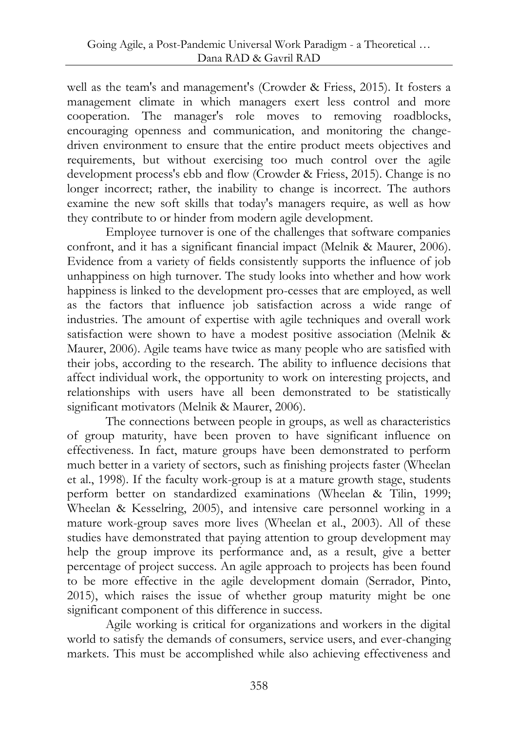well as the team's and management's (Crowder & Friess, 2015). It fosters a management climate in which managers exert less control and more cooperation. The manager's role moves to removing roadblocks, encouraging openness and communication, and monitoring the change-driven environment to ensure that the entire product meets objectives and requirements, but without exercising too much control over the agile development process's ebb and flow (Crowder & Friess, 2015). Change is no longer incorrect; rather, the inability to change is incorrect. The authors examine the new soft skills that today's managers require, as well as how they contribute to or hinder from modern agile development.

Employee turnover is one of the challenges that software companies confront, and it has a significant financial impact (Melnik & Maurer, 2006). Evidence from a variety of fields consistently supports the influence of job unhappiness on high turnover. The study looks into whether and how work happiness is linked to the development pro-cesses that are employed, as well as the factors that influence job satisfaction across a wide range of industries. The amount of expertise with agile techniques and overall work satisfaction were shown to have a modest positive association (Melnik & Maurer, 2006). Agile teams have twice as many people who are satisfied with their jobs, according to the research. The ability to influence decisions that affect individual work, the opportunity to work on interesting projects, and relationships with users have all been demonstrated to be statistically significant motivators (Melnik & Maurer, 2006).

The connections between people in groups, as well as characteristics of group maturity, have been proven to have significant influence on effectiveness. In fact, mature groups have been demonstrated to perform much better in a variety of sectors, such as finishing projects faster (Wheelan et al., 1998). If the faculty work-group is at a mature growth stage, students perform better on standardized examinations (Wheelan & Tilin, 1999; Wheelan & Kesselring, 2005), and intensive care personnel working in a mature work-group saves more lives (Wheelan et al., 2003). All of these studies have demonstrated that paying attention to group development may help the group improve its performance and, as a result, give a better percentage of project success. An agile approach to projects has been found to be more effective in the agile development domain (Serrador, Pinto, 2015), which raises the issue of whether group maturity might be one significant component of this difference in success.

Agile working is critical for organizations and workers in the digital world to satisfy the demands of consumers, service users, and ever-changing markets. This must be accomplished while also achieving effectiveness and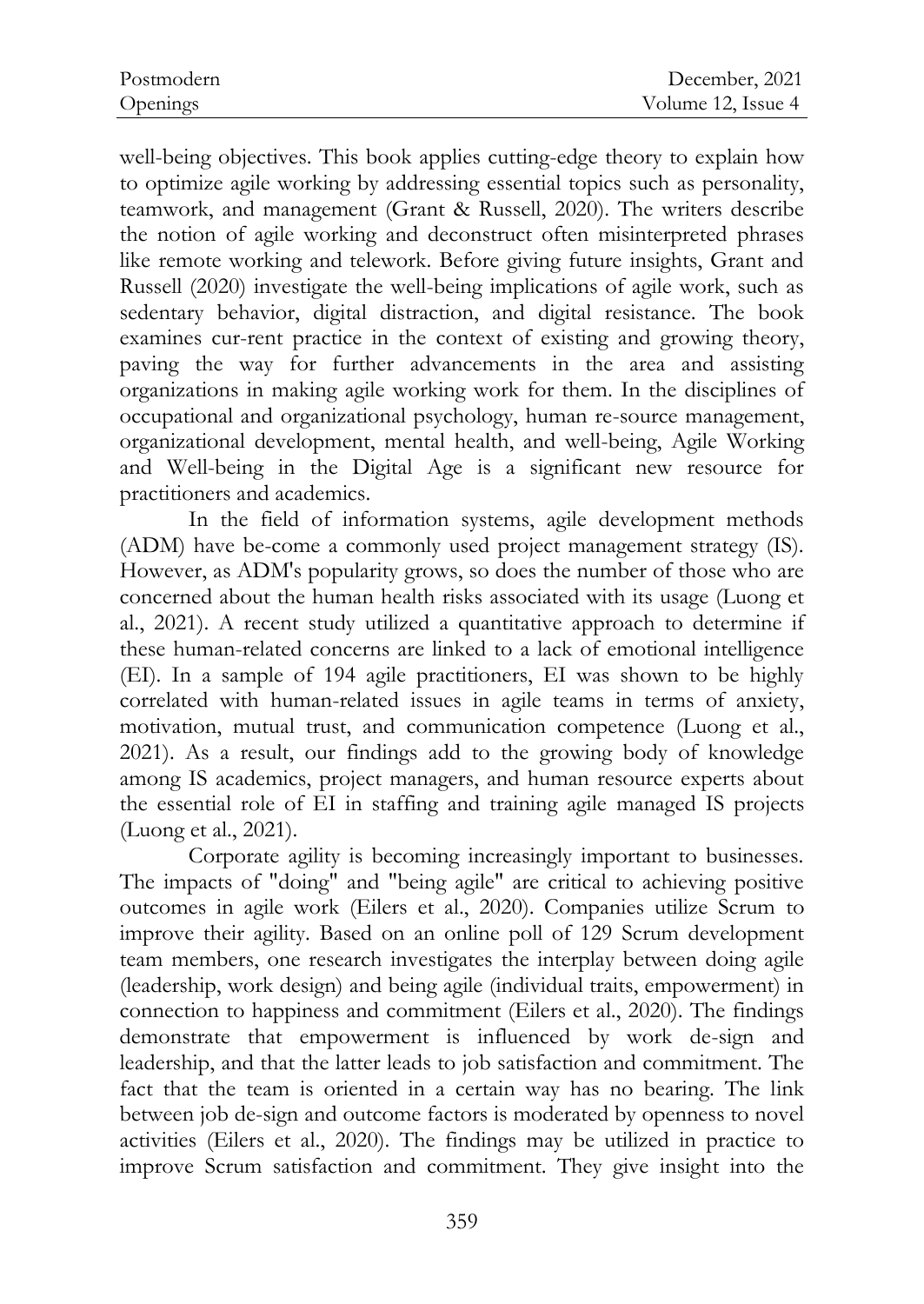well-being objectives. This book applies cutting-edge theory to explain how to optimize agile working by addressing essential topics such as personality, teamwork, and management (Grant & Russell, 2020). The writers describe the notion of agile working and deconstruct often misinterpreted phrases like remote working and telework. Before giving future insights, Grant and Russell (2020) investigate the well-being implications of agile work, such as sedentary behavior, digital distraction, and digital resistance. The book examines cur-rent practice in the context of existing and growing theory, paving the way for further advancements in the area and assisting organizations in making agile working work for them. In the disciplines of occupational and organizational psychology, human re-source management, organizational development, mental health, and well-being, Agile Working and Well-being in the Digital Age is a significant new resource for practitioners and academics.

In the field of information systems, agile development methods (ADM) have be-come a commonly used project management strategy (IS). However, as ADM's popularity grows, so does the number of those who are concerned about the human health risks associated with its usage (Luong et al., 2021). A recent study utilized a quantitative approach to determine if these human-related concerns are linked to a lack of emotional intelligence (EI). In a sample of 194 agile practitioners, EI was shown to be highly correlated with human-related issues in agile teams in terms of anxiety, motivation, mutual trust, and communication competence (Luong et al., 2021). As a result, our findings add to the growing body of knowledge among IS academics, project managers, and human resource experts about the essential role of EI in staffing and training agile managed IS projects (Luong et al., 2021).

Corporate agility is becoming increasingly important to businesses. The impacts of "doing" and "being agile" are critical to achieving positive outcomes in agile work (Eilers et al., 2020). Companies utilize Scrum to improve their agility. Based on an online poll of 129 Scrum development team members, one research investigates the interplay between doing agile (leadership, work design) and being agile (individual traits, empowerment) in connection to happiness and commitment (Eilers et al., 2020). The findings demonstrate that empowerment is influenced by work de-sign and leadership, and that the latter leads to job satisfaction and commitment. The fact that the team is oriented in a certain way has no bearing. The link between job de-sign and outcome factors is moderated by openness to novel activities (Eilers et al., 2020). The findings may be utilized in practice to improve Scrum satisfaction and commitment. They give insight into the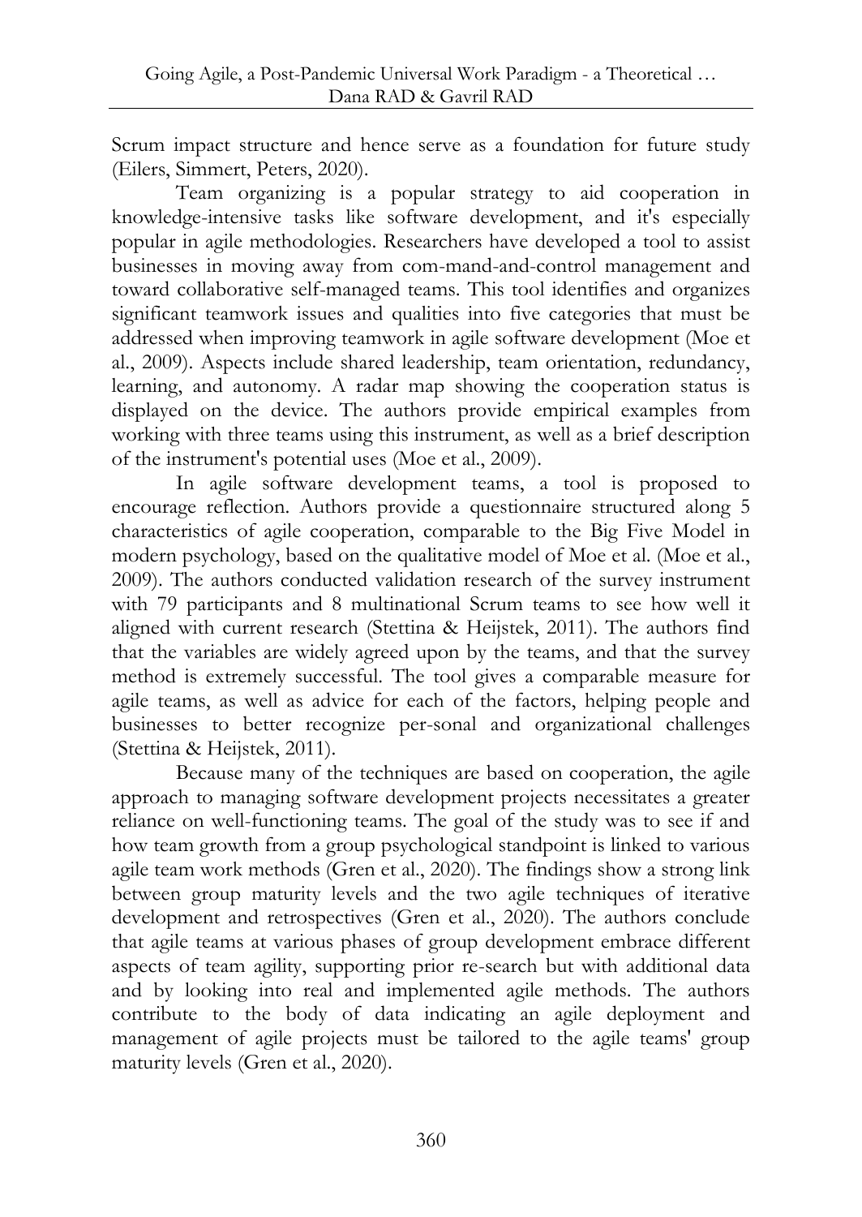Scrum impact structure and hence serve as a foundation for future study (Eilers, Simmert, Peters, 2020).

Team organizing is a popular strategy to aid cooperation in knowledge-intensive tasks like software development, and it's especially popular in agile methodologies. Researchers have developed a tool to assist businesses in moving away from com-mand-and-control management and toward collaborative self-managed teams. This tool identifies and organizes significant teamwork issues and qualities into five categories that must be addressed when improving teamwork in agile software development (Moe et al., 2009). Aspects include shared leadership, team orientation, redundancy, learning, and autonomy. A radar map showing the cooperation status is displayed on the device. The authors provide empirical examples from working with three teams using this instrument, as well as a brief description of the instrument's potential uses (Moe et al., 2009).

In agile software development teams, a tool is proposed to encourage reflection. Authors provide a questionnaire structured along 5 characteristics of agile cooperation, comparable to the Big Five Model in modern psychology, based on the qualitative model of Moe et al. (Moe et al., 2009). The authors conducted validation research of the survey instrument with 79 participants and 8 multinational Scrum teams to see how well it aligned with current research (Stettina & Heijstek, 2011). The authors find that the variables are widely agreed upon by the teams, and that the survey method is extremely successful. The tool gives a comparable measure for agile teams, as well as advice for each of the factors, helping people and businesses to better recognize per-sonal and organizational challenges (Stettina & Heijstek, 2011).

Because many of the techniques are based on cooperation, the agile approach to managing software development projects necessitates a greater reliance on well-functioning teams. The goal of the study was to see if and how team growth from a group psychological standpoint is linked to various agile team work methods (Gren et al., 2020). The findings show a strong link between group maturity levels and the two agile techniques of iterative development and retrospectives (Gren et al., 2020). The authors conclude that agile teams at various phases of group development embrace different aspects of team agility, supporting prior re-search but with additional data and by looking into real and implemented agile methods. The authors contribute to the body of data indicating an agile deployment and management of agile projects must be tailored to the agile teams' group maturity levels (Gren et al., 2020).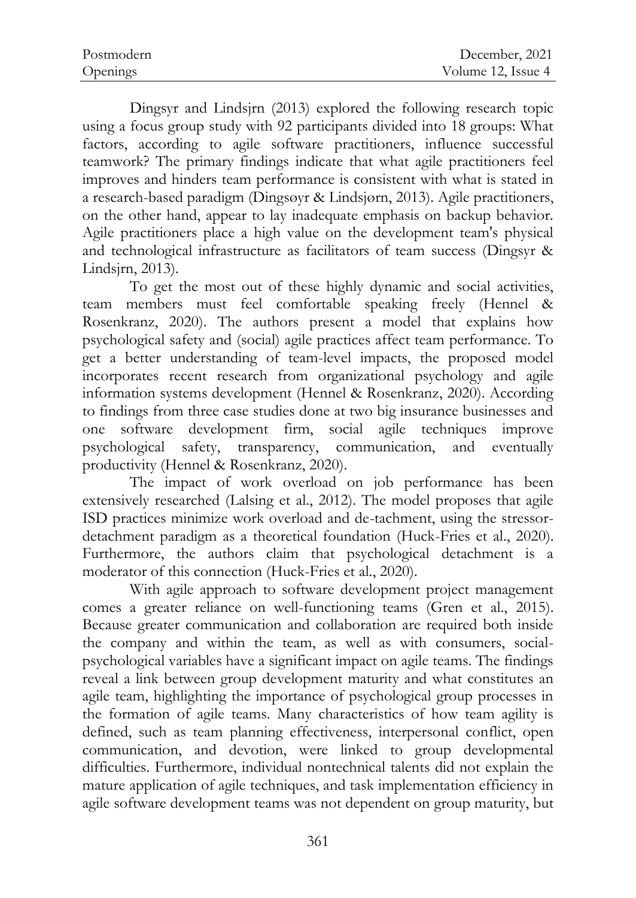Dingsyr and Lindsjrn (2013) explored the following research topic using a focus group study with 92 participants divided into 18 groups: What factors, according to agile software practitioners, influence successful teamwork? The primary findings indicate that what agile practitioners feel improves and hinders team performance is consistent with what is stated in a research-based paradigm (Dingsøyr & Lindsjørn, 2013). Agile practitioners, on the other hand, appear to lay inadequate emphasis on backup behavior. Agile practitioners place a high value on the development team's physical and technological infrastructure as facilitators of team success (Dingsyr & Lindsjrn, 2013).

To get the most out of these highly dynamic and social activities, team members must feel comfortable speaking freely (Hennel & Rosenkranz, 2020). The authors present a model that explains how psychological safety and (social) agile practices affect team performance. To get a better understanding of team-level impacts, the proposed model incorporates recent research from organizational psychology and agile information systems development (Hennel & Rosenkranz, 2020). According to findings from three case studies done at two big insurance businesses and one software development firm, social agile techniques improve psychological safety, transparency, communication, and eventually productivity (Hennel & Rosenkranz, 2020).

The impact of work overload on job performance has been extensively researched (Lalsing et al., 2012). The model proposes that agile ISD practices minimize work overload and de-tachment, using the stressor-detachment paradigm as a theoretical foundation (Huck-Fries et al., 2020). Furthermore, the authors claim that psychological detachment is a moderator of this connection (Huck-Fries et al., 2020).

With agile approach to software development project management comes a greater reliance on well-functioning teams (Gren et al., 2015). Because greater communication and collaboration are required both inside the company and within the team, as well as with consumers, social-psychological variables have a significant impact on agile teams. The findings reveal a link between group development maturity and what constitutes an agile team, highlighting the importance of psychological group processes in the formation of agile teams. Many characteristics of how team agility is defined, such as team planning effectiveness, interpersonal conflict, open communication, and devotion, were linked to group developmental difficulties. Furthermore, individual nontechnical talents did not explain the mature application of agile techniques, and task implementation efficiency in agile software development teams was not dependent on group maturity, but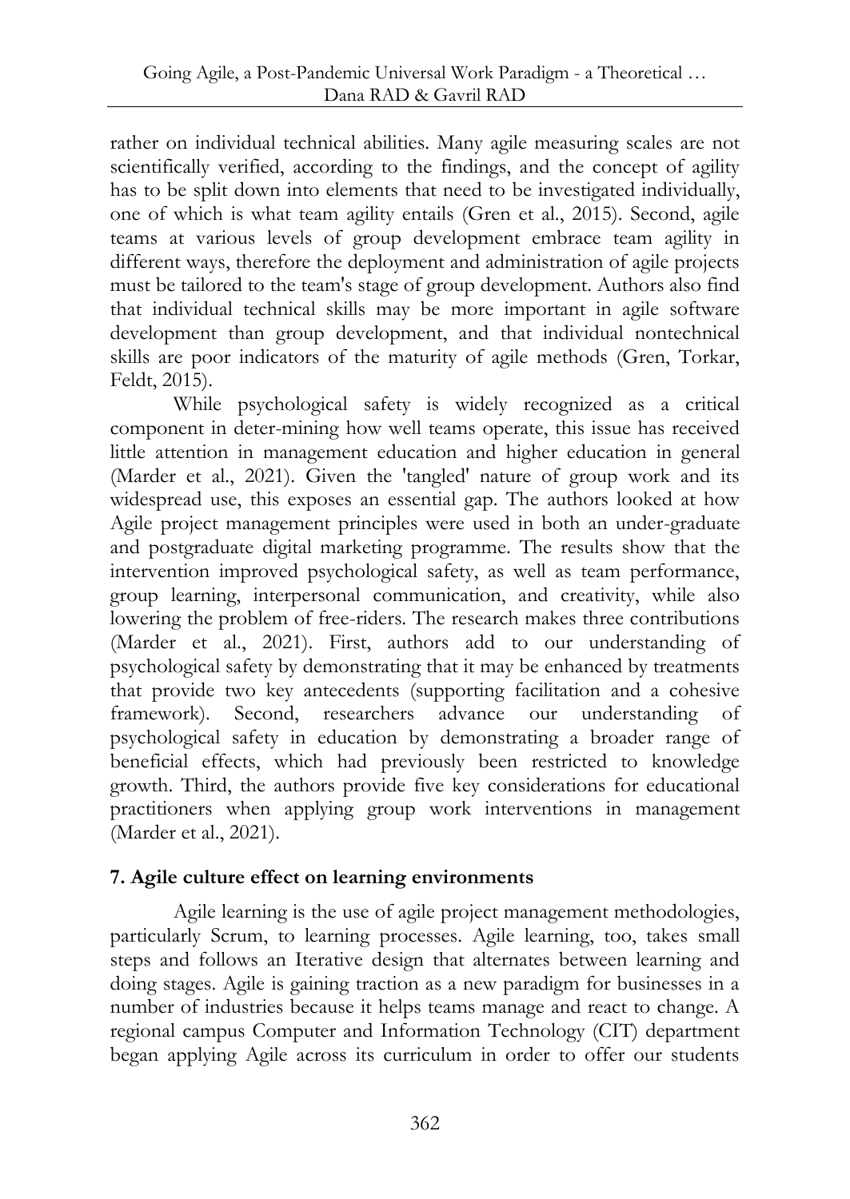rather on individual technical abilities. Many agile measuring scales are not scientifically verified, according to the findings, and the concept of agility has to be split down into elements that need to be investigated individually, one of which is what team agility entails (Gren et al., 2015). Second, agile teams at various levels of group development embrace team agility in different ways, therefore the deployment and administration of agile projects must be tailored to the team's stage of group development. Authors also find that individual technical skills may be more important in agile software development than group development, and that individual nontechnical skills are poor indicators of the maturity of agile methods (Gren, Torkar, Feldt, 2015).

While psychological safety is widely recognized as a critical component in deter-mining how well teams operate, this issue has received little attention in management education and higher education in general (Marder et al., 2021). Given the 'tangled' nature of group work and its widespread use, this exposes an essential gap. The authors looked at how Agile project management principles were used in both an under-graduate and postgraduate digital marketing programme. The results show that the intervention improved psychological safety, as well as team performance, group learning, interpersonal communication, and creativity, while also lowering the problem of free-riders. The research makes three contributions (Marder et al., 2021). First, authors add to our understanding of psychological safety by demonstrating that it may be enhanced by treatments that provide two key antecedents (supporting facilitation and a cohesive framework). Second, researchers advance our understanding of psychological safety in education by demonstrating a broader range of beneficial effects, which had previously been restricted to knowledge growth. Third, the authors provide five key considerations for educational practitioners when applying group work interventions in management (Marder et al., 2021).

## 7. Agile culture effect on learning environments

Agile learning is the use of agile project management methodologies, particularly Scrum, to learning processes. Agile learning, too, takes small steps and follows an Iterative design that alternates between learning and doing stages. Agile is gaining traction as a new paradigm for businesses in a number of industries because it helps teams manage and react to change. A regional campus Computer and Information Technology (CIT) department began applying Agile across its curriculum in order to offer our students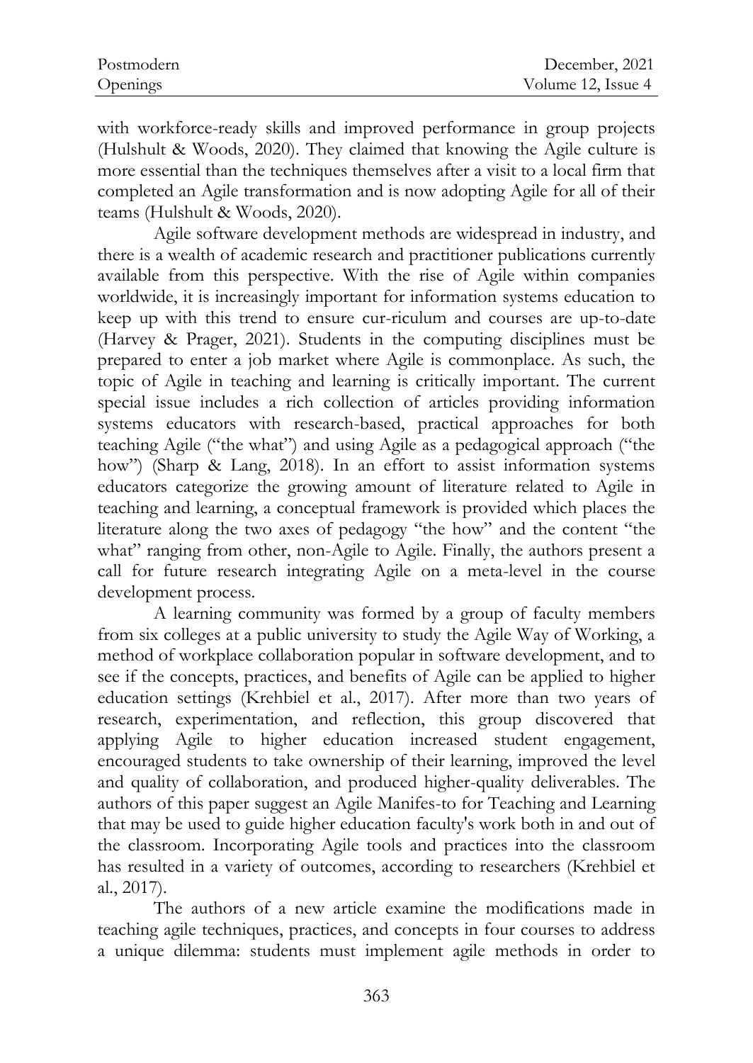with workforce-ready skills and improved performance in group projects (Hulshult & Woods, 2020). They claimed that knowing the Agile culture is more essential than the techniques themselves after a visit to a local firm that completed an Agile transformation and is now adopting Agile for all of their teams (Hulshult & Woods, 2020).

Agile software development methods are widespread in industry, and there is a wealth of academic research and practitioner publications currently available from this perspective. With the rise of Agile within companies worldwide, it is increasingly important for information systems education to keep up with this trend to ensure cur-riculum and courses are up-to-date (Harvey & Prager, 2021). Students in the computing disciplines must be prepared to enter a job market where Agile is commonplace. As such, the topic of Agile in teaching and learning is critically important. The current special issue includes a rich collection of articles providing information systems educators with research-based, practical approaches for both teaching Agile ("the what") and using Agile as a pedagogical approach ("the how") (Sharp & Lang, 2018). In an effort to assist information systems educators categorize the growing amount of literature related to Agile in teaching and learning, a conceptual framework is provided which places the literature along the two axes of pedagogy "the how" and the content "the what" ranging from other, non-Agile to Agile. Finally, the authors present a call for future research integrating Agile on a meta-level in the course development process.

A learning community was formed by a group of faculty members from six colleges at a public university to study the Agile Way of Working, a method of workplace collaboration popular in software development, and to see if the concepts, practices, and benefits of Agile can be applied to higher education settings (Krehbiel et al., 2017). After more than two years of research, experimentation, and reflection, this group discovered that applying Agile to higher education increased student engagement, encouraged students to take ownership of their learning, improved the level and quality of collaboration, and produced higher-quality deliverables. The authors of this paper suggest an Agile Manifes-to for Teaching and Learning that may be used to guide higher education faculty's work both in and out of the classroom. Incorporating Agile tools and practices into the classroom has resulted in a variety of outcomes, according to researchers (Krehbiel et al., 2017).

The authors of a new article examine the modifications made in teaching agile techniques, practices, and concepts in four courses to address a unique dilemma: students must implement agile methods in order to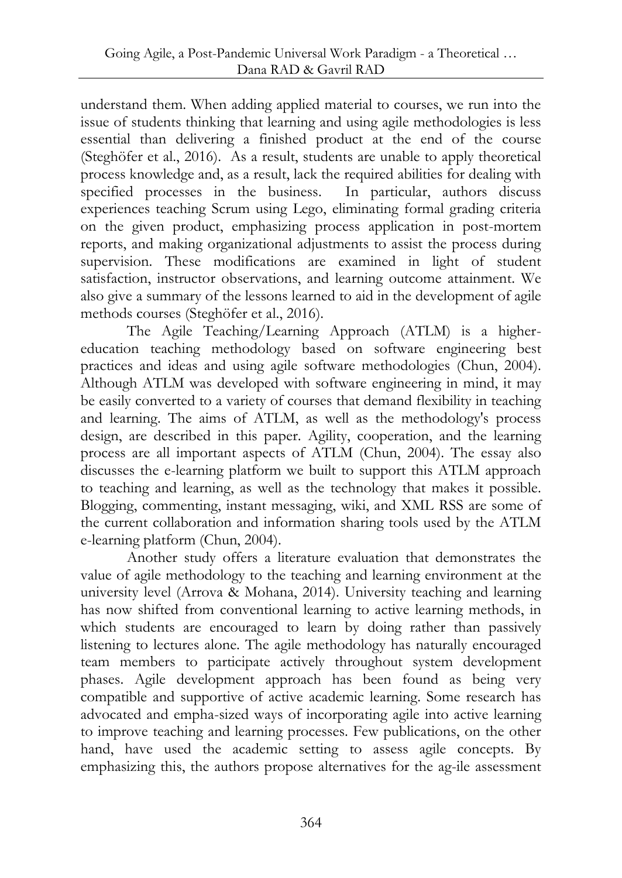understand them. When adding applied material to courses, we run into the issue of students thinking that learning and using agile methodologies is less essential than delivering a finished product at the end of the course (Steghöfer et al., 2016). As a result, students are unable to apply theoretical process knowledge and, as a result, lack the required abilities for dealing with specified processes in the business. In particular, authors discuss experiences teaching Scrum using Lego, eliminating formal grading criteria on the given product, emphasizing process application in post-mortem reports, and making organizational adjustments to assist the process during supervision. These modifications are examined in light of student satisfaction, instructor observations, and learning outcome attainment. We also give a summary of the lessons learned to aid in the development of agile methods courses (Steghöfer et al., 2016).

The Agile Teaching/Learning Approach (ATLM) is a higher-education teaching methodology based on software engineering best practices and ideas and using agile software methodologies (Chun, 2004). Although ATLM was developed with software engineering in mind, it may be easily converted to a variety of courses that demand flexibility in teaching and learning. The aims of ATLM, as well as the methodology's process design, are described in this paper. Agility, cooperation, and the learning process are all important aspects of ATLM (Chun, 2004). The essay also discusses the e-learning platform we built to support this ATLM approach to teaching and learning, as well as the technology that makes it possible. Blogging, commenting, instant messaging, wiki, and XML RSS are some of the current collaboration and information sharing tools used by the ATLM e-learning platform (Chun, 2004).

Another study offers a literature evaluation that demonstrates the value of agile methodology to the teaching and learning environment at the university level (Arrova & Mohana, 2014). University teaching and learning has now shifted from conventional learning to active learning methods, in which students are encouraged to learn by doing rather than passively listening to lectures alone. The agile methodology has naturally encouraged team members to participate actively throughout system development phases. Agile development approach has been found as being very compatible and supportive of active academic learning. Some research has advocated and empha-sized ways of incorporating agile into active learning to improve teaching and learning processes. Few publications, on the other hand, have used the academic setting to assess agile concepts. By emphasizing this, the authors propose alternatives for the ag-ile assessment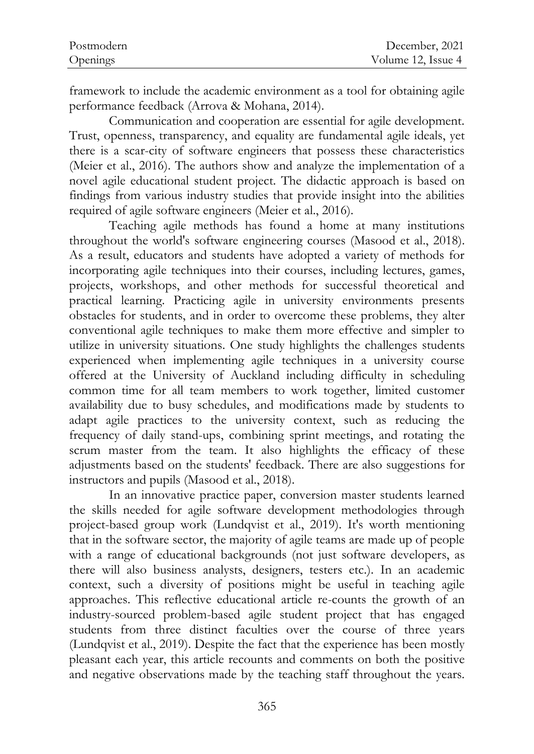framework to include the academic environment as a tool for obtaining agile performance feedback (Arrova & Mohana, 2014).

Communication and cooperation are essential for agile development. Trust, openness, transparency, and equality are fundamental agile ideals, yet there is a scar-city of software engineers that possess these characteristics (Meier et al., 2016). The authors show and analyze the implementation of a novel agile educational student project. The didactic approach is based on findings from various industry studies that provide insight into the abilities required of agile software engineers (Meier et al., 2016).

Teaching agile methods has found a home at many institutions throughout the world's software engineering courses (Masood et al., 2018). As a result, educators and students have adopted a variety of methods for incorporating agile techniques into their courses, including lectures, games, projects, workshops, and other methods for successful theoretical and practical learning. Practicing agile in university environments presents obstacles for students, and in order to overcome these problems, they alter conventional agile techniques to make them more effective and simpler to utilize in university situations. One study highlights the challenges students experienced when implementing agile techniques in a university course offered at the University of Auckland including difficulty in scheduling common time for all team members to work together, limited customer availability due to busy schedules, and modifications made by students to adapt agile practices to the university context, such as reducing the frequency of daily stand-ups, combining sprint meetings, and rotating the scrum master from the team. It also highlights the efficacy of these adjustments based on the students' feedback. There are also suggestions for instructors and pupils (Masood et al., 2018).

In an innovative practice paper, conversion master students learned the skills needed for agile software development methodologies through project-based group work (Lundqvist et al., 2019). It's worth mentioning that in the software sector, the majority of agile teams are made up of people with a range of educational backgrounds (not just software developers, as there will also business analysts, designers, testers etc.). In an academic context, such a diversity of positions might be useful in teaching agile approaches. This reflective educational article re-counts the growth of an industry-sourced problem-based agile student project that has engaged students from three distinct faculties over the course of three years (Lundqvist et al., 2019). Despite the fact that the experience has been mostly pleasant each year, this article recounts and comments on both the positive and negative observations made by the teaching staff throughout the years.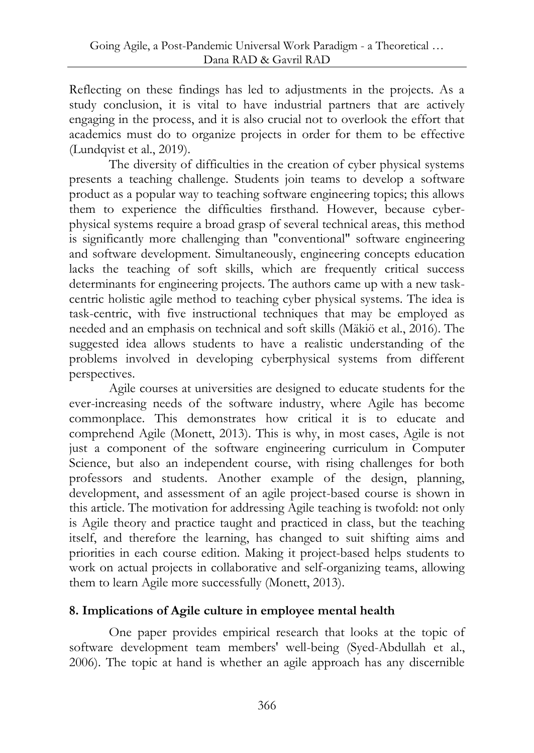Reflecting on these findings has led to adjustments in the projects. As a study conclusion, it is vital to have industrial partners that are actively engaging in the process, and it is also crucial not to overlook the effort that academics must do to organize projects in order for them to be effective (Lundqvist et al., 2019).

The diversity of difficulties in the creation of cyber physical systems presents a teaching challenge. Students join teams to develop a software product as a popular way to teaching software engineering topics; this allows them to experience the difficulties firsthand. However, because cyber-physical systems require a broad grasp of several technical areas, this method is significantly more challenging than "conventional" software engineering and software development. Simultaneously, engineering concepts education lacks the teaching of soft skills, which are frequently critical success determinants for engineering projects. The authors came up with a new task-centric holistic agile method to teaching cyber physical systems. The idea is task-centric, with five instructional techniques that may be employed as needed and an emphasis on technical and soft skills (Mäkiö et al., 2016). The suggested idea allows students to have a realistic understanding of the problems involved in developing cyberphysical systems from different perspectives.

Agile courses at universities are designed to educate students for the ever-increasing needs of the software industry, where Agile has become commonplace. This demonstrates how critical it is to educate and comprehend Agile (Monett, 2013). This is why, in most cases, Agile is not just a component of the software engineering curriculum in Computer Science, but also an independent course, with rising challenges for both professors and students. Another example of the design, planning, development, and assessment of an agile project-based course is shown in this article. The motivation for addressing Agile teaching is twofold: not only is Agile theory and practice taught and practiced in class, but the teaching itself, and therefore the learning, has changed to suit shifting aims and priorities in each course edition. Making it project-based helps students to work on actual projects in collaborative and self-organizing teams, allowing them to learn Agile more successfully (Monett, 2013).

## 8. Implications of Agile culture in employee mental health

One paper provides empirical research that looks at the topic of software development team members' well-being (Syed-Abdullah et al., 2006). The topic at hand is whether an agile approach has any discernible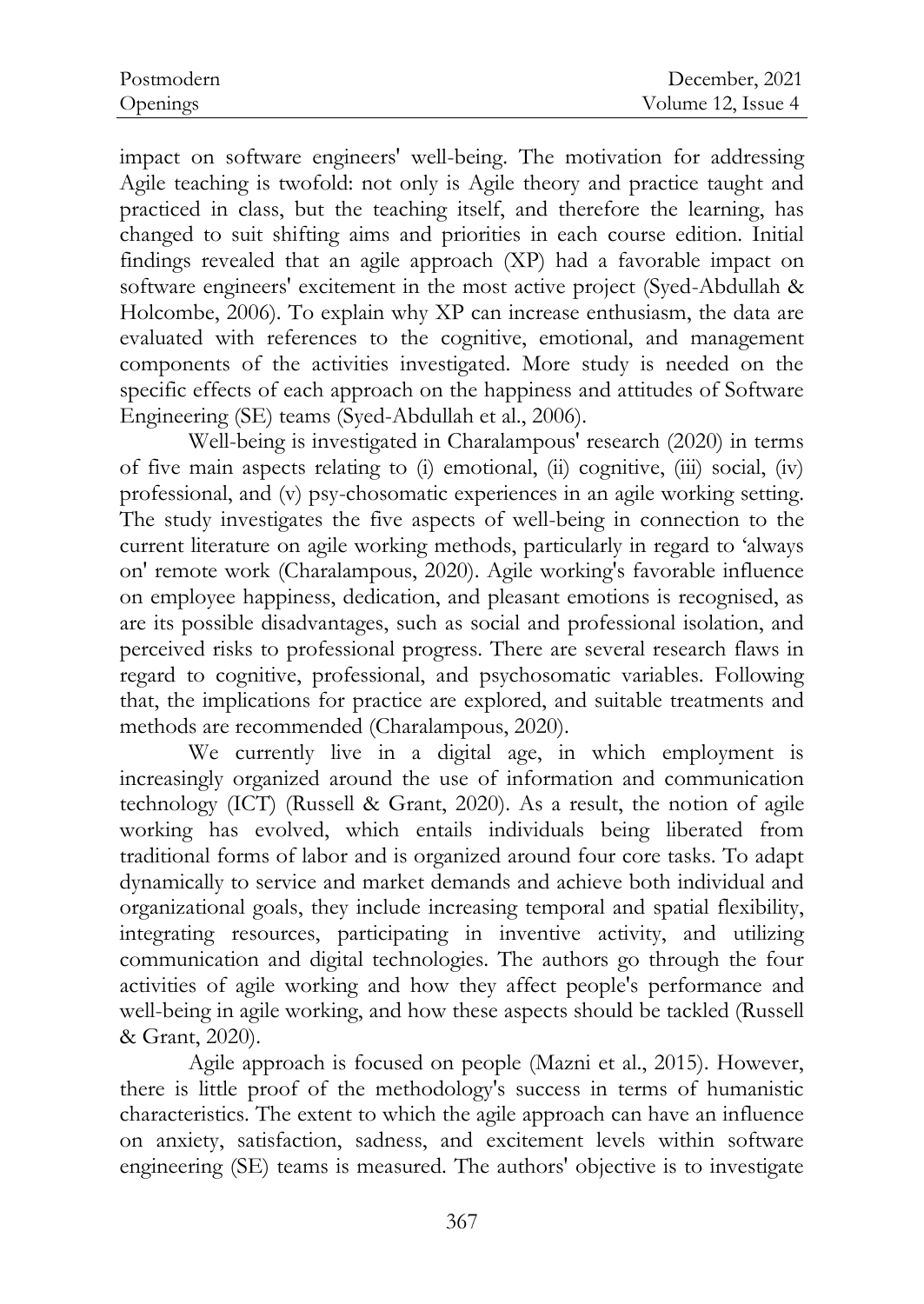impact on software engineers' well-being. The motivation for addressing Agile teaching is twofold: not only is Agile theory and practice taught and practiced in class, but the teaching itself, and therefore the learning, has changed to suit shifting aims and priorities in each course edition. Initial findings revealed that an agile approach (XP) had a favorable impact on software engineers' excitement in the most active project (Syed-Abdullah & Holcombe, 2006). To explain why XP can increase enthusiasm, the data are evaluated with references to the cognitive, emotional, and management components of the activities investigated. More study is needed on the specific effects of each approach on the happiness and attitudes of Software Engineering (SE) teams (Syed-Abdullah et al., 2006).

Well-being is investigated in Charalampous' research (2020) in terms of five main aspects relating to (i) emotional, (ii) cognitive, (iii) social, (iv) professional, and (v) psy-chosomatic experiences in an agile working setting. The study investigates the five aspects of well-being in connection to the current literature on agile working methods, particularly in regard to 'always on' remote work (Charalampous, 2020). Agile working's favorable influence on employee happiness, dedication, and pleasant emotions is recognised, as are its possible disadvantages, such as social and professional isolation, and perceived risks to professional progress. There are several research flaws in regard to cognitive, professional, and psychosomatic variables. Following that, the implications for practice are explored, and suitable treatments and methods are recommended (Charalampous, 2020).

We currently live in a digital age, in which employment is increasingly organized around the use of information and communication technology (ICT) (Russell & Grant, 2020). As a result, the notion of agile working has evolved, which entails individuals being liberated from traditional forms of labor and is organized around four core tasks. To adapt dynamically to service and market demands and achieve both individual and organizational goals, they include increasing temporal and spatial flexibility, integrating resources, participating in inventive activity, and utilizing communication and digital technologies. The authors go through the four activities of agile working and how they affect people's performance and well-being in agile working, and how these aspects should be tackled (Russell & Grant, 2020).

Agile approach is focused on people (Mazni et al., 2015). However, there is little proof of the methodology's success in terms of humanistic characteristics. The extent to which the agile approach can have an influence on anxiety, satisfaction, sadness, and excitement levels within software engineering (SE) teams is measured. The authors' objective is to investigate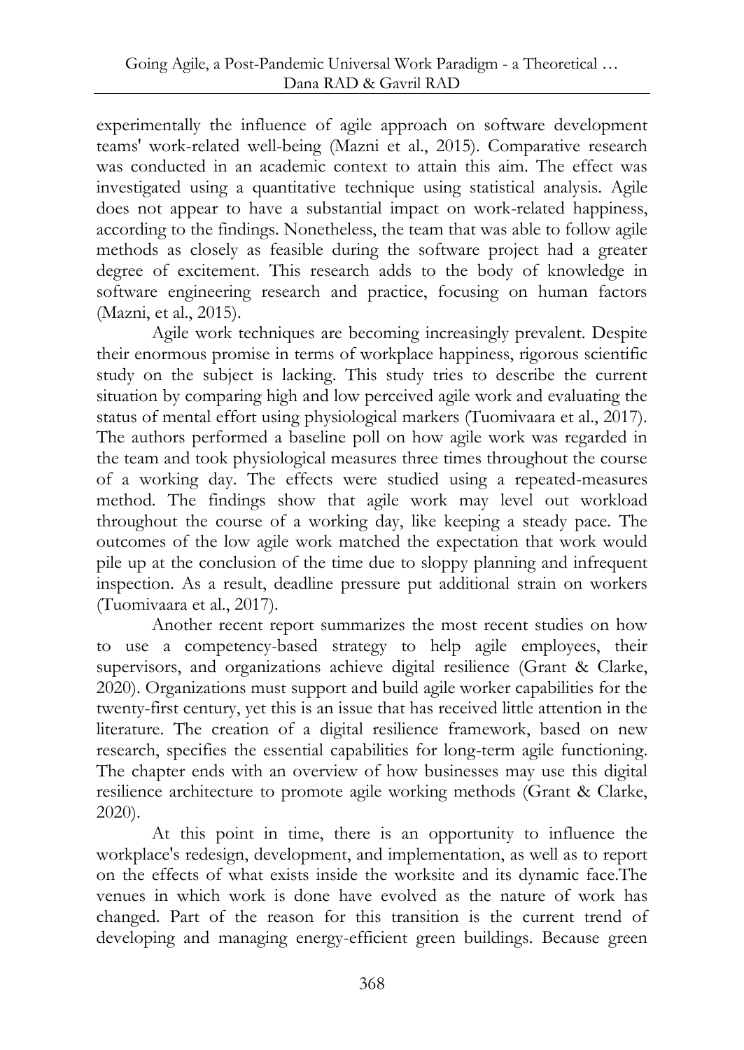experimentally the influence of agile approach on software development teams' work-related well-being (Mazni et al., 2015). Comparative research was conducted in an academic context to attain this aim. The effect was investigated using a quantitative technique using statistical analysis. Agile does not appear to have a substantial impact on work-related happiness, according to the findings. Nonetheless, the team that was able to follow agile methods as closely as feasible during the software project had a greater degree of excitement. This research adds to the body of knowledge in software engineering research and practice, focusing on human factors (Mazni, et al., 2015).

Agile work techniques are becoming increasingly prevalent. Despite their enormous promise in terms of workplace happiness, rigorous scientific study on the subject is lacking. This study tries to describe the current situation by comparing high and low perceived agile work and evaluating the status of mental effort using physiological markers (Tuomivaara et al., 2017). The authors performed a baseline poll on how agile work was regarded in the team and took physiological measures three times throughout the course of a working day. The effects were studied using a repeated-measures method. The findings show that agile work may level out workload throughout the course of a working day, like keeping a steady pace. The outcomes of the low agile work matched the expectation that work would pile up at the conclusion of the time due to sloppy planning and infrequent inspection. As a result, deadline pressure put additional strain on workers (Tuomivaara et al., 2017).

Another recent report summarizes the most recent studies on how to use a competency-based strategy to help agile employees, their supervisors, and organizations achieve digital resilience (Grant & Clarke, 2020). Organizations must support and build agile worker capabilities for the twenty-first century, yet this is an issue that has received little attention in the literature. The creation of a digital resilience framework, based on new research, specifies the essential capabilities for long-term agile functioning. The chapter ends with an overview of how businesses may use this digital resilience architecture to promote agile working methods (Grant & Clarke, 2020).

At this point in time, there is an opportunity to influence the workplace's redesign, development, and implementation, as well as to report on the effects of what exists inside the worksite and its dynamic face.The venues in which work is done have evolved as the nature of work has changed. Part of the reason for this transition is the current trend of developing and managing energy-efficient green buildings. Because green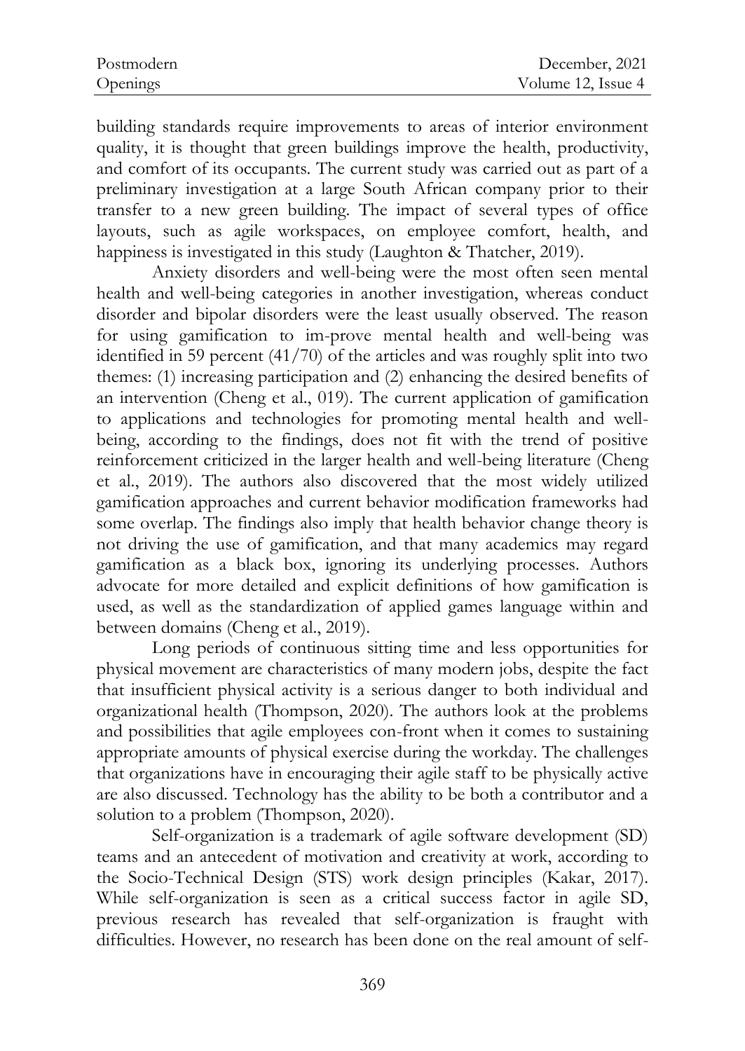building standards require improvements to areas of interior environment quality, it is thought that green buildings improve the health, productivity, and comfort of its occupants. The current study was carried out as part of a preliminary investigation at a large South African company prior to their transfer to a new green building. The impact of several types of office layouts, such as agile workspaces, on employee comfort, health, and happiness is investigated in this study (Laughton & Thatcher, 2019).

Anxiety disorders and well-being were the most often seen mental health and well-being categories in another investigation, whereas conduct disorder and bipolar disorders were the least usually observed. The reason for using gamification to im-prove mental health and well-being was identified in 59 percent (41/70) of the articles and was roughly split into two themes: (1) increasing participation and (2) enhancing the desired benefits of an intervention (Cheng et al., 019). The current application of gamification to applications and technologies for promoting mental health and well-being, according to the findings, does not fit with the trend of positive reinforcement criticized in the larger health and well-being literature (Cheng et al., 2019). The authors also discovered that the most widely utilized gamification approaches and current behavior modification frameworks had some overlap. The findings also imply that health behavior change theory is not driving the use of gamification, and that many academics may regard gamification as a black box, ignoring its underlying processes. Authors advocate for more detailed and explicit definitions of how gamification is used, as well as the standardization of applied games language within and between domains (Cheng et al., 2019).

Long periods of continuous sitting time and less opportunities for physical movement are characteristics of many modern jobs, despite the fact that insufficient physical activity is a serious danger to both individual and organizational health (Thompson, 2020). The authors look at the problems and possibilities that agile employees con-front when it comes to sustaining appropriate amounts of physical exercise during the workday. The challenges that organizations have in encouraging their agile staff to be physically active are also discussed. Technology has the ability to be both a contributor and a solution to a problem (Thompson, 2020).

Self-organization is a trademark of agile software development (SD) teams and an antecedent of motivation and creativity at work, according to the Socio-Technical Design (STS) work design principles (Kakar, 2017). While self-organization is seen as a critical success factor in agile SD, previous research has revealed that self-organization is fraught with difficulties. However, no research has been done on the real amount of self-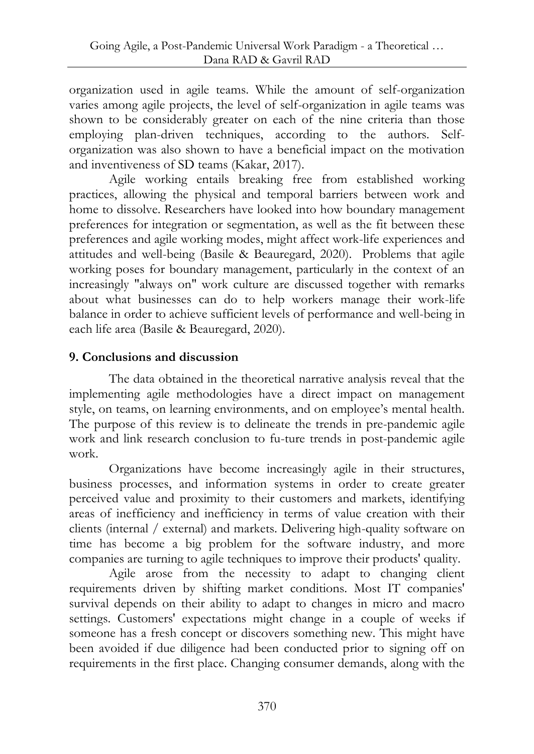organization used in agile teams. While the amount of self-organization varies among agile projects, the level of self-organization in agile teams was shown to be considerably greater on each of the nine criteria than those employing plan-driven techniques, according to the authors. Self-organization was also shown to have a beneficial impact on the motivation and inventiveness of SD teams (Kakar, 2017).

Agile working entails breaking free from established working practices, allowing the physical and temporal barriers between work and home to dissolve. Researchers have looked into how boundary management preferences for integration or segmentation, as well as the fit between these preferences and agile working modes, might affect work-life experiences and attitudes and well-being (Basile & Beauregard, 2020). Problems that agile working poses for boundary management, particularly in the context of an increasingly "always on" work culture are discussed together with remarks about what businesses can do to help workers manage their work-life balance in order to achieve sufficient levels of performance and well-being in each life area (Basile & Beauregard, 2020).

## 9. Conclusions and discussion

The data obtained in the theoretical narrative analysis reveal that the implementing agile methodologies have a direct impact on management style, on teams, on learning environments, and on employee's mental health. The purpose of this review is to delineate the trends in pre-pandemic agile work and link research conclusion to fu-ture trends in post-pandemic agile work.

Organizations have become increasingly agile in their structures, business processes, and information systems in order to create greater perceived value and proximity to their customers and markets, identifying areas of inefficiency and inefficiency in terms of value creation with their clients (internal / external) and markets. Delivering high-quality software on time has become a big problem for the software industry, and more companies are turning to agile techniques to improve their products' quality.

Agile arose from the necessity to adapt to changing client requirements driven by shifting market conditions. Most IT companies' survival depends on their ability to adapt to changes in micro and macro settings. Customers' expectations might change in a couple of weeks if someone has a fresh concept or discovers something new. This might have been avoided if due diligence had been conducted prior to signing off on requirements in the first place. Changing consumer demands, along with the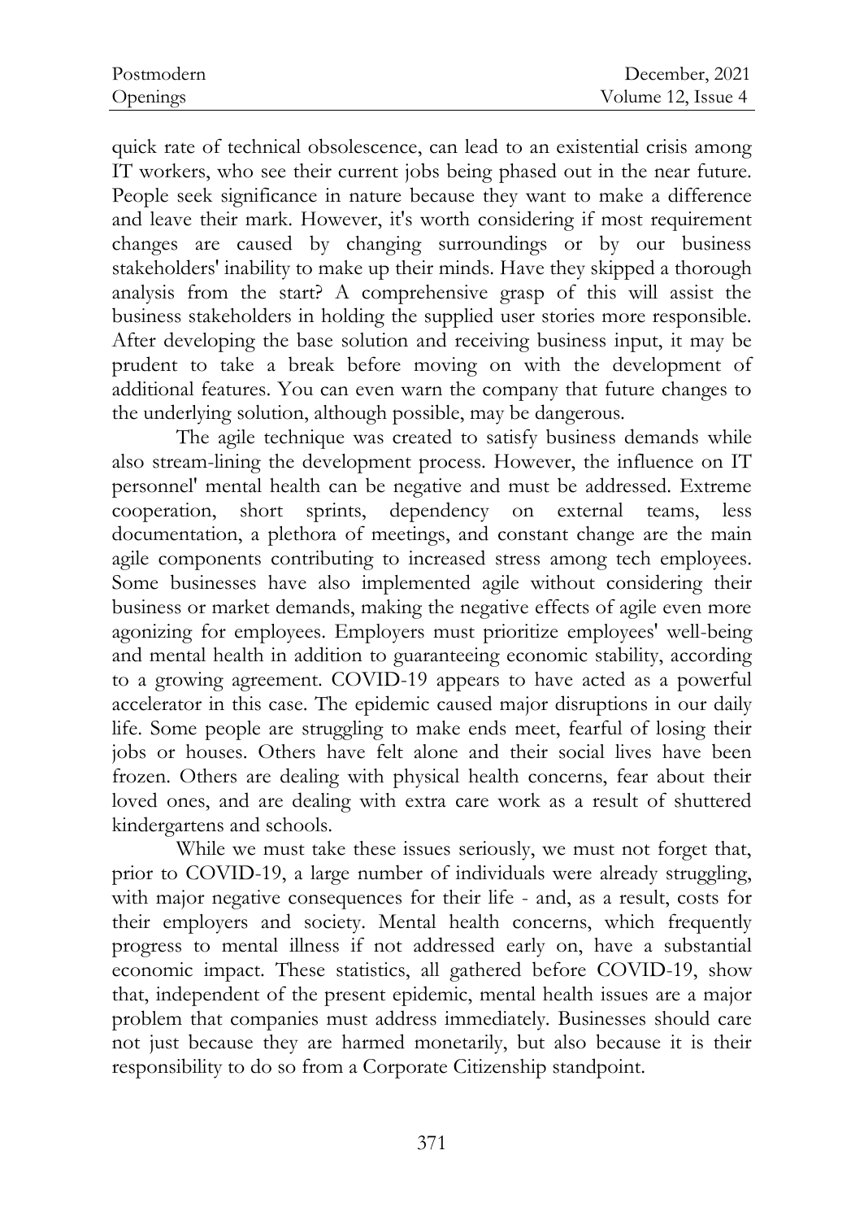quick rate of technical obsolescence, can lead to an existential crisis among IT workers, who see their current jobs being phased out in the near future. People seek significance in nature because they want to make a difference and leave their mark. However, it's worth considering if most requirement changes are caused by changing surroundings or by our business stakeholders' inability to make up their minds. Have they skipped a thorough analysis from the start? A comprehensive grasp of this will assist the business stakeholders in holding the supplied user stories more responsible. After developing the base solution and receiving business input, it may be prudent to take a break before moving on with the development of additional features. You can even warn the company that future changes to the underlying solution, although possible, may be dangerous.

The agile technique was created to satisfy business demands while also stream-lining the development process. However, the influence on IT personnel' mental health can be negative and must be addressed. Extreme cooperation, short sprints, dependency on external teams, less documentation, a plethora of meetings, and constant change are the main agile components contributing to increased stress among tech employees. Some businesses have also implemented agile without considering their business or market demands, making the negative effects of agile even more agonizing for employees. Employers must prioritize employees' well-being and mental health in addition to guaranteeing economic stability, according to a growing agreement. COVID-19 appears to have acted as a powerful accelerator in this case. The epidemic caused major disruptions in our daily life. Some people are struggling to make ends meet, fearful of losing their jobs or houses. Others have felt alone and their social lives have been frozen. Others are dealing with physical health concerns, fear about their loved ones, and are dealing with extra care work as a result of shuttered kindergartens and schools.

While we must take these issues seriously, we must not forget that, prior to COVID-19, a large number of individuals were already struggling, with major negative consequences for their life - and, as a result, costs for their employers and society. Mental health concerns, which frequently progress to mental illness if not addressed early on, have a substantial economic impact. These statistics, all gathered before COVID-19, show that, independent of the present epidemic, mental health issues are a major problem that companies must address immediately. Businesses should care not just because they are harmed monetarily, but also because it is their responsibility to do so from a Corporate Citizenship standpoint.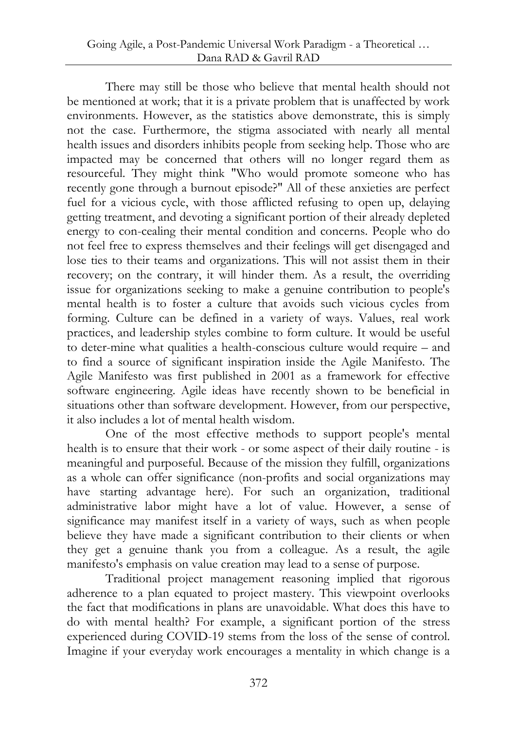There may still be those who believe that mental health should not be mentioned at work; that it is a private problem that is unaffected by work environments. However, as the statistics above demonstrate, this is simply not the case. Furthermore, the stigma associated with nearly all mental health issues and disorders inhibits people from seeking help. Those who are impacted may be concerned that others will no longer regard them as resourceful. They might think "Who would promote someone who has recently gone through a burnout episode?" All of these anxieties are perfect fuel for a vicious cycle, with those afflicted refusing to open up, delaying getting treatment, and devoting a significant portion of their already depleted energy to con-cealing their mental condition and concerns. People who do not feel free to express themselves and their feelings will get disengaged and lose ties to their teams and organizations. This will not assist them in their recovery; on the contrary, it will hinder them. As a result, the overriding issue for organizations seeking to make a genuine contribution to people's mental health is to foster a culture that avoids such vicious cycles from forming. Culture can be defined in a variety of ways. Values, real work practices, and leadership styles combine to form culture. It would be useful to deter-mine what qualities a health-conscious culture would require – and to find a source of significant inspiration inside the Agile Manifesto. The Agile Manifesto was first published in 2001 as a framework for effective software engineering. Agile ideas have recently shown to be beneficial in situations other than software development. However, from our perspective, it also includes a lot of mental health wisdom.

One of the most effective methods to support people's mental health is to ensure that their work - or some aspect of their daily routine - is meaningful and purposeful. Because of the mission they fulfill, organizations as a whole can offer significance (non-profits and social organizations may have starting advantage here). For such an organization, traditional administrative labor might have a lot of value. However, a sense of significance may manifest itself in a variety of ways, such as when people believe they have made a significant contribution to their clients or when they get a genuine thank you from a colleague. As a result, the agile manifesto's emphasis on value creation may lead to a sense of purpose.

Traditional project management reasoning implied that rigorous adherence to a plan equated to project mastery. This viewpoint overlooks the fact that modifications in plans are unavoidable. What does this have to do with mental health? For example, a significant portion of the stress experienced during COVID-19 stems from the loss of the sense of control. Imagine if your everyday work encourages a mentality in which change is a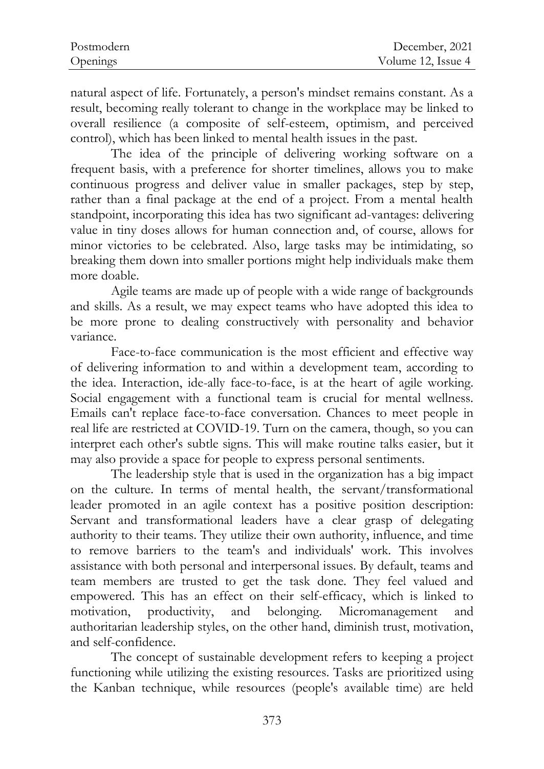natural aspect of life. Fortunately, a person's mindset remains constant. As a result, becoming really tolerant to change in the workplace may be linked to overall resilience (a composite of self-esteem, optimism, and perceived control), which has been linked to mental health issues in the past.

The idea of the principle of delivering working software on a frequent basis, with a preference for shorter timelines, allows you to make continuous progress and deliver value in smaller packages, step by step, rather than a final package at the end of a project. From a mental health standpoint, incorporating this idea has two significant ad-vantages: delivering value in tiny doses allows for human connection and, of course, allows for minor victories to be celebrated. Also, large tasks may be intimidating, so breaking them down into smaller portions might help individuals make them more doable.

Agile teams are made up of people with a wide range of backgrounds and skills. As a result, we may expect teams who have adopted this idea to be more prone to dealing constructively with personality and behavior variance.

Face-to-face communication is the most efficient and effective way of delivering information to and within a development team, according to the idea. Interaction, ide-ally face-to-face, is at the heart of agile working. Social engagement with a functional team is crucial for mental wellness. Emails can't replace face-to-face conversation. Chances to meet people in real life are restricted at COVID-19. Turn on the camera, though, so you can interpret each other's subtle signs. This will make routine talks easier, but it may also provide a space for people to express personal sentiments.

The leadership style that is used in the organization has a big impact on the culture. In terms of mental health, the servant/transformational leader promoted in an agile context has a positive position description: Servant and transformational leaders have a clear grasp of delegating authority to their teams. They utilize their own authority, influence, and time to remove barriers to the team's and individuals' work. This involves assistance with both personal and interpersonal issues. By default, teams and team members are trusted to get the task done. They feel valued and empowered. This has an effect on their self-efficacy, which is linked to motivation, productivity, and belonging. Micromanagement and authoritarian leadership styles, on the other hand, diminish trust, motivation, and self-confidence.

The concept of sustainable development refers to keeping a project functioning while utilizing the existing resources. Tasks are prioritized using the Kanban technique, while resources (people's available time) are held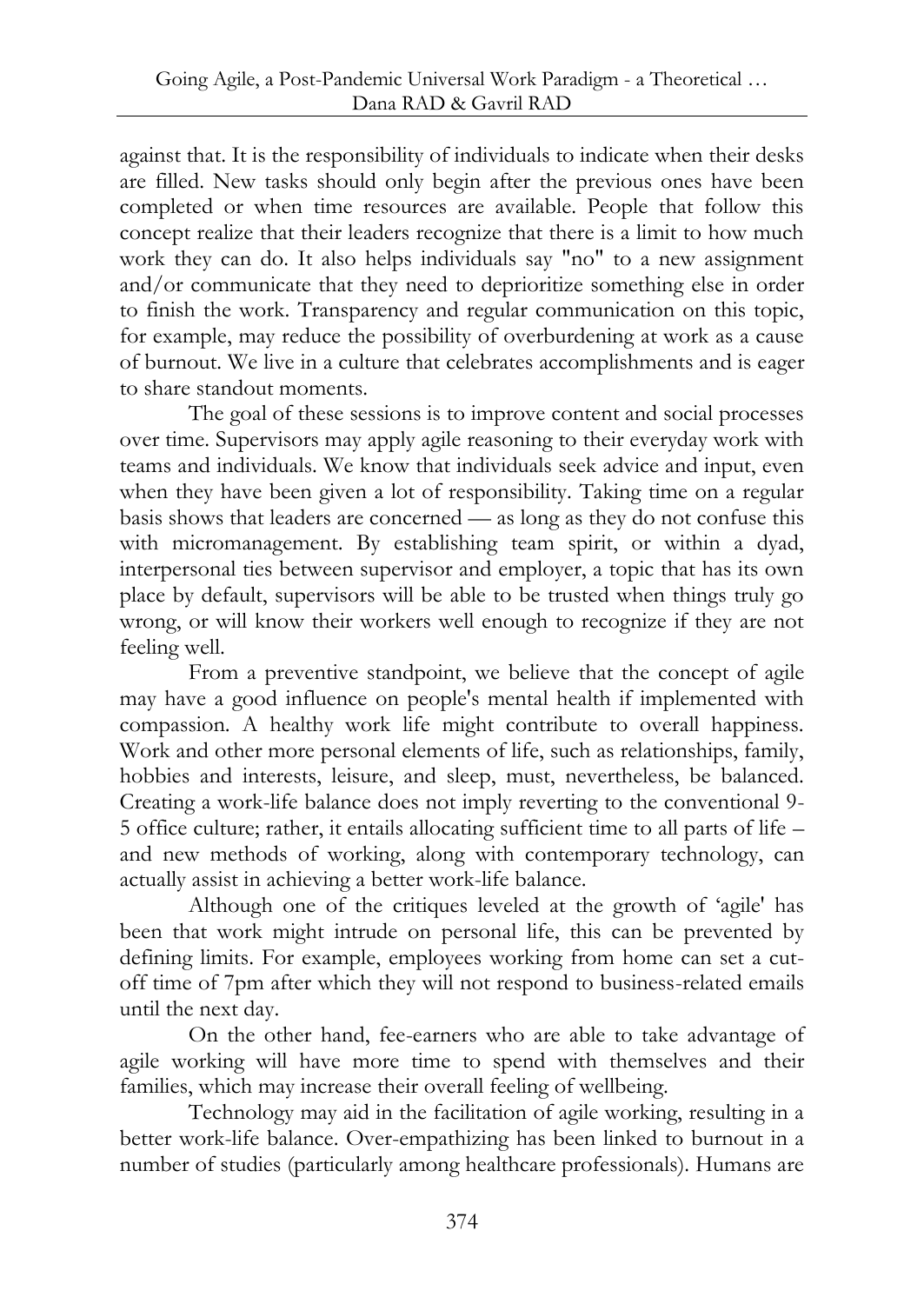against that. It is the responsibility of individuals to indicate when their desks are filled. New tasks should only begin after the previous ones have been completed or when time resources are available. People that follow this concept realize that their leaders recognize that there is a limit to how much work they can do. It also helps individuals say "no" to a new assignment and/or communicate that they need to deprioritize something else in order to finish the work. Transparency and regular communication on this topic, for example, may reduce the possibility of overburdening at work as a cause of burnout. We live in a culture that celebrates accomplishments and is eager to share standout moments.

The goal of these sessions is to improve content and social processes over time. Supervisors may apply agile reasoning to their everyday work with teams and individuals. We know that individuals seek advice and input, even when they have been given a lot of responsibility. Taking time on a regular basis shows that leaders are concerned — as long as they do not confuse this with micromanagement. By establishing team spirit, or within a dyad, interpersonal ties between supervisor and employer, a topic that has its own place by default, supervisors will be able to be trusted when things truly go wrong, or will know their workers well enough to recognize if they are not feeling well.

From a preventive standpoint, we believe that the concept of agile may have a good influence on people's mental health if implemented with compassion. A healthy work life might contribute to overall happiness. Work and other more personal elements of life, such as relationships, family, hobbies and interests, leisure, and sleep, must, nevertheless, be balanced. Creating a work-life balance does not imply reverting to the conventional 9-5 office culture; rather, it entails allocating sufficient time to all parts of life – and new methods of working, along with contemporary technology, can actually assist in achieving a better work-life balance.

Although one of the critiques leveled at the growth of 'agile' has been that work might intrude on personal life, this can be prevented by defining limits. For example, employees working from home can set a cut-off time of 7pm after which they will not respond to business-related emails until the next day.

On the other hand, fee-earners who are able to take advantage of agile working will have more time to spend with themselves and their families, which may increase their overall feeling of wellbeing.

Technology may aid in the facilitation of agile working, resulting in a better work-life balance. Over-empathizing has been linked to burnout in a number of studies (particularly among healthcare professionals). Humans are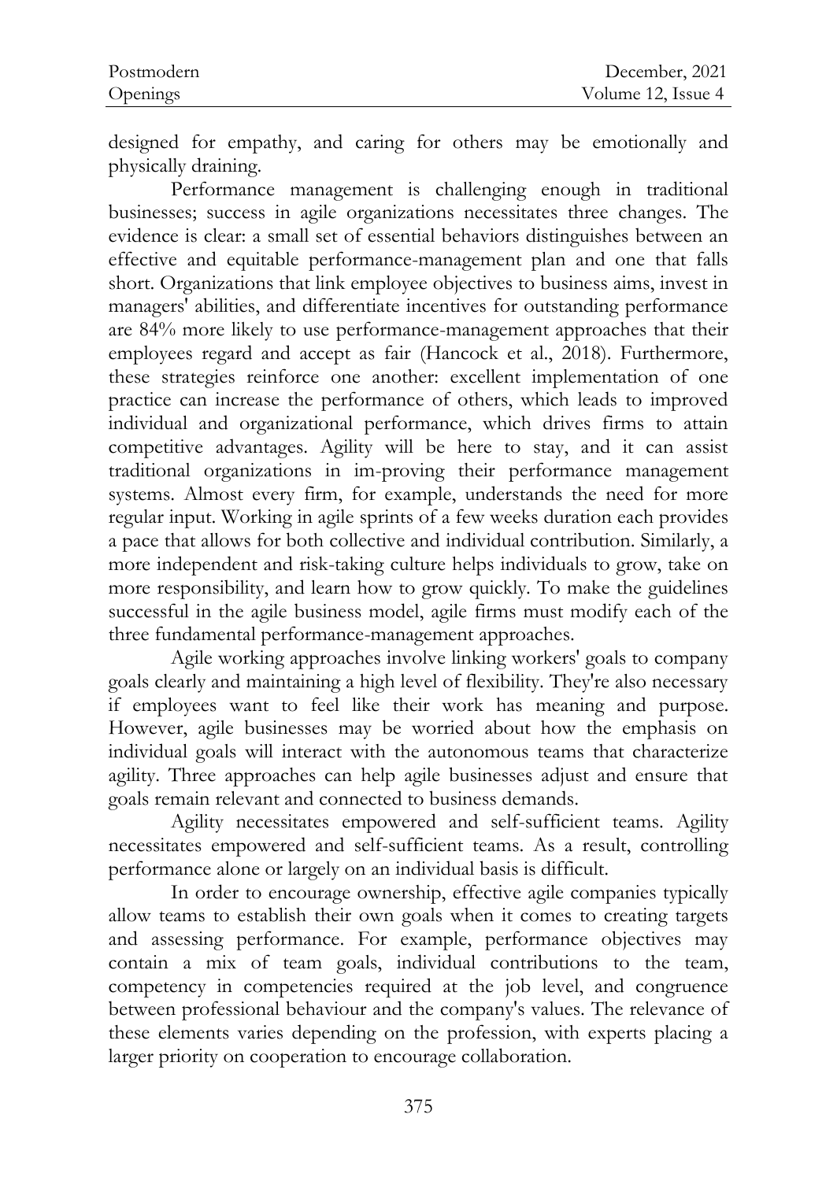designed for empathy, and caring for others may be emotionally and physically draining.

Performance management is challenging enough in traditional businesses; success in agile organizations necessitates three changes. The evidence is clear: a small set of essential behaviors distinguishes between an effective and equitable performance-management plan and one that falls short. Organizations that link employee objectives to business aims, invest in managers' abilities, and differentiate incentives for outstanding performance are 84% more likely to use performance-management approaches that their employees regard and accept as fair (Hancock et al., 2018). Furthermore, these strategies reinforce one another: excellent implementation of one practice can increase the performance of others, which leads to improved individual and organizational performance, which drives firms to attain competitive advantages. Agility will be here to stay, and it can assist traditional organizations in im-proving their performance management systems. Almost every firm, for example, understands the need for more regular input. Working in agile sprints of a few weeks duration each provides a pace that allows for both collective and individual contribution. Similarly, a more independent and risk-taking culture helps individuals to grow, take on more responsibility, and learn how to grow quickly. To make the guidelines successful in the agile business model, agile firms must modify each of the three fundamental performance-management approaches.

Agile working approaches involve linking workers' goals to company goals clearly and maintaining a high level of flexibility. They're also necessary if employees want to feel like their work has meaning and purpose. However, agile businesses may be worried about how the emphasis on individual goals will interact with the autonomous teams that characterize agility. Three approaches can help agile businesses adjust and ensure that goals remain relevant and connected to business demands.

Agility necessitates empowered and self-sufficient teams. Agility necessitates empowered and self-sufficient teams. As a result, controlling performance alone or largely on an individual basis is difficult.

In order to encourage ownership, effective agile companies typically allow teams to establish their own goals when it comes to creating targets and assessing performance. For example, performance objectives may contain a mix of team goals, individual contributions to the team, competency in competencies required at the job level, and congruence between professional behaviour and the company's values. The relevance of these elements varies depending on the profession, with experts placing a larger priority on cooperation to encourage collaboration.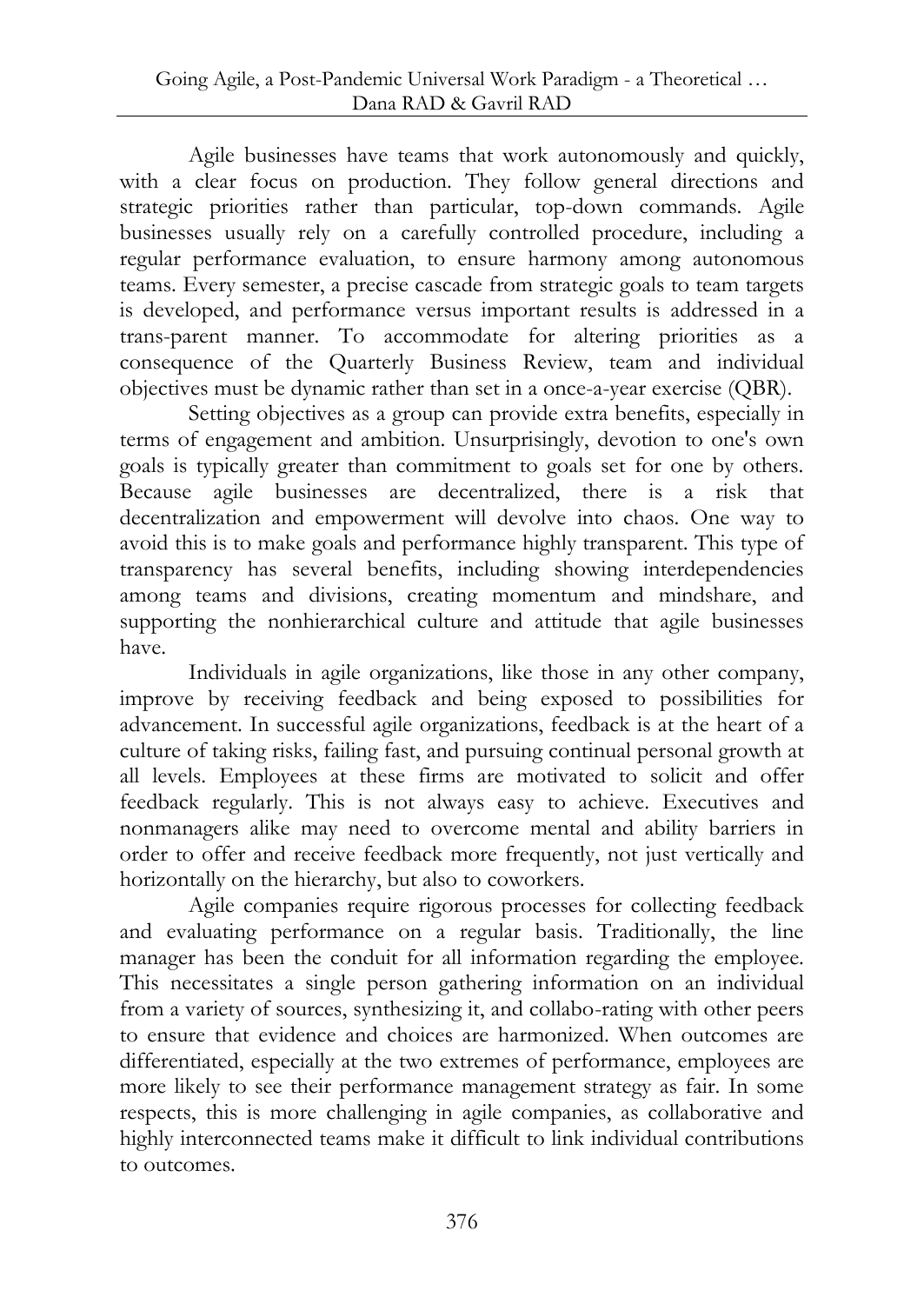Agile businesses have teams that work autonomously and quickly, with a clear focus on production. They follow general directions and strategic priorities rather than particular, top-down commands. Agile businesses usually rely on a carefully controlled procedure, including a regular performance evaluation, to ensure harmony among autonomous teams. Every semester, a precise cascade from strategic goals to team targets is developed, and performance versus important results is addressed in a trans-parent manner. To accommodate for altering priorities as a consequence of the Quarterly Business Review, team and individual objectives must be dynamic rather than set in a once-a-year exercise (QBR).

Setting objectives as a group can provide extra benefits, especially in terms of engagement and ambition. Unsurprisingly, devotion to one's own goals is typically greater than commitment to goals set for one by others. Because agile businesses are decentralized, there is a risk that decentralization and empowerment will devolve into chaos. One way to avoid this is to make goals and performance highly transparent. This type of transparency has several benefits, including showing interdependencies among teams and divisions, creating momentum and mindshare, and supporting the nonhierarchical culture and attitude that agile businesses have.

Individuals in agile organizations, like those in any other company, improve by receiving feedback and being exposed to possibilities for advancement. In successful agile organizations, feedback is at the heart of a culture of taking risks, failing fast, and pursuing continual personal growth at all levels. Employees at these firms are motivated to solicit and offer feedback regularly. This is not always easy to achieve. Executives and nonmanagers alike may need to overcome mental and ability barriers in order to offer and receive feedback more frequently, not just vertically and horizontally on the hierarchy, but also to coworkers.

Agile companies require rigorous processes for collecting feedback and evaluating performance on a regular basis. Traditionally, the line manager has been the conduit for all information regarding the employee. This necessitates a single person gathering information on an individual from a variety of sources, synthesizing it, and collabo-rating with other peers to ensure that evidence and choices are harmonized. When outcomes are differentiated, especially at the two extremes of performance, employees are more likely to see their performance management strategy as fair. In some respects, this is more challenging in agile companies, as collaborative and highly interconnected teams make it difficult to link individual contributions to outcomes.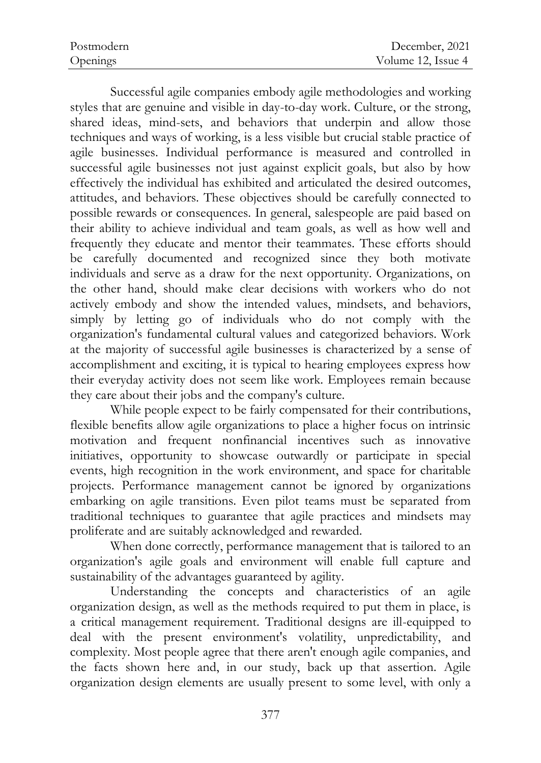Successful agile companies embody agile methodologies and working styles that are genuine and visible in day-to-day work. Culture, or the strong, shared ideas, mind-sets, and behaviors that underpin and allow those techniques and ways of working, is a less visible but crucial stable practice of agile businesses. Individual performance is measured and controlled in successful agile businesses not just against explicit goals, but also by how effectively the individual has exhibited and articulated the desired outcomes, attitudes, and behaviors. These objectives should be carefully connected to possible rewards or consequences. In general, salespeople are paid based on their ability to achieve individual and team goals, as well as how well and frequently they educate and mentor their teammates. These efforts should be carefully documented and recognized since they both motivate individuals and serve as a draw for the next opportunity. Organizations, on the other hand, should make clear decisions with workers who do not actively embody and show the intended values, mindsets, and behaviors, simply by letting go of individuals who do not comply with the organization's fundamental cultural values and categorized behaviors. Work at the majority of successful agile businesses is characterized by a sense of accomplishment and exciting, it is typical to hearing employees express how their everyday activity does not seem like work. Employees remain because they care about their jobs and the company's culture.

While people expect to be fairly compensated for their contributions, flexible benefits allow agile organizations to place a higher focus on intrinsic motivation and frequent nonfinancial incentives such as innovative initiatives, opportunity to showcase outwardly or participate in special events, high recognition in the work environment, and space for charitable projects. Performance management cannot be ignored by organizations embarking on agile transitions. Even pilot teams must be separated from traditional techniques to guarantee that agile practices and mindsets may proliferate and are suitably acknowledged and rewarded.

When done correctly, performance management that is tailored to an organization's agile goals and environment will enable full capture and sustainability of the advantages guaranteed by agility.

Understanding the concepts and characteristics of an agile organization design, as well as the methods required to put them in place, is a critical management requirement. Traditional designs are ill-equipped to deal with the present environment's volatility, unpredictability, and complexity. Most people agree that there aren't enough agile companies, and the facts shown here and, in our study, back up that assertion. Agile organization design elements are usually present to some level, with only a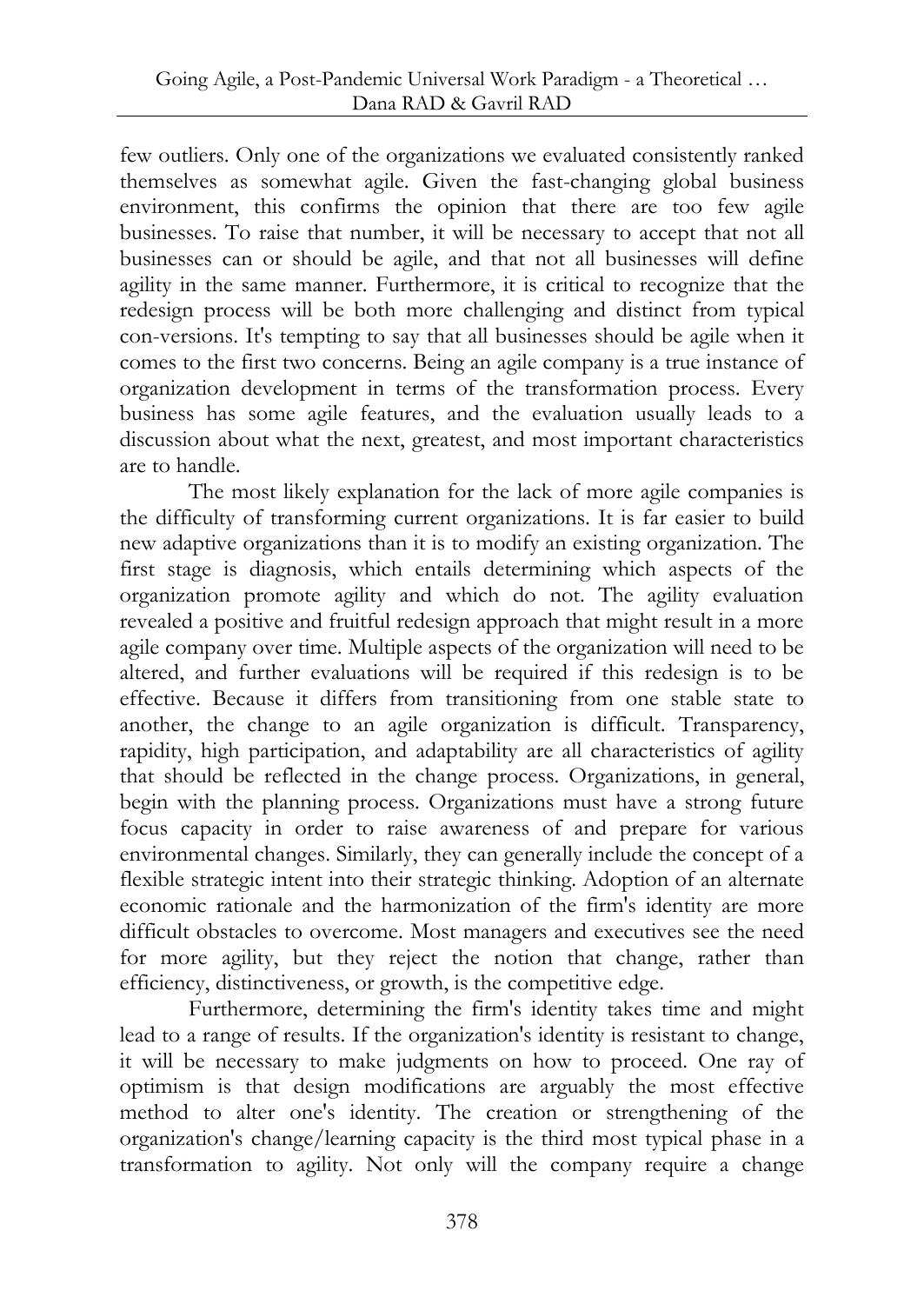few outliers. Only one of the organizations we evaluated consistently ranked themselves as somewhat agile. Given the fast-changing global business environment, this confirms the opinion that there are too few agile businesses. To raise that number, it will be necessary to accept that not all businesses can or should be agile, and that not all businesses will define agility in the same manner. Furthermore, it is critical to recognize that the redesign process will be both more challenging and distinct from typical con-versions. It's tempting to say that all businesses should be agile when it comes to the first two concerns. Being an agile company is a true instance of organization development in terms of the transformation process. Every business has some agile features, and the evaluation usually leads to a discussion about what the next, greatest, and most important characteristics are to handle.

The most likely explanation for the lack of more agile companies is the difficulty of transforming current organizations. It is far easier to build new adaptive organizations than it is to modify an existing organization. The first stage is diagnosis, which entails determining which aspects of the organization promote agility and which do not. The agility evaluation revealed a positive and fruitful redesign approach that might result in a more agile company over time. Multiple aspects of the organization will need to be altered, and further evaluations will be required if this redesign is to be effective. Because it differs from transitioning from one stable state to another, the change to an agile organization is difficult. Transparency, rapidity, high participation, and adaptability are all characteristics of agility that should be reflected in the change process. Organizations, in general, begin with the planning process. Organizations must have a strong future focus capacity in order to raise awareness of and prepare for various environmental changes. Similarly, they can generally include the concept of a flexible strategic intent into their strategic thinking. Adoption of an alternate economic rationale and the harmonization of the firm's identity are more difficult obstacles to overcome. Most managers and executives see the need for more agility, but they reject the notion that change, rather than efficiency, distinctiveness, or growth, is the competitive edge.

Furthermore, determining the firm's identity takes time and might lead to a range of results. If the organization's identity is resistant to change, it will be necessary to make judgments on how to proceed. One ray of optimism is that design modifications are arguably the most effective method to alter one's identity. The creation or strengthening of the organization's change/learning capacity is the third most typical phase in a transformation to agility. Not only will the company require a change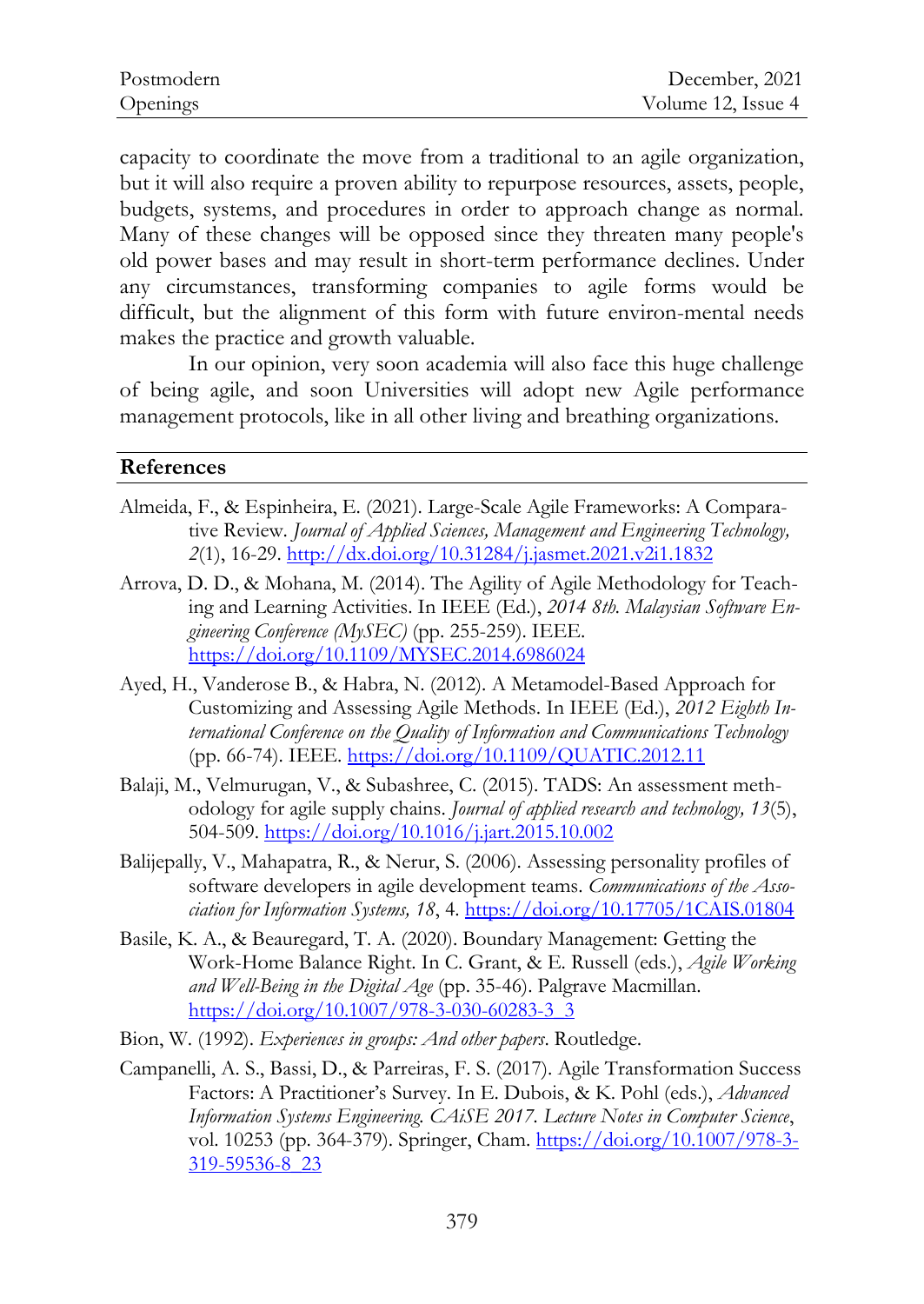capacity to coordinate the move from a traditional to an agile organization, but it will also require a proven ability to repurpose resources, assets, people, budgets, systems, and procedures in order to approach change as normal. Many of these changes will be opposed since they threaten many people's old power bases and may result in short-term performance declines. Under any circumstances, transforming companies to agile forms would be difficult, but the alignment of this form with future environ-mental needs makes the practice and growth valuable.

In our opinion, very soon academia will also face this huge challenge of being agile, and soon Universities will adopt new Agile performance management protocols, like in all other living and breathing organizations.

## References

Almeida, F., & Espinheira, E. (2021). Large-Scale Agile Frameworks: A Comparative Review. *Journal of Applied Sciences, Management and Engineering Technology, 2*(1), 16-29. http://dx.doi.org/10.31284/j.jasmet.2021.v2i1.1832

Arrova, D. D., & Mohana, M. (2014). The Agility of Agile Methodology for Teaching and Learning Activities. In IEEE (Ed.), *2014 8th. Malaysian Software Engineering Conference (MySEC)* (pp. 255-259). IEEE. https://doi.org/10.1109/MYSEC.2014.6986024

Ayed, H., Vanderose B., & Habra, N. (2012). A Metamodel-Based Approach for Customizing and Assessing Agile Methods. In IEEE (Ed.), *2012 Eighth International Conference on the Quality of Information and Communications Technology* (pp. 66-74). IEEE. https://doi.org/10.1109/QUATIC.2012.11

Balaji, M., Velmurugan, V., & Subashree, C. (2015). TADS: An assessment methodology for agile supply chains. *Journal of applied research and technology, 13*(5), 504-509. https://doi.org/10.1016/j.jart.2015.10.002

Balijepally, V., Mahapatra, R., & Nerur, S. (2006). Assessing personality profiles of software developers in agile development teams. *Communications of the Association for Information Systems, 18*, 4. https://doi.org/10.17705/1CAIS.01804

Basile, K. A., & Beauregard, T. A. (2020). Boundary Management: Getting the Work-Home Balance Right. In C. Grant, & E. Russell (eds.), *Agile Working and Well-Being in the Digital Age* (pp. 35-46). Palgrave Macmillan. https://doi.org/10.1007/978-3-030-60283-3_3

Bion, W. (1992). *Experiences in groups: And other papers*. Routledge.

Campanelli, A. S., Bassi, D., & Parreiras, F. S. (2017). Agile Transformation Success Factors: A Practitioner's Survey. In E. Dubois, & K. Pohl (eds.), *Advanced Information Systems Engineering. CAiSE 2017. Lecture Notes in Computer Science*, vol. 10253 (pp. 364-379). Springer, Cham. https://doi.org/10.1007/978-3-319-59536-8_23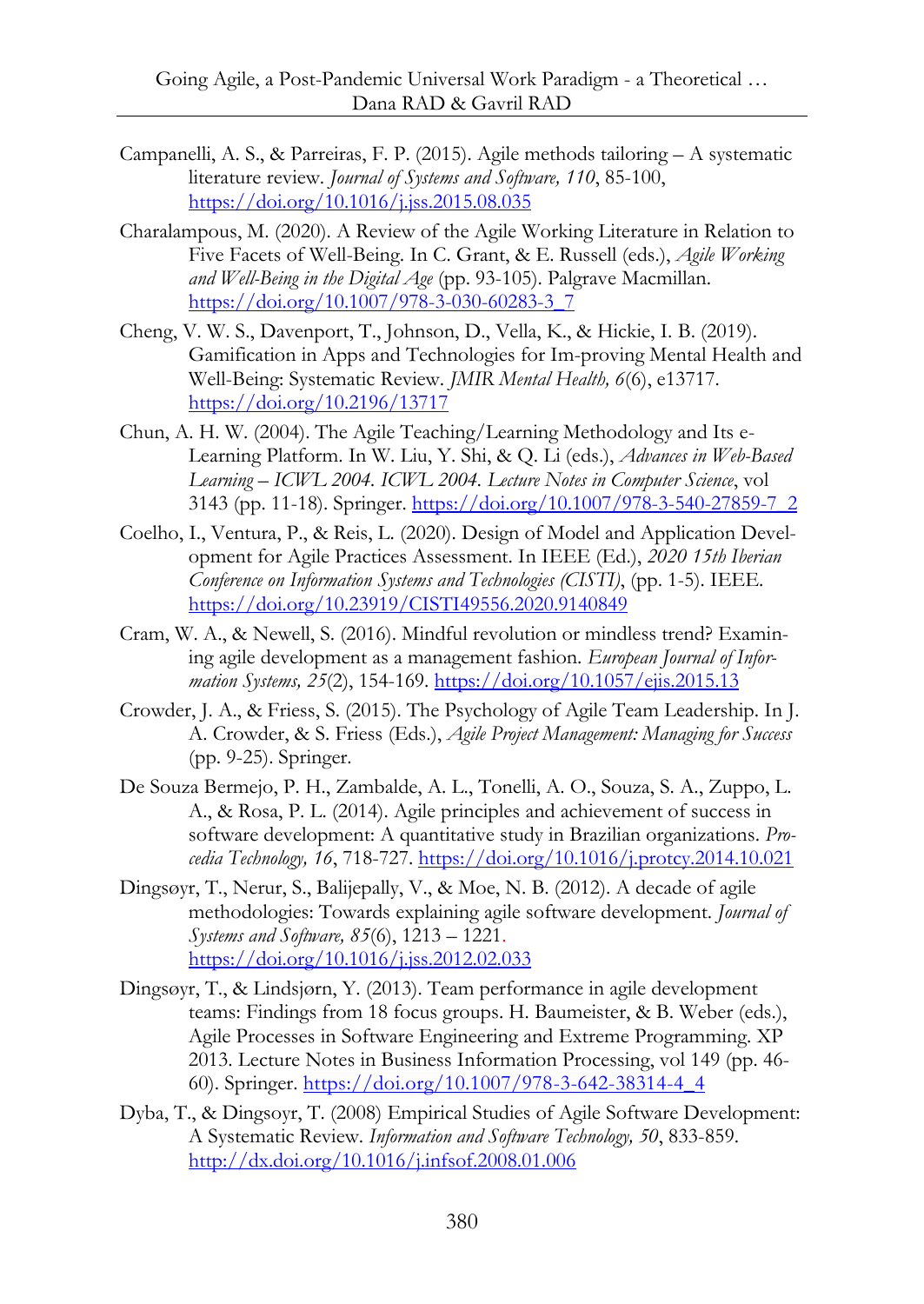Campanelli, A. S., & Parreiras, F. P. (2015). Agile methods tailoring – A systematic literature review. *Journal of Systems and Software, 110*, 85-100, https://doi.org/10.1016/j.jss.2015.08.035

Charalampous, M. (2020). A Review of the Agile Working Literature in Relation to Five Facets of Well-Being. In C. Grant, & E. Russell (eds.), *Agile Working and Well-Being in the Digital Age* (pp. 93-105). Palgrave Macmillan. https://doi.org/10.1007/978-3-030-60283-3_7

Cheng, V. W. S., Davenport, T., Johnson, D., Vella, K., & Hickie, I. B. (2019). Gamification in Apps and Technologies for Im-proving Mental Health and Well-Being: Systematic Review. *JMIR Mental Health, 6*(6), e13717. https://doi.org/10.2196/13717

Chun, A. H. W. (2004). The Agile Teaching/Learning Methodology and Its e-Learning Platform. In W. Liu, Y. Shi, & Q. Li (eds.), *Advances in Web-Based Learning – ICWL 2004. ICWL 2004. Lecture Notes in Computer Science*, vol 3143 (pp. 11-18). Springer. https://doi.org/10.1007/978-3-540-27859-7_2

Coelho, I., Ventura, P., & Reis, L. (2020). Design of Model and Application Development for Agile Practices Assessment. In IEEE (Ed.), *2020 15th Iberian Conference on Information Systems and Technologies (CISTI)*, (pp. 1-5). IEEE. https://doi.org/10.23919/CISTI49556.2020.9140849

Cram, W. A., & Newell, S. (2016). Mindful revolution or mindless trend? Examining agile development as a management fashion. *European Journal of Information Systems, 25*(2), 154-169. https://doi.org/10.1057/ejis.2015.13

Crowder, J. A., & Friess, S. (2015). The Psychology of Agile Team Leadership. In J. A. Crowder, & S. Friess (Eds.), *Agile Project Management: Managing for Success* (pp. 9-25). Springer.

De Souza Bermejo, P. H., Zambalde, A. L., Tonelli, A. O., Souza, S. A., Zuppo, L. A., & Rosa, P. L. (2014). Agile principles and achievement of success in software development: A quantitative study in Brazilian organizations. *Procedia Technology, 16*, 718-727. https://doi.org/10.1016/j.protcy.2014.10.021

Dingsøyr, T., Nerur, S., Balijepally, V., & Moe, N. B. (2012). A decade of agile methodologies: Towards explaining agile software development. *Journal of Systems and Software, 85*(6), 1213 – 1221. https://doi.org/10.1016/j.jss.2012.02.033

Dingsøyr, T., & Lindsjørn, Y. (2013). Team performance in agile development teams: Findings from 18 focus groups. H. Baumeister, & B. Weber (eds.), Agile Processes in Software Engineering and Extreme Programming. XP 2013. Lecture Notes in Business Information Processing, vol 149 (pp. 46-60). Springer. https://doi.org/10.1007/978-3-642-38314-4_4

Dyba, T., & Dingsoyr, T. (2008) Empirical Studies of Agile Software Development: A Systematic Review. *Information and Software Technology, 50*, 833-859. http://dx.doi.org/10.1016/j.infsof.2008.01.006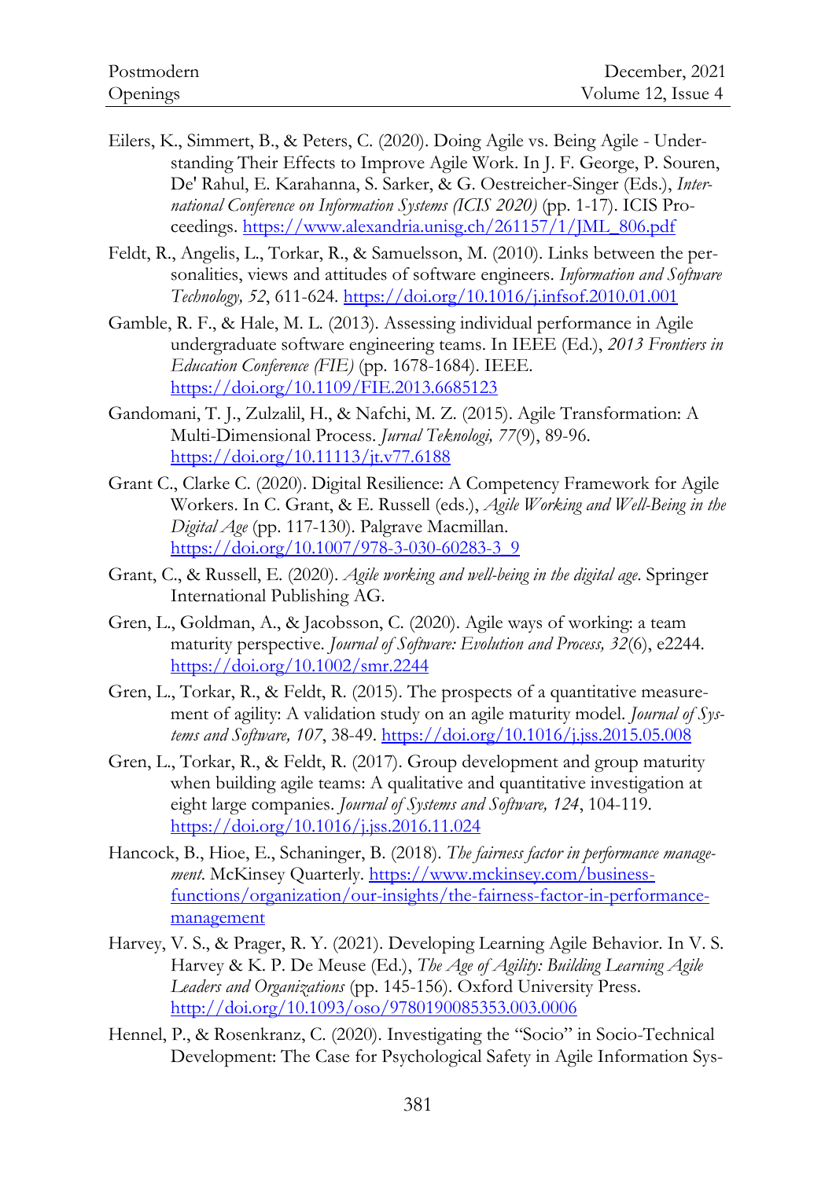Eilers, K., Simmert, B., & Peters, C. (2020). Doing Agile vs. Being Agile - Understanding Their Effects to Improve Agile Work. In J. F. George, P. Souren, De' Rahul, E. Karahanna, S. Sarker, & G. Oestreicher-Singer (Eds.), *International Conference on Information Systems (ICIS 2020)* (pp. 1-17). ICIS Proceedings. https://www.alexandria.unisg.ch/261157/1/JML_806.pdf

Feldt, R., Angelis, L., Torkar, R., & Samuelsson, M. (2010). Links between the personalities, views and attitudes of software engineers. *Information and Software Technology, 52*, 611-624. https://doi.org/10.1016/j.infsof.2010.01.001

Gamble, R. F., & Hale, M. L. (2013). Assessing individual performance in Agile undergraduate software engineering teams. In IEEE (Ed.), *2013 Frontiers in Education Conference (FIE)* (pp. 1678-1684). IEEE. https://doi.org/10.1109/FIE.2013.6685123

Gandomani, T. J., Zulzalil, H., & Nafchi, M. Z. (2015). Agile Transformation: A Multi-Dimensional Process. *Jurnal Teknologi, 77*(9), 89-96. https://doi.org/10.11113/jt.v77.6188

Grant C., Clarke C. (2020). Digital Resilience: A Competency Framework for Agile Workers. In C. Grant, & E. Russell (eds.), *Agile Working and Well-Being in the Digital Age* (pp. 117-130). Palgrave Macmillan. https://doi.org/10.1007/978-3-030-60283-3_9

Grant, C., & Russell, E. (2020). *Agile working and well-being in the digital age*. Springer International Publishing AG.

Gren, L., Goldman, A., & Jacobsson, C. (2020). Agile ways of working: a team maturity perspective. *Journal of Software: Evolution and Process, 32*(6), e2244. https://doi.org/10.1002/smr.2244

Gren, L., Torkar, R., & Feldt, R. (2015). The prospects of a quantitative measurement of agility: A validation study on an agile maturity model. *Journal of Systems and Software, 107*, 38-49. https://doi.org/10.1016/j.jss.2015.05.008

Gren, L., Torkar, R., & Feldt, R. (2017). Group development and group maturity when building agile teams: A qualitative and quantitative investigation at eight large companies. *Journal of Systems and Software, 124*, 104-119. https://doi.org/10.1016/j.jss.2016.11.024

Hancock, B., Hioe, E., Schaninger, B. (2018). *The fairness factor in performance management*. McKinsey Quarterly. https://www.mckinsey.com/business-functions/organization/our-insights/the-fairness-factor-in-performance-management

Harvey, V. S., & Prager, R. Y. (2021). Developing Learning Agile Behavior. In V. S. Harvey & K. P. De Meuse (Ed.), *The Age of Agility: Building Learning Agile Leaders and Organizations* (pp. 145-156). Oxford University Press. http://doi.org/10.1093/oso/9780190085353.003.0006

Hennel, P., & Rosenkranz, C. (2020). Investigating the "Socio" in Socio-Technical Development: The Case for Psychological Safety in Agile Information Sys-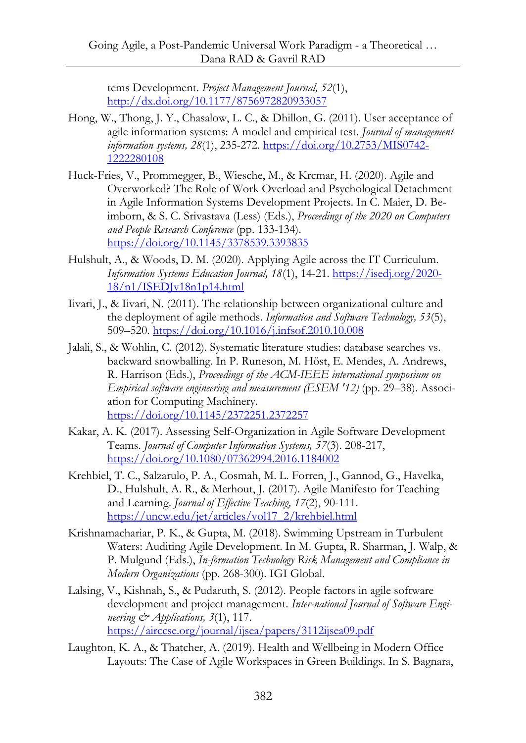tems Development. *Project Management Journal, 52*(1), http://dx.doi.org/10.1177/8756972820933057

Hong, W., Thong, J. Y., Chasalow, L. C., & Dhillon, G. (2011). User acceptance of agile information systems: A model and empirical test. *Journal of management information systems, 28*(1), 235-272. https://doi.org/10.2753/MIS0742-1222280108

Huck-Fries, V., Prommegger, B., Wiesche, M., & Krcmar, H. (2020). Agile and Overworked? The Role of Work Overload and Psychological Detachment in Agile Information Systems Development Projects. In C. Maier, D. Beimborn, & S. C. Srivastava (Less) (Eds.), *Proceedings of the 2020 on Computers and People Research Conference* (pp. 133-134). https://doi.org/10.1145/3378539.3393835

Hulshult, A., & Woods, D. M. (2020). Applying Agile across the IT Curriculum. *Information Systems Education Journal, 18*(1), 14-21. https://isedj.org/2020-18/n1/ISEDJv18n1p14.html

Iivari, J., & Iivari, N. (2011). The relationship between organizational culture and the deployment of agile methods. *Information and Software Technology, 53*(5), 509–520. https://doi.org/10.1016/j.infsof.2010.10.008

Jalali, S., & Wohlin, C. (2012). Systematic literature studies: database searches vs. backward snowballing. In P. Runeson, M. Höst, E. Mendes, A. Andrews, R. Harrison (Eds.), *Proceedings of the ACM-IEEE international symposium on Empirical software engineering and measurement (ESEM '12)* (pp. 29–38). Association for Computing Machinery. https://doi.org/10.1145/2372251.2372257

Kakar, A. K. (2017). Assessing Self-Organization in Agile Software Development Teams. *Journal of Computer Information Systems, 57*(3). 208-217, https://doi.org/10.1080/07362994.2016.1184002

Krehbiel, T. C., Salzarulo, P. A., Cosmah, M. L. Forren, J., Gannod, G., Havelka, D., Hulshult, A. R., & Merhout, J. (2017). Agile Manifesto for Teaching and Learning. *Journal of Effective Teaching, 17*(2), 90-111. https://uncw.edu/jet/articles/vol17_2/krehbiel.html

Krishnamachariar, P. K., & Gupta, M. (2018). Swimming Upstream in Turbulent Waters: Auditing Agile Development. In M. Gupta, R. Sharman, J. Walp, & P. Mulgund (Eds.), *In-formation Technology Risk Management and Compliance in Modern Organizations* (pp. 268-300). IGI Global.

Lalsing, V., Kishnah, S., & Pudaruth, S. (2012). People factors in agile software development and project management. *Inter-national Journal of Software Engineering & Applications, 3*(1), 117. https://airccse.org/journal/ijsea/papers/3112ijsea09.pdf

Laughton, K. A., & Thatcher, A. (2019). Health and Wellbeing in Modern Office Layouts: The Case of Agile Workspaces in Green Buildings. In S. Bagnara,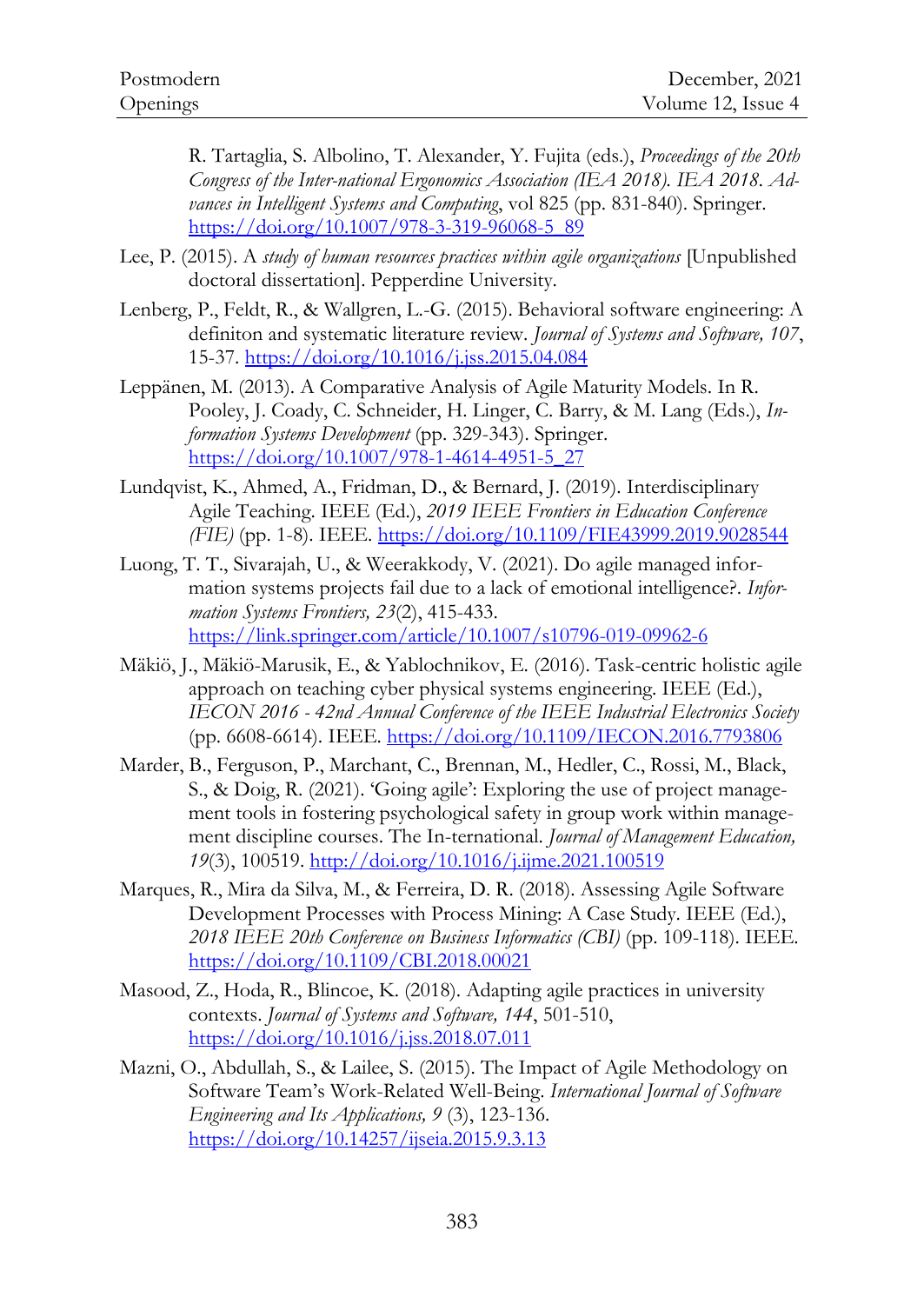R. Tartaglia, S. Albolino, T. Alexander, Y. Fujita (eds.), *Proceedings of the 20th Congress of the Inter-national Ergonomics Association (IEA 2018). IEA 2018. Advances in Intelligent Systems and Computing*, vol 825 (pp. 831-840). Springer. https://doi.org/10.1007/978-3-319-96068-5_89

Lee, P. (2015). A *study of human resources practices within agile organizations* [Unpublished doctoral dissertation]. Pepperdine University.

Lenberg, P., Feldt, R., & Wallgren, L.-G. (2015). Behavioral software engineering: A definiton and systematic literature review. *Journal of Systems and Software, 107*, 15-37. https://doi.org/10.1016/j.jss.2015.04.084

Leppänen, M. (2013). A Comparative Analysis of Agile Maturity Models. In R. Pooley, J. Coady, C. Schneider, H. Linger, C. Barry, & M. Lang (Eds.), *Information Systems Development* (pp. 329-343). Springer. https://doi.org/10.1007/978-1-4614-4951-5_27

Lundqvist, K., Ahmed, A., Fridman, D., & Bernard, J. (2019). Interdisciplinary Agile Teaching. IEEE (Ed.), *2019 IEEE Frontiers in Education Conference (FIE)* (pp. 1-8). IEEE. https://doi.org/10.1109/FIE43999.2019.9028544

Luong, T. T., Sivarajah, U., & Weerakkody, V. (2021). Do agile managed information systems projects fail due to a lack of emotional intelligence?. *Information Systems Frontiers, 23*(2), 415-433. https://link.springer.com/article/10.1007/s10796-019-09962-6

Mäkiö, J., Mäkiö-Marusik, E., & Yablochnikov, E. (2016). Task-centric holistic agile approach on teaching cyber physical systems engineering. IEEE (Ed.), *IECON 2016 - 42nd Annual Conference of the IEEE Industrial Electronics Society* (pp. 6608-6614). IEEE. https://doi.org/10.1109/IECON.2016.7793806

Marder, B., Ferguson, P., Marchant, C., Brennan, M., Hedler, C., Rossi, M., Black, S., & Doig, R. (2021). 'Going agile': Exploring the use of project management tools in fostering psychological safety in group work within management discipline courses. The In-ternational. *Journal of Management Education, 19*(3), 100519. http://doi.org/10.1016/j.ijme.2021.100519

Marques, R., Mira da Silva, M., & Ferreira, D. R. (2018). Assessing Agile Software Development Processes with Process Mining: A Case Study. IEEE (Ed.), *2018 IEEE 20th Conference on Business Informatics (CBI)* (pp. 109-118). IEEE. https://doi.org/10.1109/CBI.2018.00021

Masood, Z., Hoda, R., Blincoe, K. (2018). Adapting agile practices in university contexts. *Journal of Systems and Software, 144*, 501-510, https://doi.org/10.1016/j.jss.2018.07.011

Mazni, O., Abdullah, S., & Lailee, S. (2015). The Impact of Agile Methodology on Software Team's Work-Related Well-Being. *International Journal of Software Engineering and Its Applications, 9* (3), 123-136. https://doi.org/10.14257/ijseia.2015.9.3.13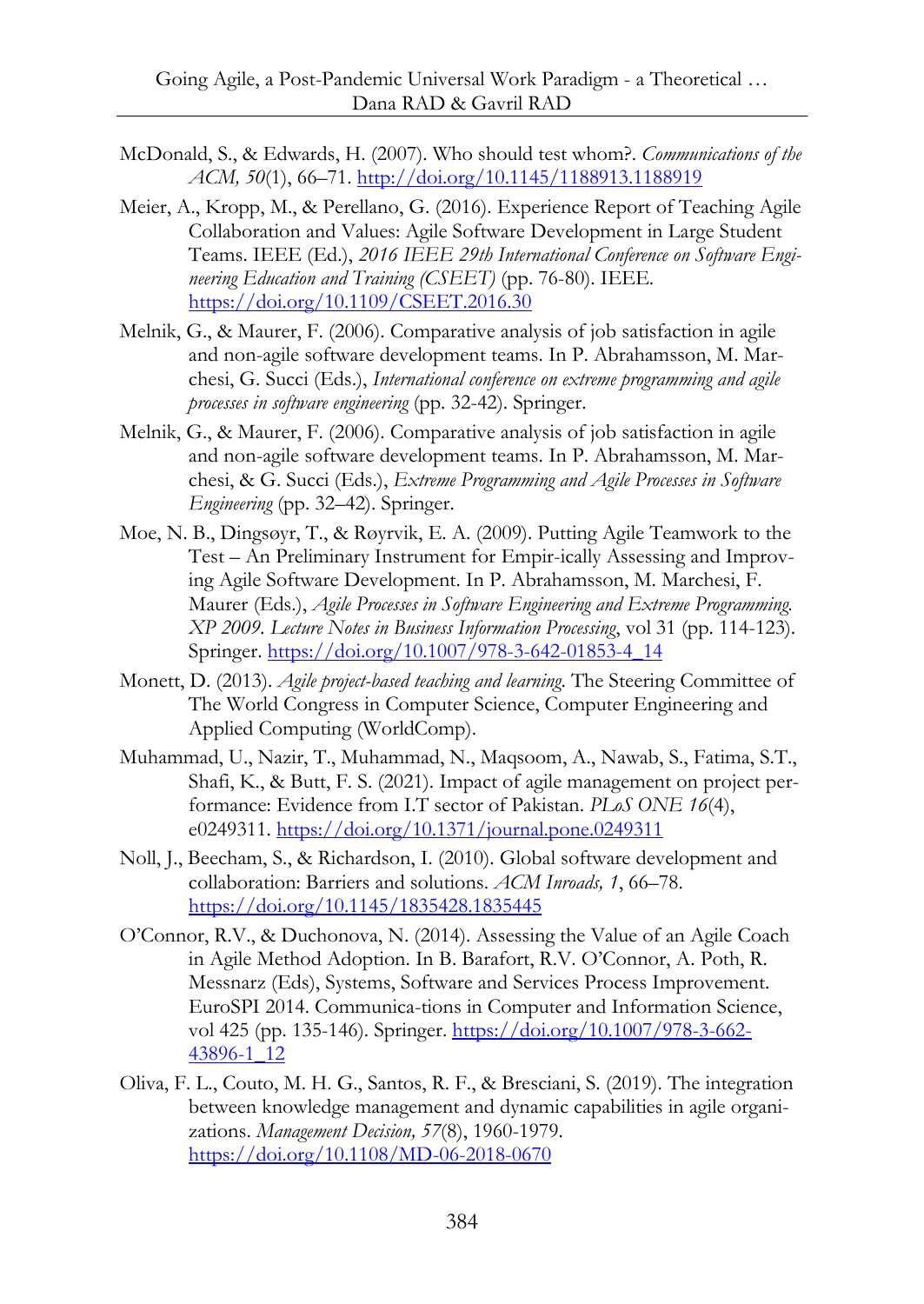McDonald, S., & Edwards, H. (2007). Who should test whom?. *Communications of the ACM, 50*(1), 66–71. http://doi.org/10.1145/1188913.1188919

Meier, A., Kropp, M., & Perellano, G. (2016). Experience Report of Teaching Agile Collaboration and Values: Agile Software Development in Large Student Teams. IEEE (Ed.), *2016 IEEE 29th International Conference on Software Engineering Education and Training (CSEET)* (pp. 76-80). IEEE. https://doi.org/10.1109/CSEET.2016.30

Melnik, G., & Maurer, F. (2006). Comparative analysis of job satisfaction in agile and non-agile software development teams. In P. Abrahamsson, M. Marchesi, G. Succi (Eds.), *International conference on extreme programming and agile processes in software engineering* (pp. 32-42). Springer.

Melnik, G., & Maurer, F. (2006). Comparative analysis of job satisfaction in agile and non-agile software development teams. In P. Abrahamsson, M. Marchesi, & G. Succi (Eds.), *Extreme Programming and Agile Processes in Software Engineering* (pp. 32–42). Springer.

Moe, N. B., Dingsøyr, T., & Røyrvik, E. A. (2009). Putting Agile Teamwork to the Test – An Preliminary Instrument for Empir-ically Assessing and Improving Agile Software Development. In P. Abrahamsson, M. Marchesi, F. Maurer (Eds.), *Agile Processes in Software Engineering and Extreme Programming. XP 2009. Lecture Notes in Business Information Processing*, vol 31 (pp. 114-123). Springer. https://doi.org/10.1007/978-3-642-01853-4_14

Monett, D. (2013). *Agile project-based teaching and learning*. The Steering Committee of The World Congress in Computer Science, Computer Engineering and Applied Computing (WorldComp).

Muhammad, U., Nazir, T., Muhammad, N., Maqsoom, A., Nawab, S., Fatima, S.T., Shafi, K., & Butt, F. S. (2021). Impact of agile management on project performance: Evidence from I.T sector of Pakistan. *PLoS ONE 16*(4), e0249311. https://doi.org/10.1371/journal.pone.0249311

Noll, J., Beecham, S., & Richardson, I. (2010). Global software development and collaboration: Barriers and solutions. *ACM Inroads, 1*, 66–78. https://doi.org/10.1145/1835428.1835445

O'Connor, R.V., & Duchonova, N. (2014). Assessing the Value of an Agile Coach in Agile Method Adoption. In B. Barafort, R.V. O'Connor, A. Poth, R. Messnarz (Eds), Systems, Software and Services Process Improvement. EuroSPI 2014. Communica-tions in Computer and Information Science, vol 425 (pp. 135-146). Springer. https://doi.org/10.1007/978-3-662-43896-1_12

Oliva, F. L., Couto, M. H. G., Santos, R. F., & Bresciani, S. (2019). The integration between knowledge management and dynamic capabilities in agile organizations. *Management Decision, 57*(8), 1960-1979. https://doi.org/10.1108/MD-06-2018-0670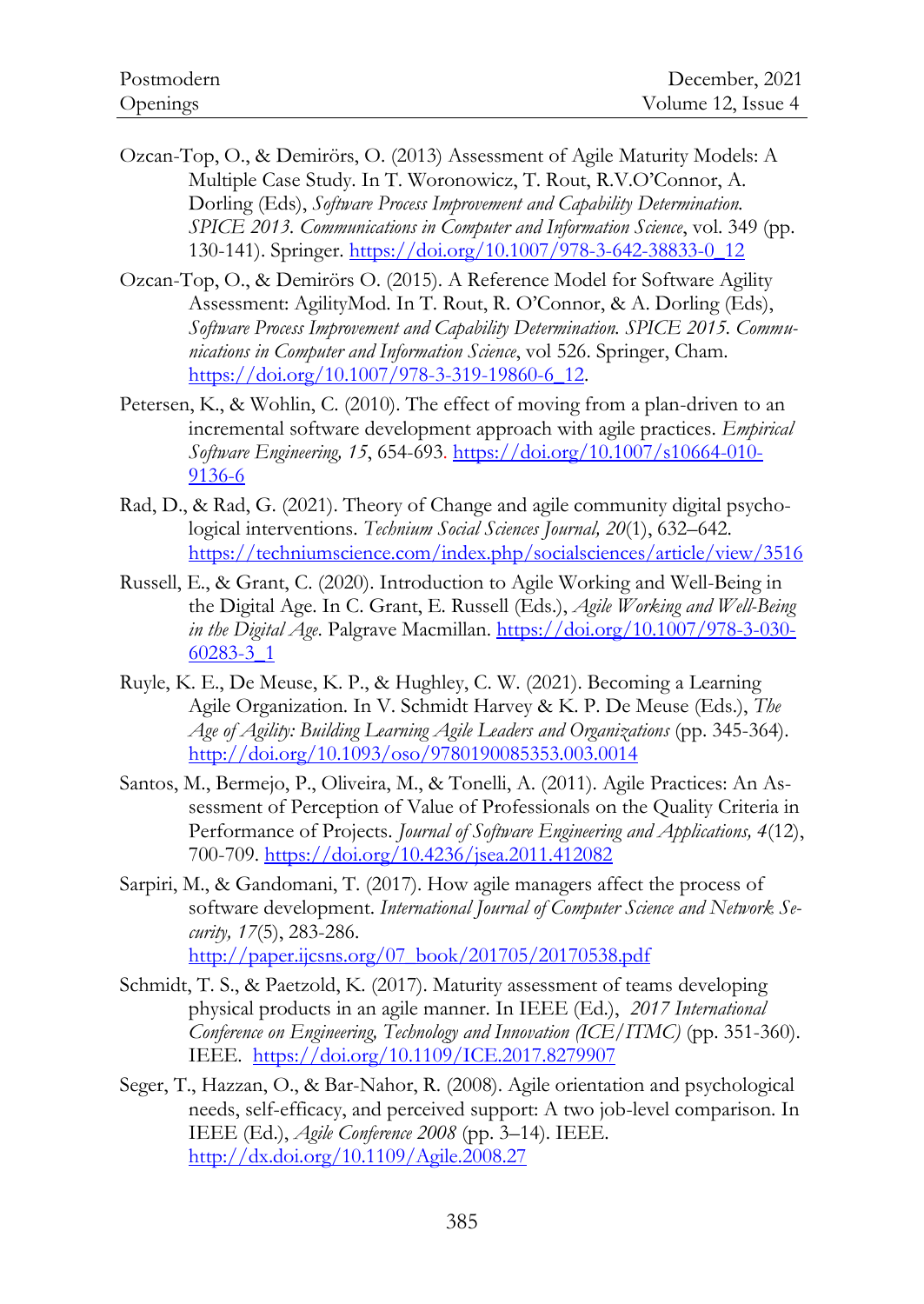Ozcan-Top, O., & Demirörs, O. (2013) Assessment of Agile Maturity Models: A Multiple Case Study. In T. Woronowicz, T. Rout, R.V.O'Connor, A. Dorling (Eds), *Software Process Improvement and Capability Determination. SPICE 2013. Communications in Computer and Information Science*, vol. 349 (pp. 130-141). Springer. https://doi.org/10.1007/978-3-642-38833-0_12

Ozcan-Top, O., & Demirörs O. (2015). A Reference Model for Software Agility Assessment: AgilityMod. In T. Rout, R. O'Connor, & A. Dorling (Eds), *Software Process Improvement and Capability Determination. SPICE 2015. Communications in Computer and Information Science*, vol 526. Springer, Cham. https://doi.org/10.1007/978-3-319-19860-6_12.

Petersen, K., & Wohlin, C. (2010). The effect of moving from a plan-driven to an incremental software development approach with agile practices. *Empirical Software Engineering, 15*, 654-693. https://doi.org/10.1007/s10664-010-9136-6

Rad, D., & Rad, G. (2021). Theory of Change and agile community digital psychological interventions. *Technium Social Sciences Journal, 20*(1), 632–642. https://techniumscience.com/index.php/socialsciences/article/view/3516

Russell, E., & Grant, C. (2020). Introduction to Agile Working and Well-Being in the Digital Age. In C. Grant, E. Russell (Eds.), *Agile Working and Well-Being in the Digital Age*. Palgrave Macmillan. https://doi.org/10.1007/978-3-030-60283-3_1

Ruyle, K. E., De Meuse, K. P., & Hughley, C. W. (2021). Becoming a Learning Agile Organization. In V. Schmidt Harvey & K. P. De Meuse (Eds.), *The Age of Agility: Building Learning Agile Leaders and Organizations* (pp. 345-364). http://doi.org/10.1093/oso/9780190085353.003.0014

Santos, M., Bermejo, P., Oliveira, M., & Tonelli, A. (2011). Agile Practices: An Assessment of Perception of Value of Professionals on the Quality Criteria in Performance of Projects. *Journal of Software Engineering and Applications, 4*(12), 700-709. https://doi.org/10.4236/jsea.2011.412082

Sarpiri, M., & Gandomani, T. (2017). How agile managers affect the process of software development. *International Journal of Computer Science and Network Security, 17*(5), 283-286. http://paper.ijcsns.org/07_book/201705/20170538.pdf

Schmidt, T. S., & Paetzold, K. (2017). Maturity assessment of teams developing physical products in an agile manner. In IEEE (Ed.), *2017 International Conference on Engineering, Technology and Innovation (ICE/ITMC)* (pp. 351-360). IEEE. https://doi.org/10.1109/ICE.2017.8279907

Seger, T., Hazzan, O., & Bar-Nahor, R. (2008). Agile orientation and psychological needs, self-efficacy, and perceived support: A two job-level comparison. In IEEE (Ed.), *Agile Conference 2008* (pp. 3–14). IEEE. http://dx.doi.org/10.1109/Agile.2008.27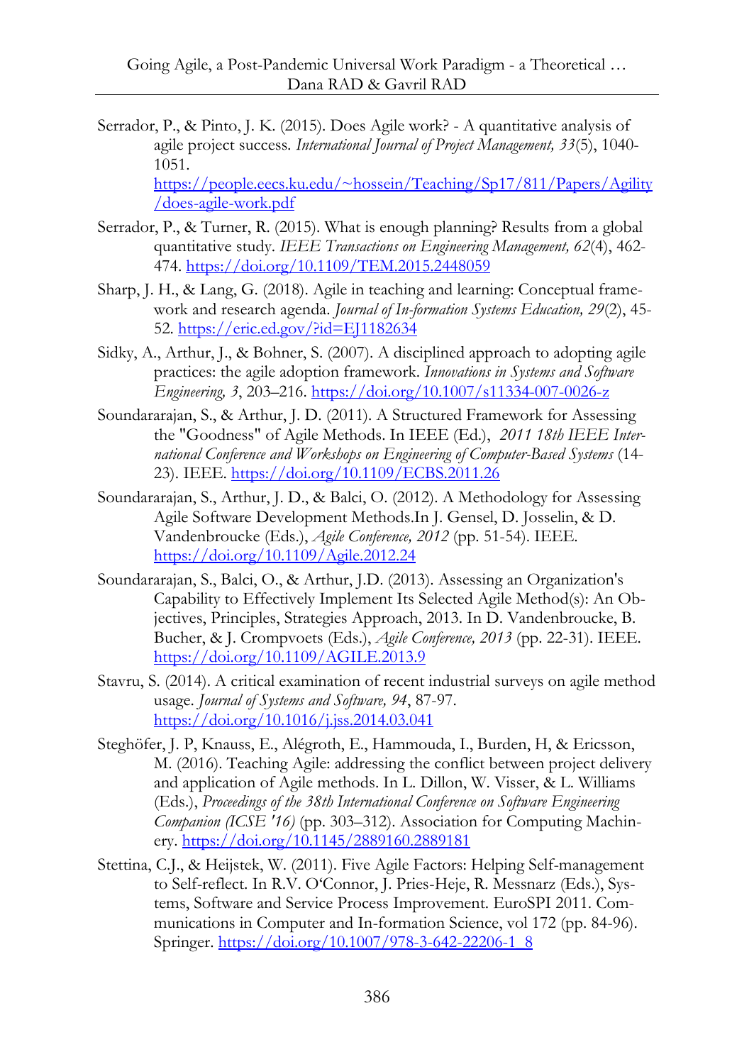Serrador, P., & Pinto, J. K. (2015). Does Agile work? - A quantitative analysis of agile project success. *International Journal of Project Management, 33*(5), 1040-1051. https://people.eecs.ku.edu/~hossein/Teaching/Sp17/811/Papers/Agility/does-agile-work.pdf

Serrador, P., & Turner, R. (2015). What is enough planning? Results from a global quantitative study. *IEEE Transactions on Engineering Management, 62*(4), 462-474. https://doi.org/10.1109/TEM.2015.2448059

Sharp, J. H., & Lang, G. (2018). Agile in teaching and learning: Conceptual framework and research agenda. *Journal of In-formation Systems Education, 29*(2), 45-52. https://eric.ed.gov/?id=EJ1182634

Sidky, A., Arthur, J., & Bohner, S. (2007). A disciplined approach to adopting agile practices: the agile adoption framework. *Innovations in Systems and Software Engineering, 3*, 203–216. https://doi.org/10.1007/s11334-007-0026-z

Soundararajan, S., & Arthur, J. D. (2011). A Structured Framework for Assessing the "Goodness" of Agile Methods. In IEEE (Ed.), *2011 18th IEEE International Conference and Workshops on Engineering of Computer-Based Systems* (14-23). IEEE. https://doi.org/10.1109/ECBS.2011.26

Soundararajan, S., Arthur, J. D., & Balci, O. (2012). A Methodology for Assessing Agile Software Development Methods.In J. Gensel, D. Josselin, & D. Vandenbroucke (Eds.), *Agile Conference, 2012* (pp. 51-54). IEEE. https://doi.org/10.1109/Agile.2012.24

Soundararajan, S., Balci, O., & Arthur, J.D. (2013). Assessing an Organization's Capability to Effectively Implement Its Selected Agile Method(s): An Objectives, Principles, Strategies Approach, 2013. In D. Vandenbroucke, B. Bucher, & J. Crompvoets (Eds.), *Agile Conference, 2013* (pp. 22-31). IEEE. https://doi.org/10.1109/AGILE.2013.9

Stavru, S. (2014). A critical examination of recent industrial surveys on agile method usage. *Journal of Systems and Software, 94*, 87-97. https://doi.org/10.1016/j.jss.2014.03.041

Steghöfer, J. P, Knauss, E., Alégroth, E., Hammouda, I., Burden, H, & Ericsson, M. (2016). Teaching Agile: addressing the conflict between project delivery and application of Agile methods. In L. Dillon, W. Visser, & L. Williams (Eds.), *Proceedings of the 38th International Conference on Software Engineering Companion (ICSE '16)* (pp. 303–312). Association for Computing Machinery. https://doi.org/10.1145/2889160.2889181

Stettina, C.J., & Heijstek, W. (2011). Five Agile Factors: Helping Self-management to Self-reflect. In R.V. O'Connor, J. Pries-Heje, R. Messnarz (Eds.), Systems, Software and Service Process Improvement. EuroSPI 2011. Communications in Computer and In-formation Science, vol 172 (pp. 84-96). Springer. https://doi.org/10.1007/978-3-642-22206-1_8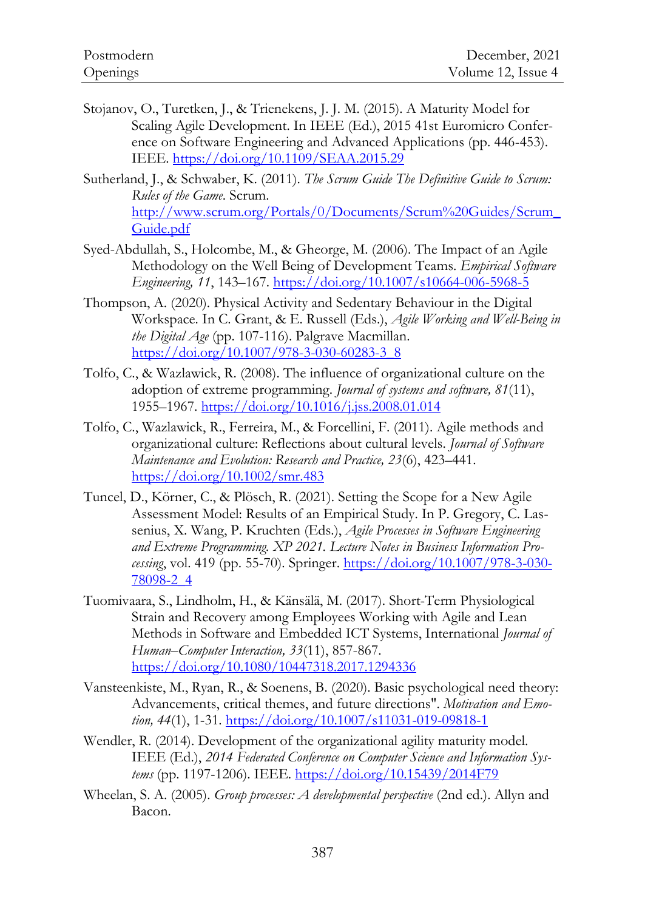Stojanov, O., Turetken, J., & Trienekens, J. J. M. (2015). A Maturity Model for Scaling Agile Development. In IEEE (Ed.), 2015 41st Euromicro Conference on Software Engineering and Advanced Applications (pp. 446-453). IEEE. https://doi.org/10.1109/SEAA.2015.29

Sutherland, J., & Schwaber, K. (2011). *The Scrum Guide The Definitive Guide to Scrum: Rules of the Game*. Scrum. http://www.scrum.org/Portals/0/Documents/Scrum%20Guides/Scrum_Guide.pdf

Syed-Abdullah, S., Holcombe, M., & Gheorge, M. (2006). The Impact of an Agile Methodology on the Well Being of Development Teams. *Empirical Software Engineering, 11*, 143–167. https://doi.org/10.1007/s10664-006-5968-5

Thompson, A. (2020). Physical Activity and Sedentary Behaviour in the Digital Workspace. In C. Grant, & E. Russell (Eds.), *Agile Working and Well-Being in the Digital Age* (pp. 107-116). Palgrave Macmillan. https://doi.org/10.1007/978-3-030-60283-3_8

Tolfo, C., & Wazlawick, R. (2008). The influence of organizational culture on the adoption of extreme programming. *Journal of systems and software, 81*(11), 1955–1967. https://doi.org/10.1016/j.jss.2008.01.014

Tolfo, C., Wazlawick, R., Ferreira, M., & Forcellini, F. (2011). Agile methods and organizational culture: Reflections about cultural levels. *Journal of Software Maintenance and Evolution: Research and Practice, 23*(6), 423–441. https://doi.org/10.1002/smr.483

Tuncel, D., Körner, C., & Plösch, R. (2021). Setting the Scope for a New Agile Assessment Model: Results of an Empirical Study. In P. Gregory, C. Lassenius, X. Wang, P. Kruchten (Eds.), *Agile Processes in Software Engineering and Extreme Programming. XP 2021. Lecture Notes in Business Information Processing*, vol. 419 (pp. 55-70). Springer. https://doi.org/10.1007/978-3-030-78098-2_4

Tuomivaara, S., Lindholm, H., & Känsälä, M. (2017). Short-Term Physiological Strain and Recovery among Employees Working with Agile and Lean Methods in Software and Embedded ICT Systems, International *Journal of Human–Computer Interaction, 33*(11), 857-867. https://doi.org/10.1080/10447318.2017.1294336

Vansteenkiste, M., Ryan, R., & Soenens, B. (2020). Basic psychological need theory: Advancements, critical themes, and future directions". *Motivation and Emotion, 44*(1), 1-31. https://doi.org/10.1007/s11031-019-09818-1

Wendler, R. (2014). Development of the organizational agility maturity model. IEEE (Ed.), *2014 Federated Conference on Computer Science and Information Systems* (pp. 1197-1206). IEEE. https://doi.org/10.15439/2014F79

Wheelan, S. A. (2005). *Group processes: A developmental perspective* (2nd ed.). Allyn and Bacon.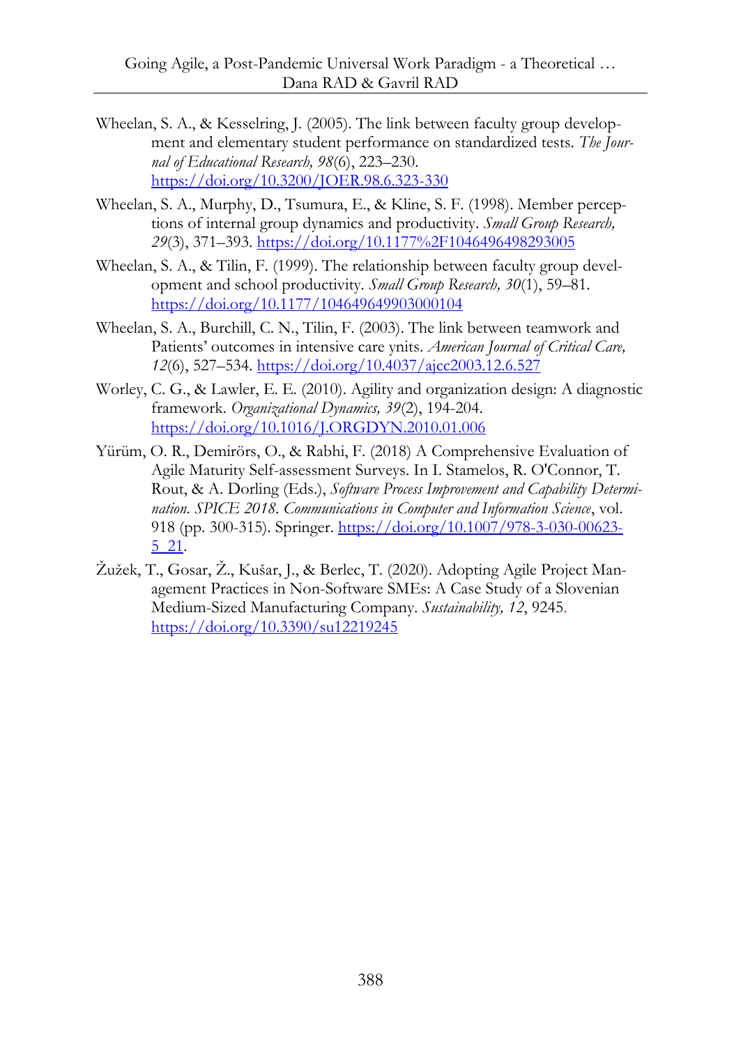Wheelan, S. A., & Kesselring, J. (2005). The link between faculty group development and elementary student performance on standardized tests. *The Journal of Educational Research, 98*(6), 223–230. https://doi.org/10.3200/JOER.98.6.323-330

Wheelan, S. A., Murphy, D., Tsumura, E., & Kline, S. F. (1998). Member perceptions of internal group dynamics and productivity. *Small Group Research, 29*(3), 371–393. https://doi.org/10.1177%2F1046496498293005

Wheelan, S. A., & Tilin, F. (1999). The relationship between faculty group development and school productivity. *Small Group Research, 30*(1), 59–81. https://doi.org/10.1177/104649649903000104

Wheelan, S. A., Burchill, C. N., Tilin, F. (2003). The link between teamwork and Patients' outcomes in intensive care ynits. *American Journal of Critical Care, 12*(6), 527–534. https://doi.org/10.4037/ajcc2003.12.6.527

Worley, C. G., & Lawler, E. E. (2010). Agility and organization design: A diagnostic framework. *Organizational Dynamics, 39*(2), 194-204. https://doi.org/10.1016/J.ORGDYN.2010.01.006

Yürüm, O. R., Demirörs, O., & Rabhi, F. (2018) A Comprehensive Evaluation of Agile Maturity Self-assessment Surveys. In I. Stamelos, R. O'Connor, T. Rout, & A. Dorling (Eds.), *Software Process Improvement and Capability Determination. SPICE 2018. Communications in Computer and Information Science*, vol. 918 (pp. 300-315). Springer. https://doi.org/10.1007/978-3-030-00623-5_21.

Žužek, T., Gosar, Ž., Kušar, J., & Berlec, T. (2020). Adopting Agile Project Management Practices in Non-Software SMEs: A Case Study of a Slovenian Medium-Sized Manufacturing Company. *Sustainability, 12*, 9245. https://doi.org/10.3390/su12219245